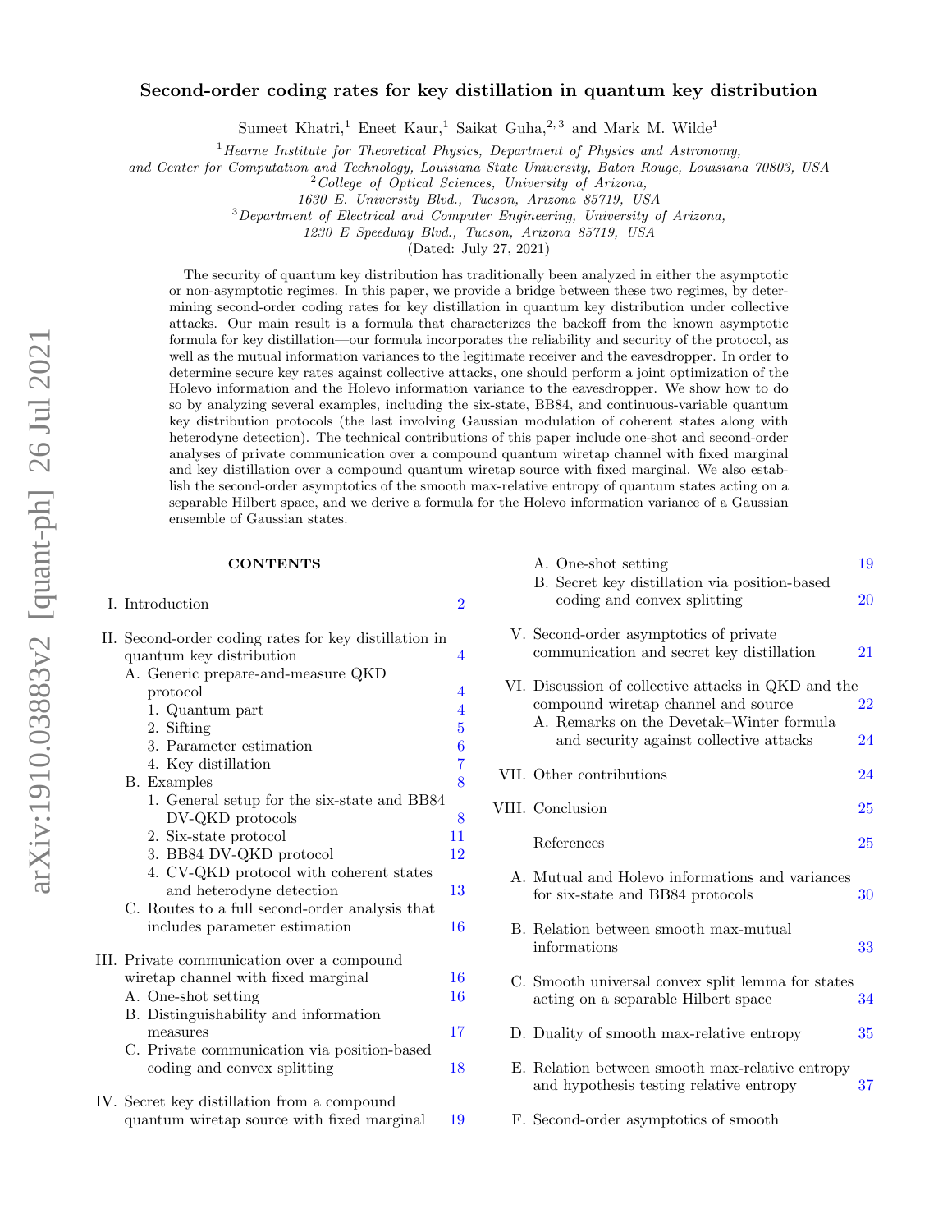# Second-order coding rates for key distillation in quantum key distribution

Sumeet Khatri,[1] Eneet Kaur,[1] Saikat Guha,[2,3] and Mark M. Wilde[1]

[1] *Hearne Institute for Theoretical Physics, Department of Physics and Astronomy, and Center for Computation and Technology, Louisiana State University, Baton Rouge, Louisiana 70803, USA*

[2] *College of Optical Sciences, University of Arizona, 1630 E. University Blvd., Tucson, Arizona 85719, USA*

[3] *Department of Electrical and Computer Engineering, University of Arizona, 1230 E Speedway Blvd., Tucson, Arizona 85719, USA*

(Dated: July 27, 2021)

The security of quantum key distribution has traditionally been analyzed in either the asymptotic or non-asymptotic regimes. In this paper, we provide a bridge between these two regimes, by determining second-order coding rates for key distillation in quantum key distribution under collective attacks. Our main result is a formula that characterizes the backoff from the known asymptotic formula for key distillation—our formula incorporates the reliability and security of the protocol, as well as the mutual information variances to the legitimate receiver and the eavesdropper. In order to determine secure key rates against collective attacks, one should perform a joint optimization of the Holevo information and the Holevo information variance to the eavesdropper. We show how to do so by analyzing several examples, including the six-state, BB84, and continuous-variable quantum key distribution protocols (the last involving Gaussian modulation of coherent states along with heterodyne detection). The technical contributions of this paper include one-shot and second-order analyses of private communication over a compound quantum wiretap channel with fixed marginal and key distillation over a compound quantum wiretap source with fixed marginal. We also establish the second-order asymptotics of the smooth max-relative entropy of quantum states acting on a separable Hilbert space, and we derive a formula for the Holevo information variance of a Gaussian ensemble of Gaussian states.

## CONTENTS

- I. Introduction — 2
- II. Second-order coding rates for key distillation in quantum key distribution — 4
  - A. Generic prepare-and-measure QKD protocol — 4
    - 1. Quantum part — 4
    - 2. Sifting — 5
    - 3. Parameter estimation — 6
    - 4. Key distillation — 7
  - B. Examples — 8
    - 1. General setup for the six-state and BB84 DV-QKD protocols — 8
    - 2. Six-state protocol — 11
    - 3. BB84 DV-QKD protocol — 12
    - 4. CV-QKD protocol with coherent states and heterodyne detection — 13
  - C. Routes to a full second-order analysis that includes parameter estimation — 16
- III. Private communication over a compound wiretap channel with fixed marginal — 16
  - A. One-shot setting — 16
  - B. Distinguishability and information measures — 17
  - C. Private communication via position-based coding and convex splitting — 18
- IV. Secret key distillation from a compound quantum wiretap source with fixed marginal — 19
  - A. One-shot setting — 19
  - B. Secret key distillation via position-based coding and convex splitting — 20
- V. Second-order asymptotics of private communication and secret key distillation — 21
- VI. Discussion of collective attacks in QKD and the compound wiretap channel and source — 22
  - A. Remarks on the Devetak–Winter formula and security against collective attacks — 24
- VII. Other contributions — 24
- VIII. Conclusion — 25
- References — 25
- A. Mutual and Holevo informations and variances for six-state and BB84 protocols — 30
- B. Relation between smooth max-mutual informations — 33
- C. Smooth universal convex split lemma for states acting on a separable Hilbert space — 34
- D. Duality of smooth max-relative entropy — 35
- E. Relation between smooth max-relative entropy and hypothesis testing relative entropy — 37
- F. Second-order asymptotics of smooth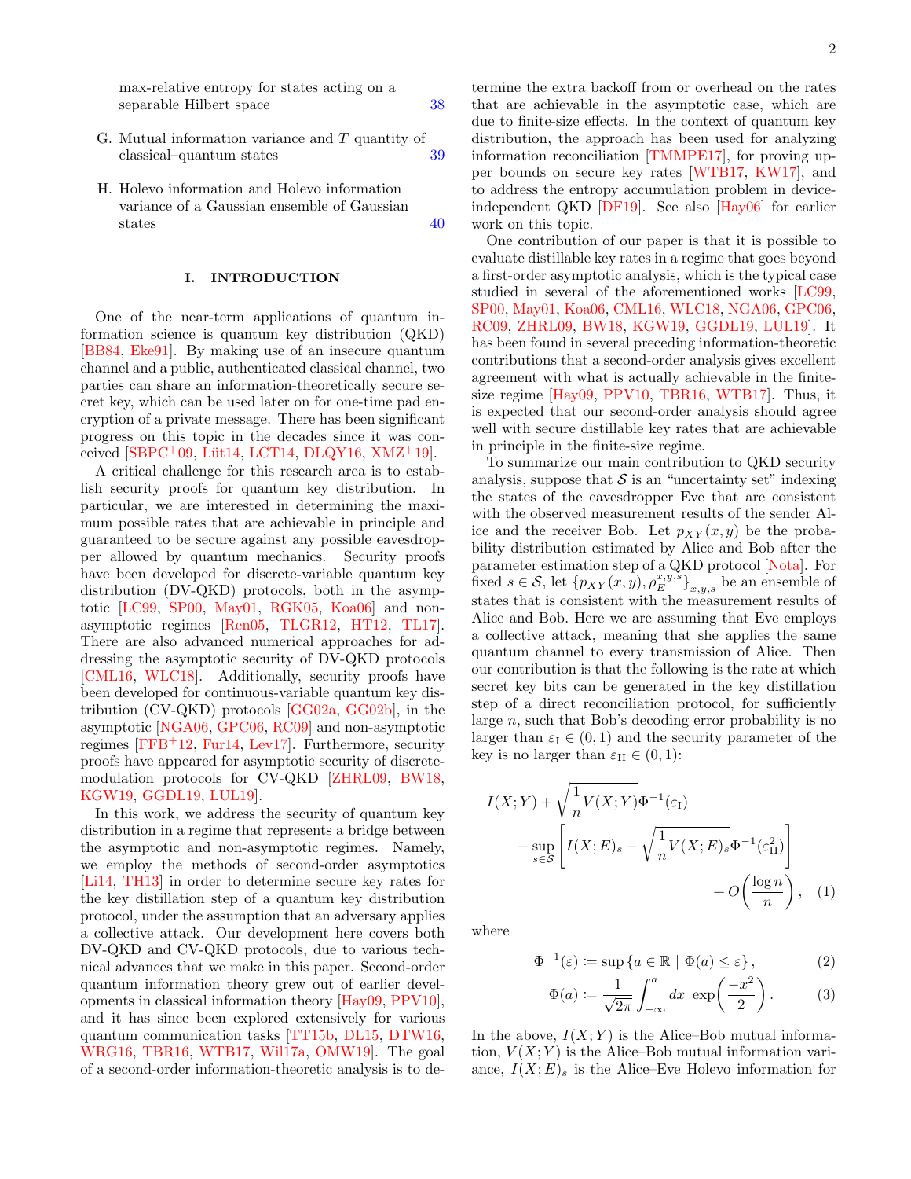max-relative entropy for states acting on a separable Hilbert space 38

G. Mutual information variance and $T$ quantity of classical–quantum states 39

H. Holevo information and Holevo information variance of a Gaussian ensemble of Gaussian states 40

## I. INTRODUCTION

One of the near-term applications of quantum information science is quantum key distribution (QKD) [BB84, Eke91]. By making use of an insecure quantum channel and a public, authenticated classical channel, two parties can share an information-theoretically secure secret key, which can be used later on for one-time pad encryption of a private message. There has been significant progress on this topic in the decades since it was conceived [SBPC+09, Lüt14, LCT14, DLQY16, XMZ+19].

A critical challenge for this research area is to establish security proofs for quantum key distribution. In particular, we are interested in determining the maximum possible rates that are achievable in principle and guaranteed to be secure against any possible eavesdropper allowed by quantum mechanics. Security proofs have been developed for discrete-variable quantum key distribution (DV-QKD) protocols, both in the asymptotic [LC99, SP00, May01, RGK05, Koa06] and non-asymptotic regimes [Ren05, TLGR12, HT12, TL17]. There are also advanced numerical approaches for addressing the asymptotic security of DV-QKD protocols [CML16, WLC18]. Additionally, security proofs have been developed for continuous-variable quantum key distribution (CV-QKD) protocols [GG02a, GG02b], in the asymptotic [NGA06, GPC06, RC09] and non-asymptotic regimes [FFB+12, Fur14, Lev17]. Furthermore, security proofs have appeared for asymptotic security of discrete-modulation protocols for CV-QKD [ZHRL09, BW18, KGW19, GGDL19, LUL19].

In this work, we address the security of quantum key distribution in a regime that represents a bridge between the asymptotic and non-asymptotic regimes. Namely, we employ the methods of second-order asymptotics [Li14, TH13] in order to determine secure key rates for the key distillation step of a quantum key distribution protocol, under the assumption that an adversary applies a collective attack. Our development here covers both DV-QKD and CV-QKD protocols, due to various technical advances that we make in this paper. Second-order quantum information theory grew out of earlier developments in classical information theory [Hay09, PPV10], and it has since been explored extensively for various quantum communication tasks [TT15b, DL15, DTW16, WRG16, TBR16, WTB17, Wil17a, OMW19]. The goal of a second-order information-theoretic analysis is to determine the extra backoff from or overhead on the rates that are achievable in the asymptotic case, which are due to finite-size effects. In the context of quantum key distribution, the approach has been used for analyzing information reconciliation [TMMPE17], for proving upper bounds on secure key rates [WTB17, KW17], and to address the entropy accumulation problem in device-independent QKD [DF19]. See also [Hay06] for earlier work on this topic.

One contribution of our paper is that it is possible to evaluate distillable key rates in a regime that goes beyond a first-order asymptotic analysis, which is the typical case studied in several of the aforementioned works [LC99, SP00, May01, Koa06, CML16, WLC18, NGA06, GPC06, RC09, ZHRL09, BW18, KGW19, GGDL19, LUL19]. It has been found in several preceding information-theoretic contributions that a second-order analysis gives excellent agreement with what is actually achievable in the finite-size regime [Hay09, PPV10, TBR16, WTB17]. Thus, it is expected that our second-order analysis should agree well with secure distillable key rates that are achievable in principle in the finite-size regime.

To summarize our main contribution to QKD security analysis, suppose that $\mathcal{S}$ is an "uncertainty set" indexing the states of the eavesdropper Eve that are consistent with the observed measurement results of the sender Alice and the receiver Bob. Let $p_{XY}(x,y)$ be the probability distribution estimated by Alice and Bob after the parameter estimation step of a QKD protocol [Nota]. For fixed $s \in \mathcal{S}$, let $\{p_{XY}(x,y), \rho_E^{x,y,s}\}_{x,y,s}$ be an ensemble of states that is consistent with the measurement results of Alice and Bob. Here we are assuming that Eve employs a collective attack, meaning that she applies the same quantum channel to every transmission of Alice. Then our contribution is that the following is the rate at which secret key bits can be generated in the key distillation step of a direct reconciliation protocol, for sufficiently large $n$, such that Bob's decoding error probability is no larger than $\varepsilon_{\rm I} \in (0,1)$ and the security parameter of the key is no larger than $\varepsilon_{\rm II} \in (0,1)$:

$$I(X;Y) + \sqrt{\frac{1}{n}V(X;Y)}\Phi^{-1}(\varepsilon_{\rm I}) - \sup_{s\in\mathcal{S}}\left[I(X;E)_s - \sqrt{\frac{1}{n}V(X;E)_s}\Phi^{-1}(\varepsilon_{\rm II}^2)\right] + O\!\left(\frac{\log n}{n}\right), \quad (1)$$

where

$$\Phi^{-1}(\varepsilon) \coloneqq \sup\{a \in \mathbb{R} \mid \Phi(a) \le \varepsilon\}, \quad (2)$$

$$\Phi(a) \coloneqq \frac{1}{\sqrt{2\pi}}\int_{-\infty}^{a} dx\ \exp\!\left(\frac{-x^2}{2}\right). \quad (3)$$

In the above, $I(X;Y)$ is the Alice–Bob mutual information, $V(X;Y)$ is the Alice–Bob mutual information variance, $I(X;E)_s$ is the Alice–Eve Holevo information for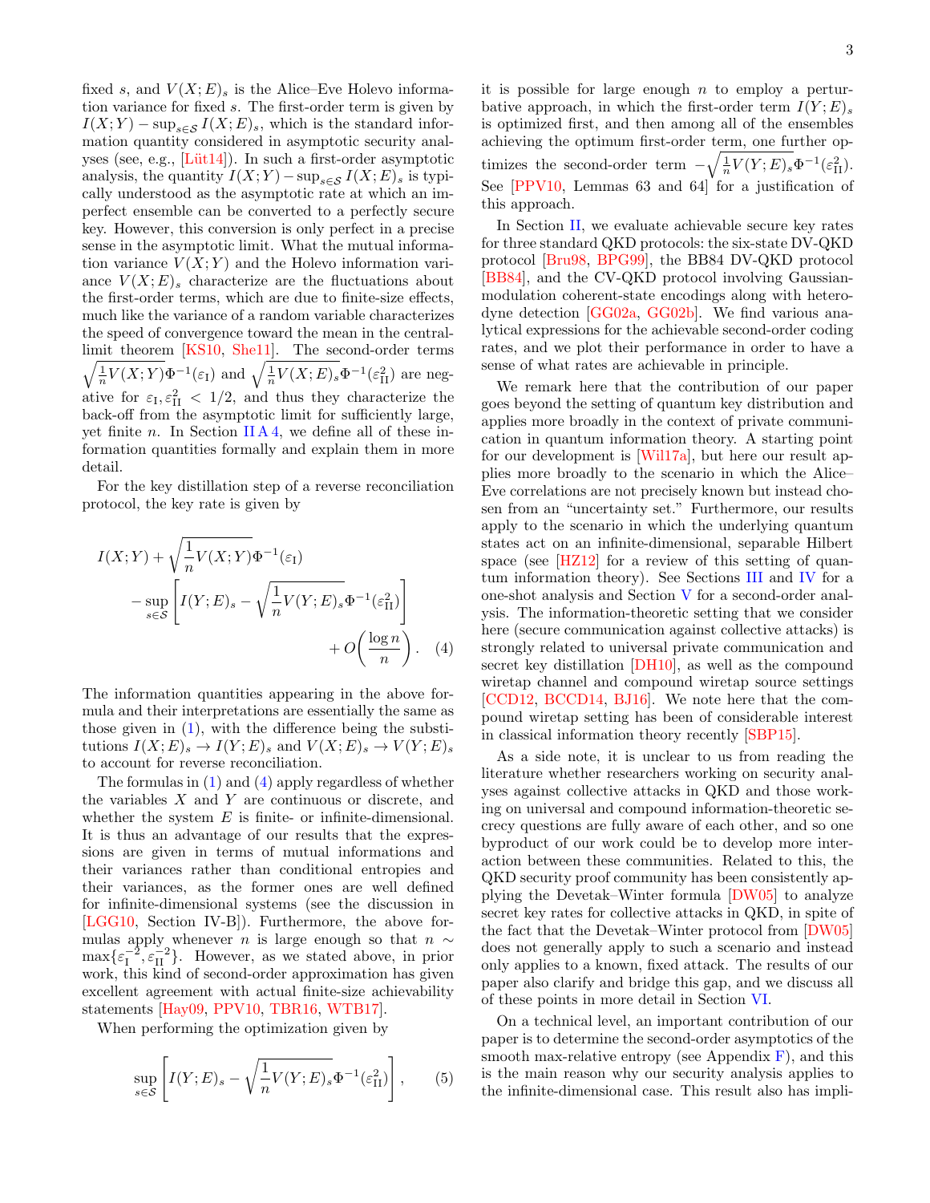fixed $s$, and $V(X;E)_s$ is the Alice–Eve Holevo information variance for fixed $s$. The first-order term is given by $I(X;Y) - \sup_{s\in\mathcal{S}} I(X;E)_s$, which is the standard information quantity considered in asymptotic security analyses (see, e.g., [Lüt14]). In such a first-order asymptotic analysis, the quantity $I(X;Y) - \sup_{s\in\mathcal{S}} I(X;E)_s$ is typically understood as the asymptotic rate at which an imperfect ensemble can be converted to a perfectly secure key. However, this conversion is only perfect in a precise sense in the asymptotic limit. What the mutual information variance $V(X;Y)$ and the Holevo information variance $V(X;E)_s$ characterize are the fluctuations about the first-order terms, which are due to finite-size effects, much like the variance of a random variable characterizes the speed of convergence toward the mean in the central-limit theorem [KS10, She11]. The second-order terms $\sqrt{\frac{1}{n}V(X;Y)}\Phi^{-1}(\varepsilon_{\rm I})$ and $\sqrt{\frac{1}{n}V(X;E)_s}\Phi^{-1}(\varepsilon_{\rm II}^2)$ are negative for $\varepsilon_{\rm I}, \varepsilon_{\rm II}^2 < 1/2$, and thus they characterize the back-off from the asymptotic limit for sufficiently large, yet finite $n$. In Section II A 4, we define all of these information quantities formally and explain them in more detail.

For the key distillation step of a reverse reconciliation protocol, the key rate is given by

$$I(X;Y) + \sqrt{\frac{1}{n}V(X;Y)}\Phi^{-1}(\varepsilon_{\rm I}) - \sup_{s\in\mathcal{S}}\left[I(Y;E)_s - \sqrt{\frac{1}{n}V(Y;E)_s}\Phi^{-1}(\varepsilon_{\rm II}^2)\right] + O\!\left(\frac{\log n}{n}\right). \quad (4)$$

The information quantities appearing in the above formula and their interpretations are essentially the same as those given in (1), with the difference being the substitutions $I(X;E)_s \to I(Y;E)_s$ and $V(X;E)_s \to V(Y;E)_s$ to account for reverse reconciliation.

The formulas in (1) and (4) apply regardless of whether the variables $X$ and $Y$ are continuous or discrete, and whether the system $E$ is finite- or infinite-dimensional. It is thus an advantage of our results that the expressions are given in terms of mutual informations and their variances rather than conditional entropies and their variances, as the former ones are well defined for infinite-dimensional systems (see the discussion in [LGG10, Section IV-B]). Furthermore, the above formulas apply whenever $n$ is large enough so that $n \sim \max\{\varepsilon_{\rm I}^{-2}, \varepsilon_{\rm II}^{-2}\}$. However, as we stated above, in prior work, this kind of second-order approximation has given excellent agreement with actual finite-size achievability statements [Hay09, PPV10, TBR16, WTB17].

When performing the optimization given by

$$\sup_{s\in\mathcal{S}}\left[I(Y;E)_s - \sqrt{\frac{1}{n}V(Y;E)_s}\Phi^{-1}(\varepsilon_{\rm II}^2)\right], \quad (5)$$

it is possible for large enough $n$ to employ a perturbative approach, in which the first-order term $I(Y;E)_s$ is optimized first, and then among all of the ensembles achieving the optimum first-order term, one further optimizes the second-order term $-\sqrt{\frac{1}{n}V(Y;E)_s}\Phi^{-1}(\varepsilon_{\rm II}^2)$. See [PPV10, Lemmas 63 and 64] for a justification of this approach.

In Section II, we evaluate achievable secure key rates for three standard QKD protocols: the six-state DV-QKD protocol [Bru98, BPG99], the BB84 DV-QKD protocol [BB84], and the CV-QKD protocol involving Gaussian-modulation coherent-state encodings along with heterodyne detection [GG02a, GG02b]. We find various analytical expressions for the achievable second-order coding rates, and we plot their performance in order to have a sense of what rates are achievable in principle.

We remark here that the contribution of our paper goes beyond the setting of quantum key distribution and applies more broadly in the context of private communication in quantum information theory. A starting point for our development is [Wil17a], but here our result applies more broadly to the scenario in which the Alice–Eve correlations are not precisely known but instead chosen from an "uncertainty set." Furthermore, our results apply to the scenario in which the underlying quantum states act on an infinite-dimensional, separable Hilbert space (see [HZ12] for a review of this setting of quantum information theory). See Sections III and IV for a one-shot analysis and Section V for a second-order analysis. The information-theoretic setting that we consider here (secure communication against collective attacks) is strongly related to universal private communication and secret key distillation [DH10], as well as the compound wiretap channel and compound wiretap source settings [CCD12, BCCD14, BJ16]. We note here that the compound wiretap setting has been of considerable interest in classical information theory recently [SBP15].

As a side note, it is unclear to us from reading the literature whether researchers working on security analyses against collective attacks in QKD and those working on universal and compound information-theoretic secrecy questions are fully aware of each other, and so one byproduct of our work could be to develop more interaction between these communities. Related to this, the QKD security proof community has been consistently applying the Devetak–Winter formula [DW05] to analyze secret key rates for collective attacks in QKD, in spite of the fact that the Devetak–Winter protocol from [DW05] does not generally apply to such a scenario and instead only applies to a known, fixed attack. The results of our paper also clarify and bridge this gap, and we discuss all of these points in more detail in Section VI.

On a technical level, an important contribution of our paper is to determine the second-order asymptotics of the smooth max-relative entropy (see Appendix F), and this is the main reason why our security analysis applies to the infinite-dimensional case. This result also has impli-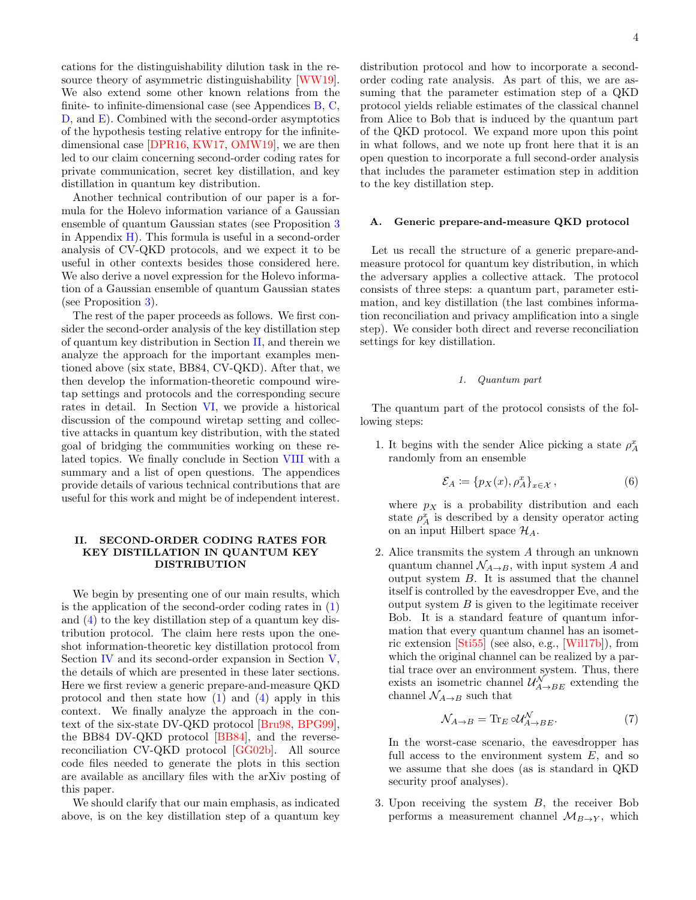cations for the distinguishability dilution task in the resource theory of asymmetric distinguishability [WW19]. We also extend some other known relations from the finite- to infinite-dimensional case (see Appendices B, C, D, and E). Combined with the second-order asymptotics of the hypothesis testing relative entropy for the infinite-dimensional case [DPR16, KW17, OMW19], we are then led to our claim concerning second-order coding rates for private communication, secret key distillation, and key distillation in quantum key distribution.

Another technical contribution of our paper is a formula for the Holevo information variance of a Gaussian ensemble of quantum Gaussian states (see Proposition 3 in Appendix H). This formula is useful in a second-order analysis of CV-QKD protocols, and we expect it to be useful in other contexts besides those considered here. We also derive a novel expression for the Holevo information of a Gaussian ensemble of quantum Gaussian states (see Proposition 3).

The rest of the paper proceeds as follows. We first consider the second-order analysis of the key distillation step of quantum key distribution in Section II, and therein we analyze the approach for the important examples mentioned above (six state, BB84, CV-QKD). After that, we then develop the information-theoretic compound wiretap settings and protocols and the corresponding secure rates in detail. In Section VI, we provide a historical discussion of the compound wiretap setting and collective attacks in quantum key distribution, with the stated goal of bridging the communities working on these related topics. We finally conclude in Section VIII with a summary and a list of open questions. The appendices provide details of various technical contributions that are useful for this work and might be of independent interest.

## II. SECOND-ORDER CODING RATES FOR KEY DISTILLATION IN QUANTUM KEY DISTRIBUTION

We begin by presenting one of our main results, which is the application of the second-order coding rates in (1) and (4) to the key distillation step of a quantum key distribution protocol. The claim here rests upon the one-shot information-theoretic key distillation protocol from Section IV and its second-order expansion in Section V, the details of which are presented in these later sections. Here we first review a generic prepare-and-measure QKD protocol and then state how (1) and (4) apply in this context. We finally analyze the approach in the context of the six-state DV-QKD protocol [Bru98, BPG99], the BB84 DV-QKD protocol [BB84], and the reverse-reconciliation CV-QKD protocol [GG02b]. All source code files needed to generate the plots in this section are available as ancillary files with the arXiv posting of this paper.

We should clarify that our main emphasis, as indicated above, is on the key distillation step of a quantum key distribution protocol and how to incorporate a second-order coding rate analysis. As part of this, we are assuming that the parameter estimation step of a QKD protocol yields reliable estimates of the classical channel from Alice to Bob that is induced by the quantum part of the QKD protocol. We expand more upon this point in what follows, and we note up front here that it is an open question to incorporate a full second-order analysis that includes the parameter estimation step in addition to the key distillation step.

### A. Generic prepare-and-measure QKD protocol

Let us recall the structure of a generic prepare-and-measure protocol for quantum key distribution, in which the adversary applies a collective attack. The protocol consists of three steps: a quantum part, parameter estimation, and key distillation (the last combines information reconciliation and privacy amplification into a single step). We consider both direct and reverse reconciliation settings for key distillation.

#### 1. Quantum part

The quantum part of the protocol consists of the following steps:

1. It begins with the sender Alice picking a state $\rho_A^x$ randomly from an ensemble

$$\mathcal{E}_A \coloneqq \{p_X(x), \rho_A^x\}_{x\in\mathcal{X}}, \tag{6}$$

where $p_X$ is a probability distribution and each state $\rho_A^x$ is described by a density operator acting on an input Hilbert space $\mathcal{H}_A$.

2. Alice transmits the system $A$ through an unknown quantum channel $\mathcal{N}_{A\to B}$, with input system $A$ and output system $B$. It is assumed that the channel itself is controlled by the eavesdropper Eve, and the output system $B$ is given to the legitimate receiver Bob. It is a standard feature of quantum information that every quantum channel has an isometric extension [Sti55] (see also, e.g., [Wil17b]), from which the original channel can be realized by a partial trace over an environment system. Thus, there exists an isometric channel $\mathcal{U}^{\mathcal{N}}_{A\to BE}$ extending the channel $\mathcal{N}_{A\to B}$ such that

$$\mathcal{N}_{A\to B} = \operatorname{Tr}_E \circ\, \mathcal{U}^{\mathcal{N}}_{A\to BE}. \tag{7}$$

In the worst-case scenario, the eavesdropper has full access to the environment system $E$, and so we assume that she does (as is standard in QKD security proof analyses).

3. Upon receiving the system $B$, the receiver Bob performs a measurement channel $\mathcal{M}_{B\to Y}$, which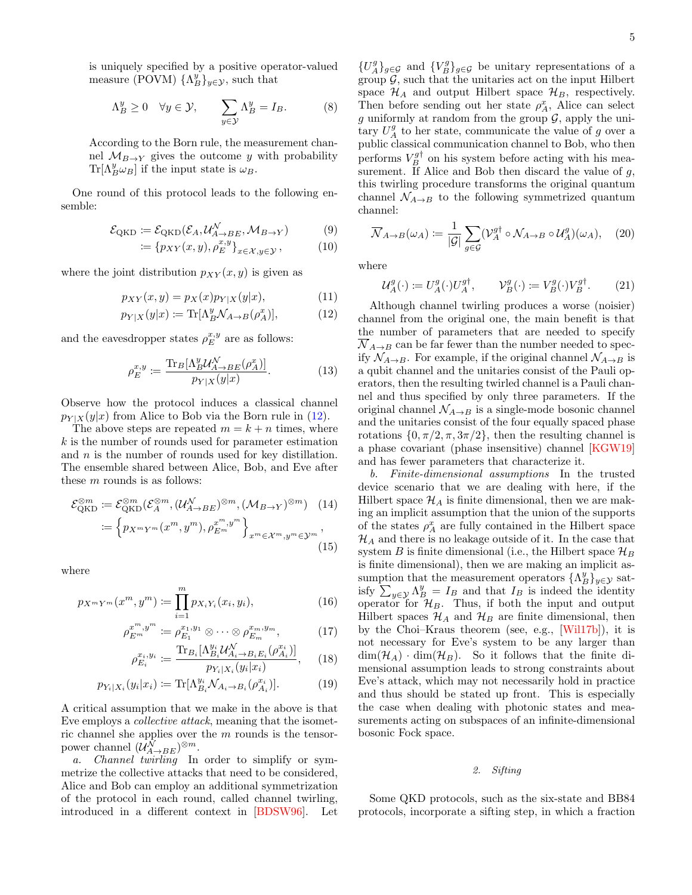is uniquely specified by a positive operator-valued measure (POVM) $\{\Lambda_B^y\}_{y\in\mathcal{Y}}$, such that

$$\Lambda_B^y \geq 0 \quad \forall y \in \mathcal{Y}, \qquad \sum_{y\in\mathcal{Y}} \Lambda_B^y = I_B. \tag{8}$$

According to the Born rule, the measurement channel $\mathcal{M}_{B\to Y}$ gives the outcome $y$ with probability $\mathrm{Tr}[\Lambda_B^y \omega_B]$ if the input state is $\omega_B$.

One round of this protocol leads to the following ensemble:

$$\mathcal{E}_{\mathrm{QKD}} := \mathcal{E}_{\mathrm{QKD}}(\mathcal{E}_A, \mathcal{U}^{\mathcal{N}}_{A\to BE}, \mathcal{M}_{B\to Y}) \tag{9}$$

$$:= \{p_{XY}(x,y), \rho_E^{x,y}\}_{x\in\mathcal{X}, y\in\mathcal{Y}}, \tag{10}$$

where the joint distribution $p_{XY}(x,y)$ is given as

$$p_{XY}(x,y) = p_X(x) p_{Y|X}(y|x), \tag{11}$$

$$p_{Y|X}(y|x) := \mathrm{Tr}[\Lambda_B^y \mathcal{N}_{A\to B}(\rho_A^x)], \tag{12}$$

and the eavesdropper states $\rho_E^{x,y}$ are as follows:

$$\rho_E^{x,y} := \frac{\mathrm{Tr}_B[\Lambda_B^y \mathcal{U}^{\mathcal{N}}_{A\to BE}(\rho_A^x)]}{p_{Y|X}(y|x)}. \tag{13}$$

Observe how the protocol induces a classical channel $p_{Y|X}(y|x)$ from Alice to Bob via the Born rule in (12).

The above steps are repeated $m = k + n$ times, where $k$ is the number of rounds used for parameter estimation and $n$ is the number of rounds used for key distillation. The ensemble shared between Alice, Bob, and Eve after these $m$ rounds is as follows:

$$\mathcal{E}_{\mathrm{QKD}}^{\otimes m} := \mathcal{E}_{\mathrm{QKD}}^{\otimes m}(\mathcal{E}_A^{\otimes m}, (\mathcal{U}^{\mathcal{N}}_{A\to BE})^{\otimes m}, (\mathcal{M}_{B\to Y})^{\otimes m}) \tag{14}$$

$$:= \left\{p_{X^mY^m}(x^m,y^m), \rho_{E^m}^{x^m,y^m}\right\}_{x^m\in\mathcal{X}^m, y^m\in\mathcal{Y}^m}, \tag{15}$$

where

$$p_{X^mY^m}(x^m,y^m) := \prod_{i=1}^m p_{X_iY_i}(x_i,y_i), \tag{16}$$

$$\rho_{E^m}^{x^m,y^m} := \rho_{E_1}^{x_1,y_1} \otimes \cdots \otimes \rho_{E_m}^{x_m,y_m}, \tag{17}$$

$$\rho_{E_i}^{x_i,y_i} := \frac{\mathrm{Tr}_{B_i}[\Lambda_{B_i}^{y_i} \mathcal{U}^{\mathcal{N}}_{A_i\to B_iE_i}(\rho_{A_i}^{x_i})]}{p_{Y_i|X_i}(y_i|x_i)}, \tag{18}$$

$$p_{Y_i|X_i}(y_i|x_i) := \mathrm{Tr}[\Lambda_{B_i}^{y_i} \mathcal{N}_{A_i\to B_i}(\rho_{A_i}^{x_i})]. \tag{19}$$

A critical assumption that we make in the above is that Eve employs a *collective attack*, meaning that the isometric channel she applies over the $m$ rounds is the tensor-power channel $(\mathcal{U}^{\mathcal{N}}_{A\to BE})^{\otimes m}$.

*a. Channel twirling* In order to simplify or symmetrize the collective attacks that need to be considered, Alice and Bob can employ an additional symmetrization of the protocol in each round, called channel twirling, introduced in a different context in [BDSW96]. Let $\{U_A^g\}_{g\in\mathcal{G}}$ and $\{V_B^g\}_{g\in\mathcal{G}}$ be unitary representations of a group $\mathcal{G}$, such that the unitaries act on the input Hilbert space $\mathcal{H}_A$ and output Hilbert space $\mathcal{H}_B$, respectively. Then before sending out her state $\rho_A^x$, Alice can select $g$ uniformly at random from the group $\mathcal{G}$, apply the unitary $U_A^g$ to her state, communicate the value of $g$ over a public classical communication channel to Bob, who then performs $V_B^{g\dagger}$ on his system before acting with his measurement. If Alice and Bob then discard the value of $g$, this twirling procedure transforms the original quantum channel $\mathcal{N}_{A\to B}$ to the following symmetrized quantum channel:

$$\overline{\mathcal{N}}_{A\to B}(\omega_A) := \frac{1}{|\mathcal{G}|}\sum_{g\in\mathcal{G}} (\mathcal{V}_A^{g\dagger} \circ \mathcal{N}_{A\to B} \circ \mathcal{U}_A^g)(\omega_A), \tag{20}$$

where

$$\mathcal{U}_A^g(\cdot) := U_A^g(\cdot)U_A^{g\dagger}, \qquad \mathcal{V}_B^g(\cdot) := V_B^g(\cdot)V_B^{g\dagger}. \tag{21}$$

Although channel twirling produces a worse (noisier) channel from the original one, the main benefit is that the number of parameters that are needed to specify $\overline{\mathcal{N}}_{A\to B}$ can be far fewer than the number needed to specify $\mathcal{N}_{A\to B}$. For example, if the original channel $\mathcal{N}_{A\to B}$ is a qubit channel and the unitaries consist of the Pauli operators, then the resulting twirled channel is a Pauli channel and thus specified by only three parameters. If the original channel $\mathcal{N}_{A\to B}$ is a single-mode bosonic channel and the unitaries consist of the four equally spaced phase rotations $\{0, \pi/2, \pi, 3\pi/2\}$, then the resulting channel is a phase covariant (phase insensitive) channel [KGW19] and has fewer parameters that characterize it.

*b. Finite-dimensional assumptions* In the trusted device scenario that we are dealing with here, if the Hilbert space $\mathcal{H}_A$ is finite dimensional, then we are making an implicit assumption that the union of the supports of the states $\rho_A^x$ are fully contained in the Hilbert space $\mathcal{H}_A$ and there is no leakage outside of it. In the case that system $B$ is finite dimensional (i.e., the Hilbert space $\mathcal{H}_B$ is finite dimensional), then we are making an implicit assumption that the measurement operators $\{\Lambda_B^y\}_{y\in\mathcal{Y}}$ satisfy $\sum_{y\in\mathcal{Y}} \Lambda_B^y = I_B$ and that $I_B$ is indeed the identity operator for $\mathcal{H}_B$. Thus, if both the input and output Hilbert spaces $\mathcal{H}_A$ and $\mathcal{H}_B$ are finite dimensional, then by the Choi–Kraus theorem (see, e.g., [Wil17b]), it is not necessary for Eve's system to be any larger than $\dim(\mathcal{H}_A) \cdot \dim(\mathcal{H}_B)$. So it follows that the finite dimensional assumption leads to strong constraints about Eve's attack, which may not necessarily hold in practice and thus should be stated up front. This is especially the case when dealing with photonic states and measurements acting on subspaces of an infinite-dimensional bosonic Fock space.

### 2. Sifting

Some QKD protocols, such as the six-state and BB84 protocols, incorporate a sifting step, in which a fraction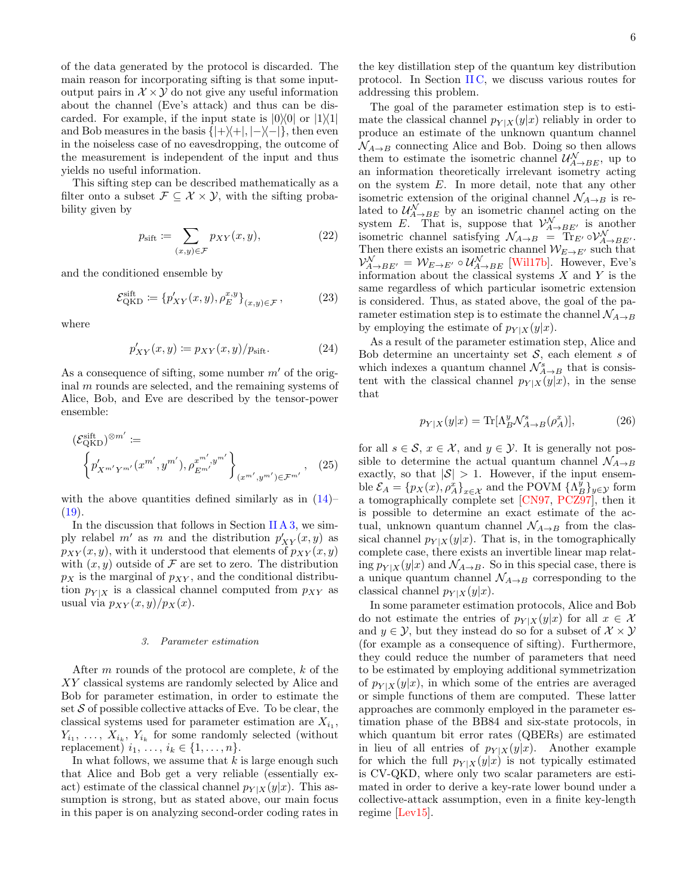of the data generated by the protocol is discarded. The main reason for incorporating sifting is that some input-output pairs in $\mathcal{X}\times\mathcal{Y}$ do not give any useful information about the channel (Eve's attack) and thus can be discarded. For example, if the input state is $|0\rangle\!\langle 0|$ or $|1\rangle\!\langle 1|$ and Bob measures in the basis $\{|+\rangle\!\langle +|, |-\rangle\!\langle -|\}$, then even in the noiseless case of no eavesdropping, the outcome of the measurement is independent of the input and thus yields no useful information.

This sifting step can be described mathematically as a filter onto a subset $\mathcal{F}\subseteq\mathcal{X}\times\mathcal{Y}$, with the sifting probability given by

$$p_{\text{sift}} \coloneqq \sum_{(x,y)\in\mathcal{F}} p_{XY}(x,y), \tag{22}$$

and the conditioned ensemble by

$$\mathcal{E}^{\text{sift}}_{\text{QKD}} \coloneqq \{p'_{XY}(x,y), \rho_E^{x,y}\}_{(x,y)\in\mathcal{F}}, \tag{23}$$

where

$$p'_{XY}(x,y) \coloneqq p_{XY}(x,y)/p_{\text{sift}}. \tag{24}$$

As a consequence of sifting, some number $m'$ of the original $m$ rounds are selected, and the remaining systems of Alice, Bob, and Eve are described by the tensor-power ensemble:

$$(\mathcal{E}^{\text{sift}}_{\text{QKD}})^{\otimes m'} \coloneqq \left\{p'_{X^{m'}Y^{m'}}(x^{m'},y^{m'}), \rho_{E^{m'}}^{x^{m'},y^{m'}}\right\}_{(x^{m'},y^{m'})\in\mathcal{F}^{m'}}, \tag{25}$$

with the above quantities defined similarly as in (14)–(19).

In the discussion that follows in Section II A 3, we simply relabel $m'$ as $m$ and the distribution $p'_{XY}(x,y)$ as $p_{XY}(x,y)$, with it understood that elements of $p_{XY}(x,y)$ with $(x,y)$ outside of $\mathcal{F}$ are set to zero. The distribution $p_X$ is the marginal of $p_{XY}$, and the conditional distribution $p_{Y|X}$ is a classical channel computed from $p_{XY}$ as usual via $p_{XY}(x,y)/p_X(x)$.

### 3. Parameter estimation

After $m$ rounds of the protocol are complete, $k$ of the $XY$ classical systems are randomly selected by Alice and Bob for parameter estimation, in order to estimate the set $\mathcal{S}$ of possible collective attacks of Eve. To be clear, the classical systems used for parameter estimation are $X_{i_1}$, $Y_{i_1}$, …, $X_{i_k}$, $Y_{i_k}$ for some randomly selected (without replacement) $i_1, \ldots, i_k \in \{1,\ldots,n\}$.

In what follows, we assume that $k$ is large enough such that Alice and Bob get a very reliable (essentially exact) estimate of the classical channel $p_{Y|X}(y|x)$. This assumption is strong, but as stated above, our main focus in this paper is on analyzing second-order coding rates in the key distillation step of the quantum key distribution protocol. In Section II C, we discuss various routes for addressing this problem.

The goal of the parameter estimation step is to estimate the classical channel $p_{Y|X}(y|x)$ reliably in order to produce an estimate of the unknown quantum channel $\mathcal{N}_{A\to B}$ connecting Alice and Bob. Doing so then allows them to estimate the isometric channel $\mathcal{U}^{\mathcal{N}}_{A\to BE}$, up to an information theoretically irrelevant isometry acting on the system $E$. In more detail, note that any other isometric extension of the original channel $\mathcal{N}_{A\to B}$ is related to $\mathcal{U}^{\mathcal{N}}_{A\to BE}$ by an isometric channel acting on the system $E$. That is, suppose that $\mathcal{V}^{\mathcal{N}}_{A\to BE'}$ is another isometric channel satisfying $\mathcal{N}_{A\to B} = \operatorname{Tr}_{E'}\circ\mathcal{V}^{\mathcal{N}}_{A\to BE'}$. Then there exists an isometric channel $\mathcal{W}_{E\to E'}$ such that $\mathcal{V}^{\mathcal{N}}_{A\to BE'} = \mathcal{W}_{E\to E'}\circ\mathcal{U}^{\mathcal{N}}_{A\to BE}$ [Wil17b]. However, Eve's information about the classical systems $X$ and $Y$ is the same regardless of which particular isometric extension is considered. Thus, as stated above, the goal of the parameter estimation step is to estimate the channel $\mathcal{N}_{A\to B}$ by employing the estimate of $p_{Y|X}(y|x)$.

As a result of the parameter estimation step, Alice and Bob determine an uncertainty set $\mathcal{S}$, each element $s$ of which indexes a quantum channel $\mathcal{N}^s_{A\to B}$ that is consistent with the classical channel $p_{Y|X}(y|x)$, in the sense that

$$p_{Y|X}(y|x) = \operatorname{Tr}[\Lambda^y_B \mathcal{N}^s_{A\to B}(\rho^x_A)], \tag{26}$$

for all $s\in\mathcal{S}$, $x\in\mathcal{X}$, and $y\in\mathcal{Y}$. It is generally not possible to determine the actual quantum channel $\mathcal{N}_{A\to B}$ exactly, so that $|\mathcal{S}|>1$. However, if the input ensemble $\mathcal{E}_A = \{p_X(x), \rho^x_A\}_{x\in\mathcal{X}}$ and the POVM $\{\Lambda^y_B\}_{y\in\mathcal{Y}}$ form a tomographically complete set [CN97, PCZ97], then it is possible to determine an exact estimate of the actual, unknown quantum channel $\mathcal{N}_{A\to B}$ from the classical channel $p_{Y|X}(y|x)$. That is, in the tomographically complete case, there exists an invertible linear map relating $p_{Y|X}(y|x)$ and $\mathcal{N}_{A\to B}$. So in this special case, there is a unique quantum channel $\mathcal{N}_{A\to B}$ corresponding to the classical channel $p_{Y|X}(y|x)$.

In some parameter estimation protocols, Alice and Bob do not estimate the entries of $p_{Y|X}(y|x)$ for all $x\in\mathcal{X}$ and $y\in\mathcal{Y}$, but they instead do so for a subset of $\mathcal{X}\times\mathcal{Y}$ (for example as a consequence of sifting). Furthermore, they could reduce the number of parameters that need to be estimated by employing additional symmetrization of $p_{Y|X}(y|x)$, in which some of the entries are averaged or simple functions of them are computed. These latter approaches are commonly employed in the parameter estimation phase of the BB84 and six-state protocols, in which quantum bit error rates (QBERs) are estimated in lieu of all entries of $p_{Y|X}(y|x)$. Another example for which the full $p_{Y|X}(y|x)$ is not typically estimated is CV-QKD, where only two scalar parameters are estimated in order to derive a key-rate lower bound under a collective-attack assumption, even in a finite key-length regime [Lev15].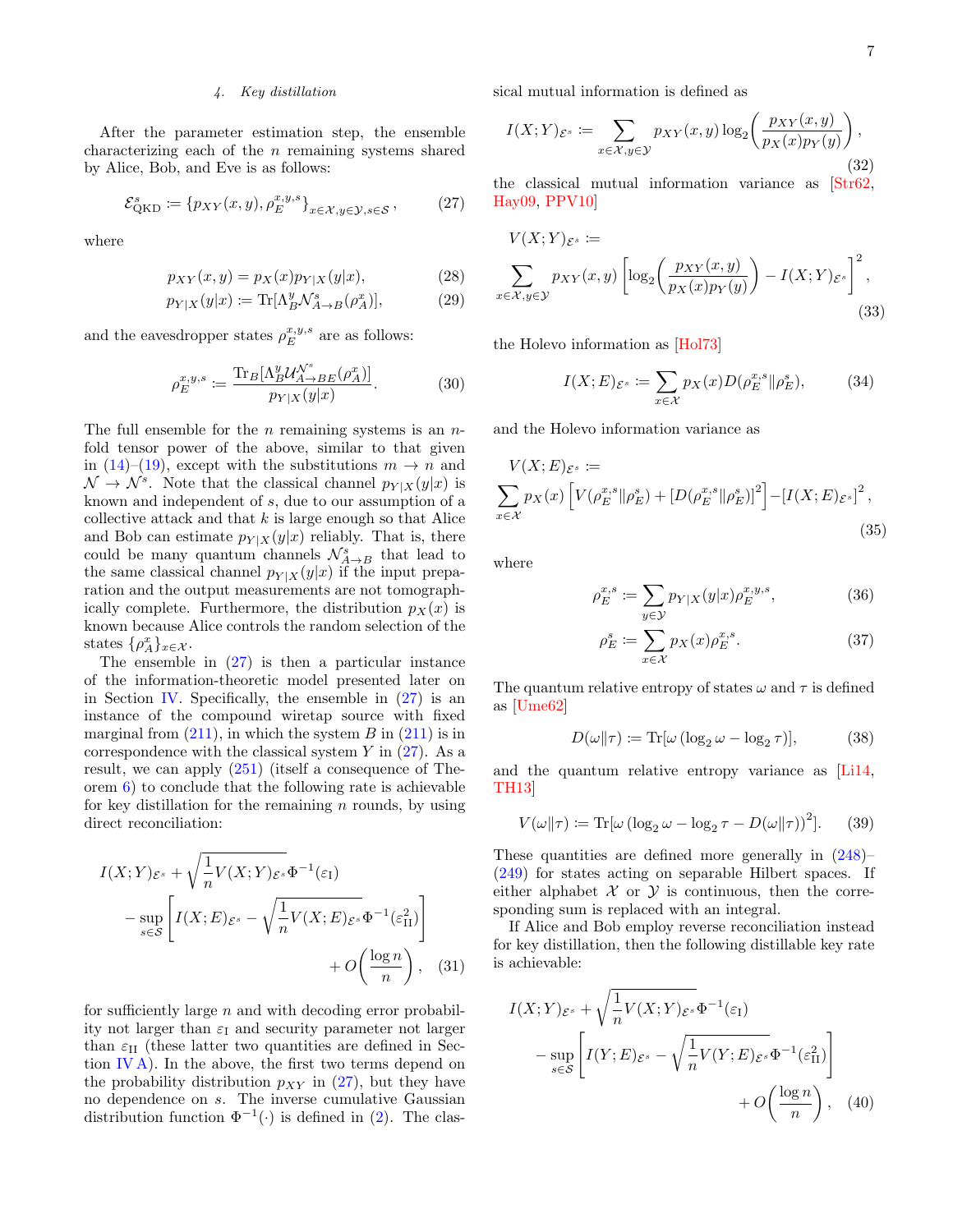#### 4. Key distillation

After the parameter estimation step, the ensemble characterizing each of the $n$ remaining systems shared by Alice, Bob, and Eve is as follows:

$$\mathcal{E}^s_{\text{QKD}} \coloneqq \{p_{XY}(x,y), \rho_E^{x,y,s}\}_{x\in\mathcal{X}, y\in\mathcal{Y}, s\in\mathcal{S}}, \tag{27}$$

where

$$p_{XY}(x,y) = p_X(x) p_{Y|X}(y|x), \tag{28}$$

$$p_{Y|X}(y|x) \coloneqq \operatorname{Tr}[\Lambda_B^y \mathcal{N}^s_{A\to B}(\rho_A^x)], \tag{29}$$

and the eavesdropper states $\rho_E^{x,y,s}$ are as follows:

$$\rho_E^{x,y,s} \coloneqq \frac{\operatorname{Tr}_B[\Lambda_B^y \mathcal{U}^{\mathcal{N}^s}_{A\to BE}(\rho_A^x)]}{p_{Y|X}(y|x)}. \tag{30}$$

The full ensemble for the $n$ remaining systems is an $n$-fold tensor power of the above, similar to that given in (14)–(19), except with the substitutions $m \to n$ and $\mathcal{N} \to \mathcal{N}^s$. Note that the classical channel $p_{Y|X}(y|x)$ is known and independent of $s$, due to our assumption of a collective attack and that $k$ is large enough so that Alice and Bob can estimate $p_{Y|X}(y|x)$ reliably. That is, there could be many quantum channels $\mathcal{N}^s_{A\to B}$ that lead to the same classical channel $p_{Y|X}(y|x)$ if the input preparation and the output measurements are not tomographically complete. Furthermore, the distribution $p_X(x)$ is known because Alice controls the random selection of the states $\{\rho_A^x\}_{x\in\mathcal{X}}$.

The ensemble in (27) is then a particular instance of the information-theoretic model presented later on in Section IV. Specifically, the ensemble in (27) is an instance of the compound wiretap source with fixed marginal from (211), in which the system $B$ in (211) is in correspondence with the classical system $Y$ in (27). As a result, we can apply (251) (itself a consequence of Theorem 6) to conclude that the following rate is achievable for key distillation for the remaining $n$ rounds, by using direct reconciliation:

$$I(X;Y)_{\mathcal{E}^s} + \sqrt{\frac{1}{n}V(X;Y)_{\mathcal{E}^s}}\Phi^{-1}(\varepsilon_{\text{I}}) - \sup_{s\in\mathcal{S}}\left[I(X;E)_{\mathcal{E}^s} - \sqrt{\frac{1}{n}V(X;E)_{\mathcal{E}^s}}\Phi^{-1}(\varepsilon_{\text{II}}^2)\right] + O\!\left(\frac{\log n}{n}\right), \tag{31}$$

for sufficiently large $n$ and with decoding error probability not larger than $\varepsilon_{\text{I}}$ and security parameter not larger than $\varepsilon_{\text{II}}$ (these latter two quantities are defined in Section IV A). In the above, the first two terms depend on the probability distribution $p_{XY}$ in (27), but they have no dependence on $s$. The inverse cumulative Gaussian distribution function $\Phi^{-1}(\cdot)$ is defined in (2). The classical mutual information is defined as

$$I(X;Y)_{\mathcal{E}^s} \coloneqq \sum_{x\in\mathcal{X}, y\in\mathcal{Y}} p_{XY}(x,y)\log_2\!\left(\frac{p_{XY}(x,y)}{p_X(x)p_Y(y)}\right), \tag{32}$$

the classical mutual information variance as [Str62, Hay09, PPV10]

$$V(X;Y)_{\mathcal{E}^s} \coloneqq \sum_{x\in\mathcal{X}, y\in\mathcal{Y}} p_{XY}(x,y)\left[\log_2\!\left(\frac{p_{XY}(x,y)}{p_X(x)p_Y(y)}\right) - I(X;Y)_{\mathcal{E}^s}\right]^2, \tag{33}$$

the Holevo information as [Hol73]

$$I(X;E)_{\mathcal{E}^s} \coloneqq \sum_{x\in\mathcal{X}} p_X(x) D(\rho_E^{x,s}\|\rho_E^s), \tag{34}$$

and the Holevo information variance as

$$V(X;E)_{\mathcal{E}^s} \coloneqq \sum_{x\in\mathcal{X}} p_X(x)\left[V(\rho_E^{x,s}\|\rho_E^s) + [D(\rho_E^{x,s}\|\rho_E^s)]^2\right] - [I(X;E)_{\mathcal{E}^s}]^2, \tag{35}$$

where

$$\rho_E^{x,s} \coloneqq \sum_{y\in\mathcal{Y}} p_{Y|X}(y|x)\rho_E^{x,y,s}, \tag{36}$$

$$\rho_E^s \coloneqq \sum_{x\in\mathcal{X}} p_X(x)\rho_E^{x,s}. \tag{37}$$

The quantum relative entropy of states $\omega$ and $\tau$ is defined as [Ume62]

$$D(\omega\|\tau) \coloneqq \operatorname{Tr}[\omega\,(\log_2\omega - \log_2\tau)], \tag{38}$$

and the quantum relative entropy variance as [Li14, TH13]

$$V(\omega\|\tau) \coloneqq \operatorname{Tr}[\omega\,(\log_2\omega - \log_2\tau - D(\omega\|\tau))^2]. \tag{39}$$

These quantities are defined more generally in (248)–(249) for states acting on separable Hilbert spaces. If either alphabet $\mathcal{X}$ or $\mathcal{Y}$ is continuous, then the corresponding sum is replaced with an integral.

If Alice and Bob employ reverse reconciliation instead for key distillation, then the following distillable key rate is achievable:

$$I(X;Y)_{\mathcal{E}^s} + \sqrt{\frac{1}{n}V(X;Y)_{\mathcal{E}^s}}\Phi^{-1}(\varepsilon_{\text{I}}) - \sup_{s\in\mathcal{S}}\left[I(Y;E)_{\mathcal{E}^s} - \sqrt{\frac{1}{n}V(Y;E)_{\mathcal{E}^s}}\Phi^{-1}(\varepsilon_{\text{II}}^2)\right] + O\!\left(\frac{\log n}{n}\right), \tag{40}$$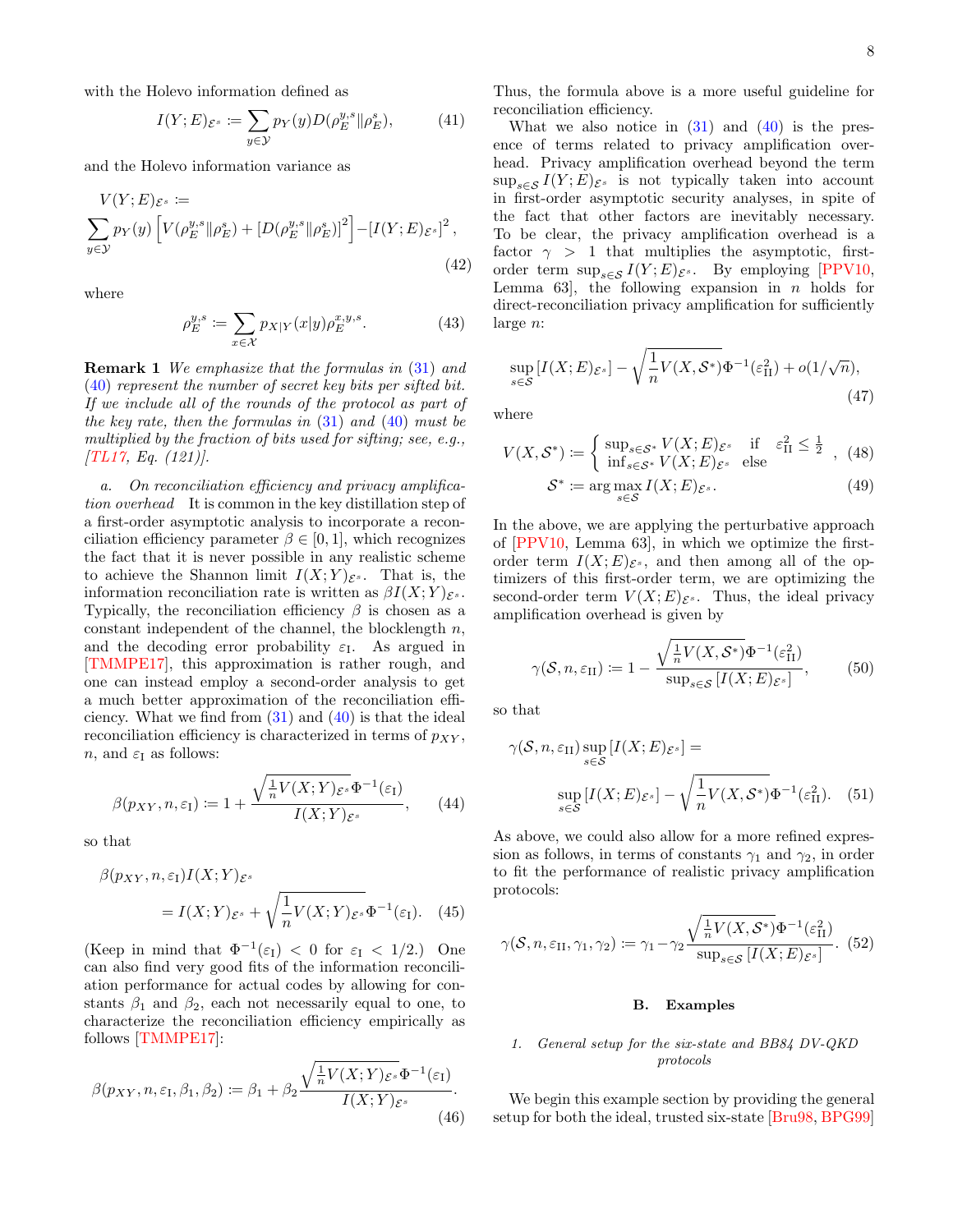with the Holevo information defined as

$$I(Y;E)_{\mathcal{E}^s} := \sum_{y\in\mathcal{Y}} p_Y(y) D(\rho_E^{y,s} \| \rho_E^s), \tag{41}$$

and the Holevo information variance as

$$V(Y;E)_{\mathcal{E}^s} := \sum_{y\in\mathcal{Y}} p_Y(y) \left[ V(\rho_E^{y,s}\|\rho_E^s) + [D(\rho_E^{y,s}\|\rho_E^s)]^2 \right] - [I(Y;E)_{\mathcal{E}^s}]^2, \tag{42}$$

where

$$\rho_E^{y,s} := \sum_{x\in\mathcal{X}} p_{X|Y}(x|y) \rho_E^{x,y,s}. \tag{43}$$

**Remark 1** *We emphasize that the formulas in (31) and (40) represent the number of secret key bits per sifted bit. If we include all of the rounds of the protocol as part of the key rate, then the formulas in (31) and (40) must be multiplied by the fraction of bits used for sifting; see, e.g., [TL17, Eq. (121)].*

*a. On reconciliation efficiency and privacy amplification overhead* It is common in the key distillation step of a first-order asymptotic analysis to incorporate a reconciliation efficiency parameter $\beta \in [0,1]$, which recognizes the fact that it is never possible in any realistic scheme to achieve the Shannon limit $I(X;Y)_{\mathcal{E}^s}$. That is, the information reconciliation rate is written as $\beta I(X;Y)_{\mathcal{E}^s}$. Typically, the reconciliation efficiency $\beta$ is chosen as a constant independent of the channel, the blocklength $n$, and the decoding error probability $\varepsilon_{\mathrm{I}}$. As argued in [TMMPE17], this approximation is rather rough, and one can instead employ a second-order analysis to get a much better approximation of the reconciliation efficiency. What we find from (31) and (40) is that the ideal reconciliation efficiency is characterized in terms of $p_{XY}$, $n$, and $\varepsilon_{\mathrm{I}}$ as follows:

$$\beta(p_{XY}, n, \varepsilon_{\mathrm{I}}) := 1 + \frac{\sqrt{\frac{1}{n} V(X;Y)_{\mathcal{E}^s}}\, \Phi^{-1}(\varepsilon_{\mathrm{I}})}{I(X;Y)_{\mathcal{E}^s}}, \tag{44}$$

so that

$$\beta(p_{XY}, n, \varepsilon_{\mathrm{I}}) I(X;Y)_{\mathcal{E}^s} = I(X;Y)_{\mathcal{E}^s} + \sqrt{\frac{1}{n} V(X;Y)_{\mathcal{E}^s}}\, \Phi^{-1}(\varepsilon_{\mathrm{I}}). \tag{45}$$

(Keep in mind that $\Phi^{-1}(\varepsilon_{\mathrm{I}}) < 0$ for $\varepsilon_{\mathrm{I}} < 1/2$.) One can also find very good fits of the information reconciliation performance for actual codes by allowing for constants $\beta_1$ and $\beta_2$, each not necessarily equal to one, to characterize the reconciliation efficiency empirically as follows [TMMPE17]:

$$\beta(p_{XY}, n, \varepsilon_{\mathrm{I}}, \beta_1, \beta_2) := \beta_1 + \beta_2 \frac{\sqrt{\frac{1}{n} V(X;Y)_{\mathcal{E}^s}}\, \Phi^{-1}(\varepsilon_{\mathrm{I}})}{I(X;Y)_{\mathcal{E}^s}}. \tag{46}$$

Thus, the formula above is a more useful guideline for reconciliation efficiency.

What we also notice in (31) and (40) is the presence of terms related to privacy amplification overhead. Privacy amplification overhead beyond the term $\sup_{s\in\mathcal{S}} I(Y;E)_{\mathcal{E}^s}$ is not typically taken into account in first-order asymptotic security analyses, in spite of the fact that other factors are inevitably necessary. To be clear, the privacy amplification overhead is a factor $\gamma > 1$ that multiplies the asymptotic, first-order term $\sup_{s\in\mathcal{S}} I(Y;E)_{\mathcal{E}^s}$. By employing [PPV10, Lemma 63], the following expansion in $n$ holds for direct-reconciliation privacy amplification for sufficiently large $n$:

$$\sup_{s\in\mathcal{S}} [I(X;E)_{\mathcal{E}^s}] - \sqrt{\frac{1}{n} V(X, \mathcal{S}^*)}\, \Phi^{-1}(\varepsilon_{\mathrm{II}}^2) + o(1/\sqrt{n}), \tag{47}$$

where

$$V(X, \mathcal{S}^*) := \begin{cases} \sup_{s\in\mathcal{S}^*} V(X;E)_{\mathcal{E}^s} & \text{if} \quad \varepsilon_{\mathrm{II}}^2 \le \frac{1}{2} \\ \inf_{s\in\mathcal{S}^*} V(X;E)_{\mathcal{E}^s} & \text{else} \end{cases}, \tag{48}$$

$$\mathcal{S}^* := \arg\max_{s\in\mathcal{S}} I(X;E)_{\mathcal{E}^s}. \tag{49}$$

In the above, we are applying the perturbative approach of [PPV10, Lemma 63], in which we optimize the first-order term $I(X;E)_{\mathcal{E}^s}$, and then among all of the optimizers of this first-order term, we are optimizing the second-order term $V(X;E)_{\mathcal{E}^s}$. Thus, the ideal privacy amplification overhead is given by

$$\gamma(\mathcal{S}, n, \varepsilon_{\mathrm{II}}) := 1 - \frac{\sqrt{\frac{1}{n} V(X, \mathcal{S}^*)}\, \Phi^{-1}(\varepsilon_{\mathrm{II}}^2)}{\sup_{s\in\mathcal{S}} [I(X;E)_{\mathcal{E}^s}]}, \tag{50}$$

so that

$$\gamma(\mathcal{S}, n, \varepsilon_{\mathrm{II}}) \sup_{s\in\mathcal{S}} [I(X;E)_{\mathcal{E}^s}] = \sup_{s\in\mathcal{S}} [I(X;E)_{\mathcal{E}^s}] - \sqrt{\frac{1}{n} V(X, \mathcal{S}^*)}\, \Phi^{-1}(\varepsilon_{\mathrm{II}}^2). \tag{51}$$

As above, we could also allow for a more refined expression as follows, in terms of constants $\gamma_1$ and $\gamma_2$, in order to fit the performance of realistic privacy amplification protocols:

$$\gamma(\mathcal{S}, n, \varepsilon_{\mathrm{II}}, \gamma_1, \gamma_2) := \gamma_1 - \gamma_2 \frac{\sqrt{\frac{1}{n} V(X, \mathcal{S}^*)}\, \Phi^{-1}(\varepsilon_{\mathrm{II}}^2)}{\sup_{s\in\mathcal{S}} [I(X;E)_{\mathcal{E}^s}]}. \tag{52}$$

### B. Examples

#### 1. General setup for the six-state and BB84 DV-QKD protocols

We begin this example section by providing the general setup for both the ideal, trusted six-state [Bru98, BPG99]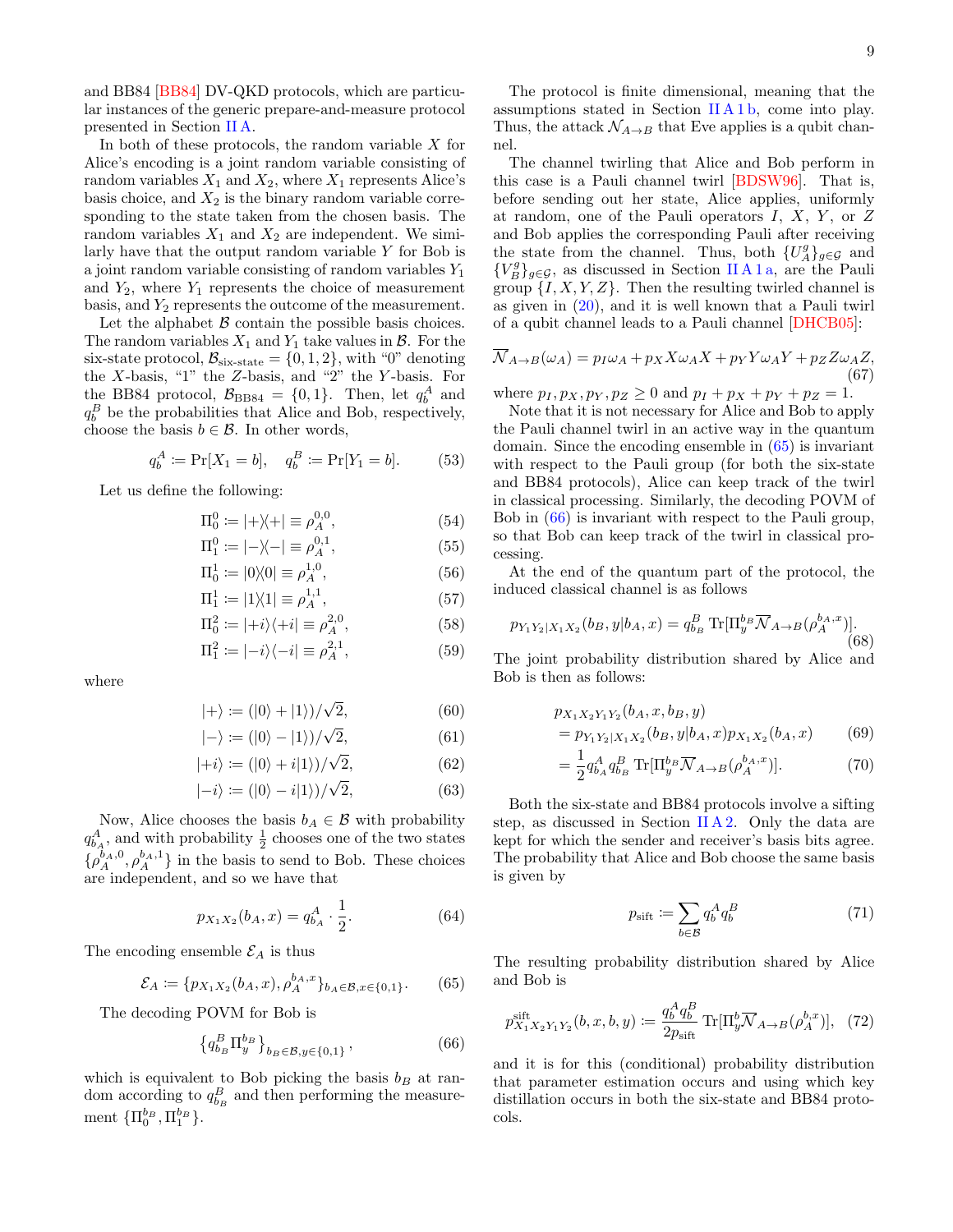and BB84 [BB84] DV-QKD protocols, which are particular instances of the generic prepare-and-measure protocol presented in Section II A.

In both of these protocols, the random variable $X$ for Alice's encoding is a joint random variable consisting of random variables $X_1$ and $X_2$, where $X_1$ represents Alice's basis choice, and $X_2$ is the binary random variable corresponding to the state taken from the chosen basis. The random variables $X_1$ and $X_2$ are independent. We similarly have that the output random variable $Y$ for Bob is a joint random variable consisting of random variables $Y_1$ and $Y_2$, where $Y_1$ represents the choice of measurement basis, and $Y_2$ represents the outcome of the measurement.

Let the alphabet $\mathcal{B}$ contain the possible basis choices. The random variables $X_1$ and $Y_1$ take values in $\mathcal{B}$. For the six-state protocol, $\mathcal{B}_{\text{six-state}} = \{0, 1, 2\}$, with "0" denoting the $X$-basis, "1" the $Z$-basis, and "2" the $Y$-basis. For the BB84 protocol, $\mathcal{B}_{\text{BB84}} = \{0, 1\}$. Then, let $q_b^A$ and $q_b^B$ be the probabilities that Alice and Bob, respectively, choose the basis $b \in \mathcal{B}$. In other words,

$$q_b^A := \Pr[X_1 = b], \quad q_b^B := \Pr[Y_1 = b]. \tag{53}$$

Let us define the following:

$$\Pi_0^0 := |+\rangle\langle+| \equiv \rho_A^{0,0}, \tag{54}$$
$$\Pi_1^0 := |-\rangle\langle-| \equiv \rho_A^{0,1}, \tag{55}$$
$$\Pi_0^1 := |0\rangle\langle 0| \equiv \rho_A^{1,0}, \tag{56}$$
$$\Pi_1^1 := |1\rangle\langle 1| \equiv \rho_A^{1,1}, \tag{57}$$
$$\Pi_0^2 := |+i\rangle\langle+i| \equiv \rho_A^{2,0}, \tag{58}$$
$$\Pi_1^2 := |-i\rangle\langle-i| \equiv \rho_A^{2,1}, \tag{59}$$

where

$$|+\rangle := (|0\rangle + |1\rangle)/\sqrt{2}, \tag{60}$$
$$|-\rangle := (|0\rangle - |1\rangle)/\sqrt{2}, \tag{61}$$
$$|+i\rangle := (|0\rangle + i|1\rangle)/\sqrt{2}, \tag{62}$$
$$|-i\rangle := (|0\rangle - i|1\rangle)/\sqrt{2}, \tag{63}$$

Now, Alice chooses the basis $b_A \in \mathcal{B}$ with probability $q_{b_A}^A$, and with probability $\frac{1}{2}$ chooses one of the two states $\{\rho_A^{b_A,0}, \rho_A^{b_A,1}\}$ in the basis to send to Bob. These choices are independent, and so we have that

$$p_{X_1X_2}(b_A, x) = q_{b_A}^A \cdot \frac{1}{2}. \tag{64}$$

The encoding ensemble $\mathcal{E}_A$ is thus

$$\mathcal{E}_A := \{p_{X_1X_2}(b_A, x), \rho_A^{b_A,x}\}_{b_A\in\mathcal{B}, x\in\{0,1\}}. \tag{65}$$

The decoding POVM for Bob is

$$\left\{q_{b_B}^B \Pi_y^{b_B}\right\}_{b_B\in\mathcal{B}, y\in\{0,1\}}, \tag{66}$$

which is equivalent to Bob picking the basis $b_B$ at random according to $q_{b_B}^B$ and then performing the measurement $\{\Pi_0^{b_B}, \Pi_1^{b_B}\}$.

The protocol is finite dimensional, meaning that the assumptions stated in Section II A 1 b, come into play. Thus, the attack $\mathcal{N}_{A\to B}$ that Eve applies is a qubit channel.

The channel twirling that Alice and Bob perform in this case is a Pauli channel twirl [BDSW96]. That is, before sending out her state, Alice applies, uniformly at random, one of the Pauli operators $I$, $X$, $Y$, or $Z$ and Bob applies the corresponding Pauli after receiving the state from the channel. Thus, both $\{U_A^g\}_{g\in\mathcal{G}}$ and $\{V_B^g\}_{g\in\mathcal{G}}$, as discussed in Section II A 1 a, are the Pauli group $\{I, X, Y, Z\}$. Then the resulting twirled channel is as given in (20), and it is well known that a Pauli twirl of a qubit channel leads to a Pauli channel [DHCB05]:

$$\overline{\mathcal{N}}_{A\to B}(\omega_A) = p_I\omega_A + p_X X\omega_A X + p_Y Y\omega_A Y + p_Z Z\omega_A Z, \tag{67}$$

where $p_I, p_X, p_Y, p_Z \geq 0$ and $p_I + p_X + p_Y + p_Z = 1$.

Note that it is not necessary for Alice and Bob to apply the Pauli channel twirl in an active way in the quantum domain. Since the encoding ensemble in (65) is invariant with respect to the Pauli group (for both the six-state and BB84 protocols), Alice can keep track of the twirl in classical processing. Similarly, the decoding POVM of Bob in (66) is invariant with respect to the Pauli group, so that Bob can keep track of the twirl in classical processing.

At the end of the quantum part of the protocol, the induced classical channel is as follows

$$p_{Y_1Y_2|X_1X_2}(b_B, y|b_A, x) = q_{b_B}^B \operatorname{Tr}[\Pi_y^{b_B}\overline{\mathcal{N}}_{A\to B}(\rho_A^{b_A,x})]. \tag{68}$$

The joint probability distribution shared by Alice and Bob is then as follows:

$$\begin{aligned}
&p_{X_1X_2Y_1Y_2}(b_A, x, b_B, y) \\
&= p_{Y_1Y_2|X_1X_2}(b_B, y|b_A, x)p_{X_1X_2}(b_A, x) &(69)\\
&= \frac{1}{2}q_{b_A}^A q_{b_B}^B \operatorname{Tr}[\Pi_y^{b_B}\overline{\mathcal{N}}_{A\to B}(\rho_A^{b_A,x})]. &(70)
\end{aligned}$$

Both the six-state and BB84 protocols involve a sifting step, as discussed in Section II A 2. Only the data are kept for which the sender and receiver's basis bits agree. The probability that Alice and Bob choose the same basis is given by

$$p_{\text{sift}} := \sum_{b\in\mathcal{B}} q_b^A q_b^B \tag{71}$$

The resulting probability distribution shared by Alice and Bob is

$$p_{X_1X_2Y_1Y_2}^{\text{sift}}(b, x, b, y) := \frac{q_b^A q_b^B}{2p_{\text{sift}}} \operatorname{Tr}[\Pi_y^b\overline{\mathcal{N}}_{A\to B}(\rho_A^{b,x})], \tag{72}$$

and it is for this (conditional) probability distribution that parameter estimation occurs and using which key distillation occurs in both the six-state and BB84 protocols.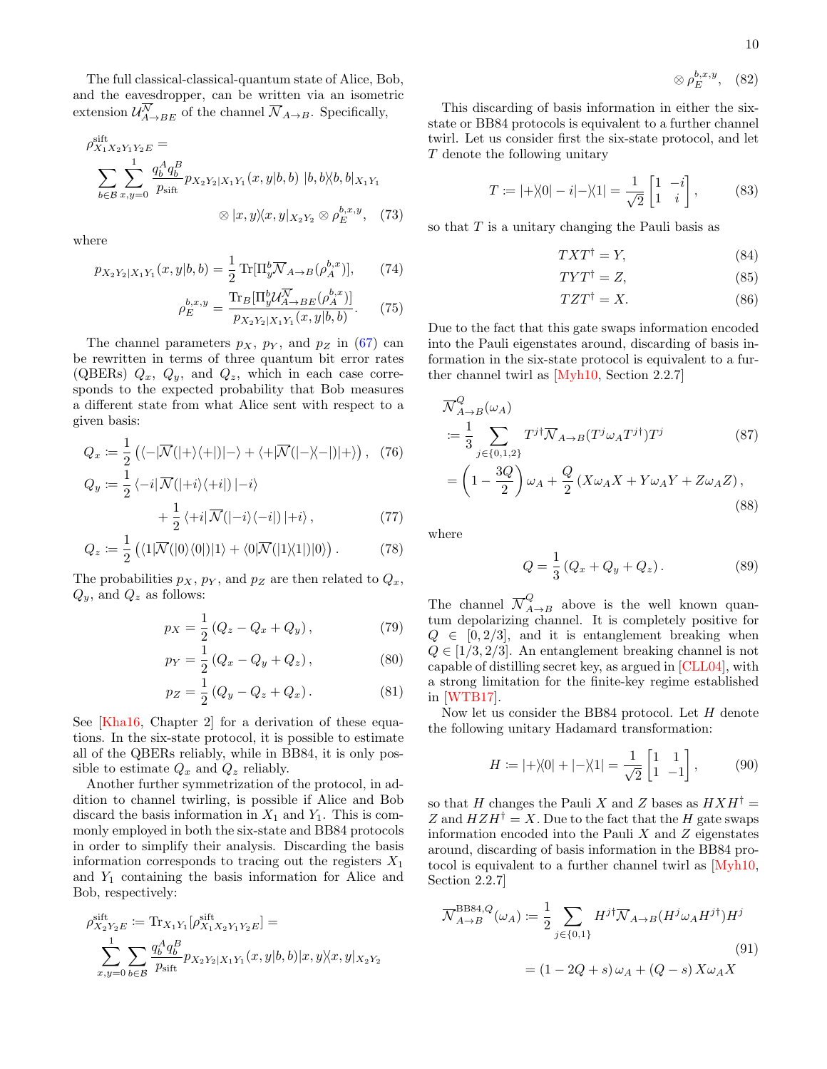The full classical-classical-quantum state of Alice, Bob, and the eavesdropper, can be written via an isometric extension $\mathcal{U}^{\overline{\mathcal{N}}}_{A\to BE}$ of the channel $\overline{\mathcal{N}}_{A\to B}$. Specifically,

$$
\rho^{\text{sift}}_{X_1X_2Y_1Y_2E} = \sum_{b\in\mathcal{B}}\sum_{x,y=0}^{1}\frac{q_b^A q_b^B}{p_{\text{sift}}}p_{X_2Y_2|X_1Y_1}(x,y|b,b)\ |b,b\rangle\langle b,b|_{X_1Y_1} \otimes |x,y\rangle\langle x,y|_{X_2Y_2}\otimes\rho_E^{b,x,y}, \quad (73)
$$

where

$$
p_{X_2Y_2|X_1Y_1}(x,y|b,b) = \frac{1}{2}\operatorname{Tr}[\Pi_y^b\overline{\mathcal{N}}_{A\to B}(\rho_A^{b,x})], \quad (74)
$$

$$
\rho_E^{b,x,y} = \frac{\operatorname{Tr}_B[\Pi_y^b\mathcal{U}^{\overline{\mathcal{N}}}_{A\to BE}(\rho_A^{b,x})]}{p_{X_2Y_2|X_1Y_1}(x,y|b,b)}. \quad (75)
$$

The channel parameters $p_X$, $p_Y$, and $p_Z$ in (67) can be rewritten in terms of three quantum bit error rates (QBERs) $Q_x$, $Q_y$, and $Q_z$, which in each case corresponds to the expected probability that Bob measures a different state from what Alice sent with respect to a given basis:

$$
Q_x := \frac{1}{2}\left(\langle -|\overline{\mathcal{N}}(|+\rangle\langle +|)|-\rangle + \langle +|\overline{\mathcal{N}}(|-\rangle\langle -|)|+\rangle\right), \quad (76)
$$

$$
Q_y := \frac{1}{2}\langle -i|\overline{\mathcal{N}}(|+i\rangle\langle +i|)\,|-i\rangle + \frac{1}{2}\langle +i|\overline{\mathcal{N}}(|-i\rangle\langle -i|)\,|+i\rangle, \quad (77)
$$

$$
Q_z := \frac{1}{2}\left(\langle 1|\overline{\mathcal{N}}(|0\rangle\langle 0|)|1\rangle + \langle 0|\overline{\mathcal{N}}(|1\rangle\langle 1|)|0\rangle\right). \quad (78)
$$

The probabilities $p_X$, $p_Y$, and $p_Z$ are then related to $Q_x$, $Q_y$, and $Q_z$ as follows:

$$
p_X = \frac{1}{2}\left(Q_z - Q_x + Q_y\right), \quad (79)
$$

$$
p_Y = \frac{1}{2}\left(Q_x - Q_y + Q_z\right), \quad (80)
$$

$$
p_Z = \frac{1}{2}\left(Q_y - Q_z + Q_x\right). \quad (81)
$$

See [Kha16, Chapter 2] for a derivation of these equations. In the six-state protocol, it is possible to estimate all of the QBERs reliably, while in BB84, it is only possible to estimate $Q_x$ and $Q_z$ reliably.

Another further symmetrization of the protocol, in addition to channel twirling, is possible if Alice and Bob discard the basis information in $X_1$ and $Y_1$. This is commonly employed in both the six-state and BB84 protocols in order to simplify their analysis. Discarding the basis information corresponds to tracing out the registers $X_1$ and $Y_1$ containing the basis information for Alice and Bob, respectively:

$$
\rho^{\text{sift}}_{X_2Y_2E} := \operatorname{Tr}_{X_1Y_1}[\rho^{\text{sift}}_{X_1X_2Y_1Y_2E}] = \sum_{x,y=0}^{1}\sum_{b\in\mathcal{B}}\frac{q_b^A q_b^B}{p_{\text{sift}}}p_{X_2Y_2|X_1Y_1}(x,y|b,b)|x,y\rangle\langle x,y|_{X_2Y_2} \otimes\rho_E^{b,x,y}, \quad (82)
$$

This discarding of basis information in either the six-state or BB84 protocols is equivalent to a further channel twirl. Let us consider first the six-state protocol, and let $T$ denote the following unitary

$$
T := |+\rangle\langle 0| - i|-\rangle\langle 1| = \frac{1}{\sqrt{2}}\begin{bmatrix}1 & -i\\ 1 & i\end{bmatrix}, \quad (83)
$$

so that $T$ is a unitary changing the Pauli basis as

$$
TXT^\dagger = Y, \quad (84)
$$

$$
TYT^\dagger = Z, \quad (85)
$$

$$
TZT^\dagger = X. \quad (86)
$$

Due to the fact that this gate swaps information encoded into the Pauli eigenstates around, discarding of basis information in the six-state protocol is equivalent to a further channel twirl as [Myh10, Section 2.2.7]

$$
\overline{\mathcal{N}}^{Q}_{A\to B}(\omega_A) := \frac{1}{3}\sum_{j\in\{0,1,2\}}T^{j\dagger}\overline{\mathcal{N}}_{A\to B}(T^j\omega_A T^{j\dagger})T^j \quad (87)
$$

$$
= \left(1-\frac{3Q}{2}\right)\omega_A + \frac{Q}{2}\left(X\omega_A X + Y\omega_A Y + Z\omega_A Z\right), \quad (88)
$$

where

$$
Q = \frac{1}{3}\left(Q_x + Q_y + Q_z\right). \quad (89)
$$

The channel $\overline{\mathcal{N}}^{Q}_{A\to B}$ above is the well known quantum depolarizing channel. It is completely positive for $Q\in[0,2/3]$, and it is entanglement breaking when $Q\in[1/3,2/3]$. An entanglement breaking channel is not capable of distilling secret key, as argued in [CLL04], with a strong limitation for the finite-key regime established in [WTB17].

Now let us consider the BB84 protocol. Let $H$ denote the following unitary Hadamard transformation:

$$
H := |+\rangle\langle 0| + |-\rangle\langle 1| = \frac{1}{\sqrt{2}}\begin{bmatrix}1 & 1\\ 1 & -1\end{bmatrix}, \quad (90)
$$

so that $H$ changes the Pauli $X$ and $Z$ bases as $HXH^\dagger = Z$ and $HZH^\dagger = X$. Due to the fact that the $H$ gate swaps information encoded into the Pauli $X$ and $Z$ eigenstates around, discarding of basis information in the BB84 protocol is equivalent to a further channel twirl as [Myh10, Section 2.2.7]

$$
\overline{\mathcal{N}}^{\text{BB84},Q}_{A\to B}(\omega_A) := \frac{1}{2}\sum_{j\in\{0,1\}}H^{j\dagger}\overline{\mathcal{N}}_{A\to B}(H^j\omega_A H^{j\dagger})H^j \quad (91)
$$

$$
= \left(1-2Q+s\right)\omega_A + \left(Q-s\right)X\omega_A X
$$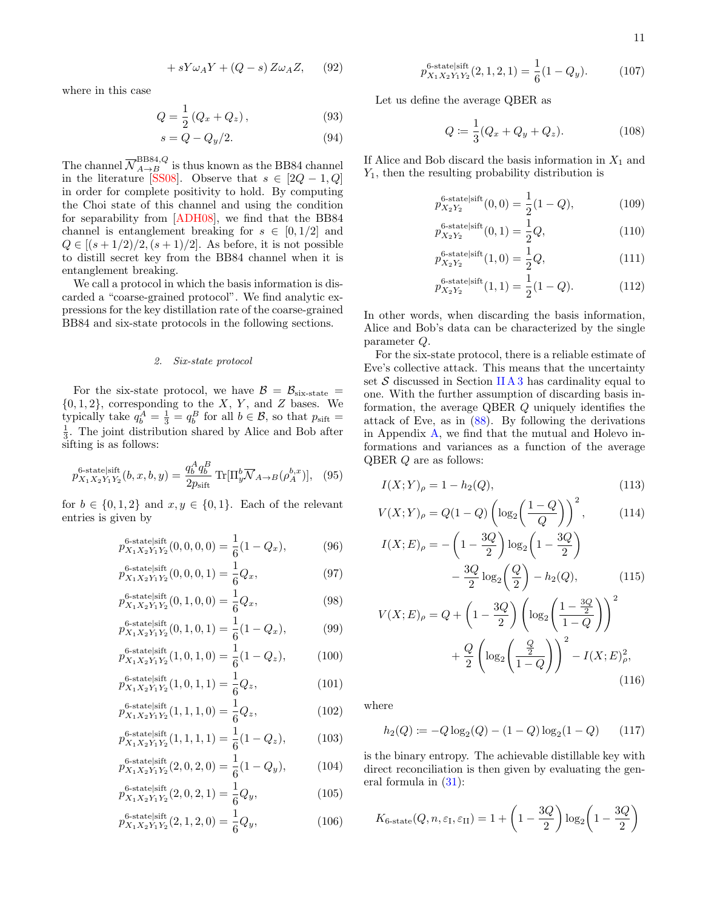$$+ sY\omega_A Y + (Q - s)\, Z\omega_A Z, \quad (92)$$

where in this case

$$Q = \frac{1}{2}\left(Q_x + Q_z\right), \quad (93)$$

$$s = Q - Q_y/2. \quad (94)$$

The channel $\overline{\mathcal{N}}^{\text{BB84},Q}_{A\to B}$ is thus known as the BB84 channel in the literature [SS08]. Observe that $s \in [2Q-1, Q]$ in order for complete positivity to hold. By computing the Choi state of this channel and using the condition for separability from [ADH08], we find that the BB84 channel is entanglement breaking for $s \in [0, 1/2]$ and $Q \in [(s+1/2)/2, (s+1)/2]$. As before, it is not possible to distill secret key from the BB84 channel when it is entanglement breaking.

We call a protocol in which the basis information is discarded a "coarse-grained protocol". We find analytic expressions for the key distillation rate of the coarse-grained BB84 and six-state protocols in the following sections.

#### 2. Six-state protocol

For the six-state protocol, we have $\mathcal{B} = \mathcal{B}_{\text{six-state}} = \{0, 1, 2\}$, corresponding to the $X$, $Y$, and $Z$ bases. We typically take $q_b^A = \frac{1}{3} = q_b^B$ for all $b \in \mathcal{B}$, so that $p_{\text{sift}} = \frac{1}{3}$. The joint distribution shared by Alice and Bob after sifting is as follows:

$$p^{\text{6-state}|\text{sift}}_{X_1 X_2 Y_1 Y_2}(b, x, b, y) = \frac{q_b^A q_b^B}{2 p_{\text{sift}}} \operatorname{Tr}[\Pi^b_y \overline{\mathcal{N}}_{A\to B}(\rho_A^{b,x})], \quad (95)$$

for $b \in \{0, 1, 2\}$ and $x, y \in \{0, 1\}$. Each of the relevant entries is given by

$$p^{\text{6-state}|\text{sift}}_{X_1 X_2 Y_1 Y_2}(0,0,0,0) = \frac{1}{6}(1 - Q_x), \quad (96)$$

$$p^{\text{6-state}|\text{sift}}_{X_1 X_2 Y_1 Y_2}(0,0,0,1) = \frac{1}{6}Q_x, \quad (97)$$

$$p^{\text{6-state}|\text{sift}}_{X_1 X_2 Y_1 Y_2}(0,1,0,0) = \frac{1}{6}Q_x, \quad (98)$$

$$p^{\text{6-state}|\text{sift}}_{X_1 X_2 Y_1 Y_2}(0,1,0,1) = \frac{1}{6}(1 - Q_x), \quad (99)$$

$$p^{\text{6-state}|\text{sift}}_{X_1 X_2 Y_1 Y_2}(1,0,1,0) = \frac{1}{6}(1 - Q_z), \quad (100)$$

$$p^{\text{6-state}|\text{sift}}_{X_1 X_2 Y_1 Y_2}(1,0,1,1) = \frac{1}{6}Q_z, \quad (101)$$

$$p^{\text{6-state}|\text{sift}}_{X_1 X_2 Y_1 Y_2}(1,1,1,0) = \frac{1}{6}Q_z, \quad (102)$$

$$p^{\text{6-state}|\text{sift}}_{X_1 X_2 Y_1 Y_2}(1,1,1,1) = \frac{1}{6}(1 - Q_z), \quad (103)$$

$$p^{\text{6-state}|\text{sift}}_{X_1 X_2 Y_1 Y_2}(2,0,2,0) = \frac{1}{6}(1 - Q_y), \quad (104)$$

$$p^{\text{6-state}|\text{sift}}_{X_1 X_2 Y_1 Y_2}(2,0,2,1) = \frac{1}{6}Q_y, \quad (105)$$

$$p^{\text{6-state}|\text{sift}}_{X_1 X_2 Y_1 Y_2}(2,1,2,0) = \frac{1}{6}Q_y, \quad (106)$$

$$p^{\text{6-state}|\text{sift}}_{X_1 X_2 Y_1 Y_2}(2,1,2,1) = \frac{1}{6}(1 - Q_y). \quad (107)$$

Let us define the average QBER as

$$Q := \frac{1}{3}(Q_x + Q_y + Q_z). \quad (108)$$

If Alice and Bob discard the basis information in $X_1$ and $Y_1$, then the resulting probability distribution is

$$p^{\text{6-state}|\text{sift}}_{X_2 Y_2}(0,0) = \frac{1}{2}(1 - Q), \quad (109)$$

$$p^{\text{6-state}|\text{sift}}_{X_2 Y_2}(0,1) = \frac{1}{2}Q, \quad (110)$$

$$p^{\text{6-state}|\text{sift}}_{X_2 Y_2}(1,0) = \frac{1}{2}Q, \quad (111)$$

$$p^{\text{6-state}|\text{sift}}_{X_2 Y_2}(1,1) = \frac{1}{2}(1 - Q). \quad (112)$$

In other words, when discarding the basis information, Alice and Bob's data can be characterized by the single parameter $Q$.

For the six-state protocol, there is a reliable estimate of Eve's collective attack. This means that the uncertainty set $\mathcal{S}$ discussed in Section II A 3 has cardinality equal to one. With the further assumption of discarding basis information, the average QBER $Q$ uniquely identifies the attack of Eve, as in (88). By following the derivations in Appendix A, we find that the mutual and Holevo informations and variances as a function of the average QBER $Q$ are as follows:

$$I(X;Y)_\rho = 1 - h_2(Q), \quad (113)$$

$$V(X;Y)_\rho = Q(1-Q)\left(\log_2\left(\frac{1-Q}{Q}\right)\right)^2, \quad (114)$$

$$I(X;E)_\rho = -\left(1 - \frac{3Q}{2}\right)\log_2\left(1 - \frac{3Q}{2}\right) - \frac{3Q}{2}\log_2\left(\frac{Q}{2}\right) - h_2(Q), \quad (115)$$

$$V(X;E)_\rho = Q + \left(1 - \frac{3Q}{2}\right)\left(\log_2\left(\frac{1 - \frac{3Q}{2}}{1-Q}\right)\right)^2 + \frac{Q}{2}\left(\log_2\left(\frac{\frac{Q}{2}}{1-Q}\right)\right)^2 - I(X;E)_\rho^2, \quad (116)$$

where

$$h_2(Q) := -Q\log_2(Q) - (1-Q)\log_2(1-Q) \quad (117)$$

is the binary entropy. The achievable distillable key with direct reconciliation is then given by evaluating the general formula in (31):

$$K_{\text{6-state}}(Q, n, \varepsilon_{\text{I}}, \varepsilon_{\text{II}}) = 1 + \left(1 - \frac{3Q}{2}\right)\log_2\left(1 - \frac{3Q}{2}\right)$$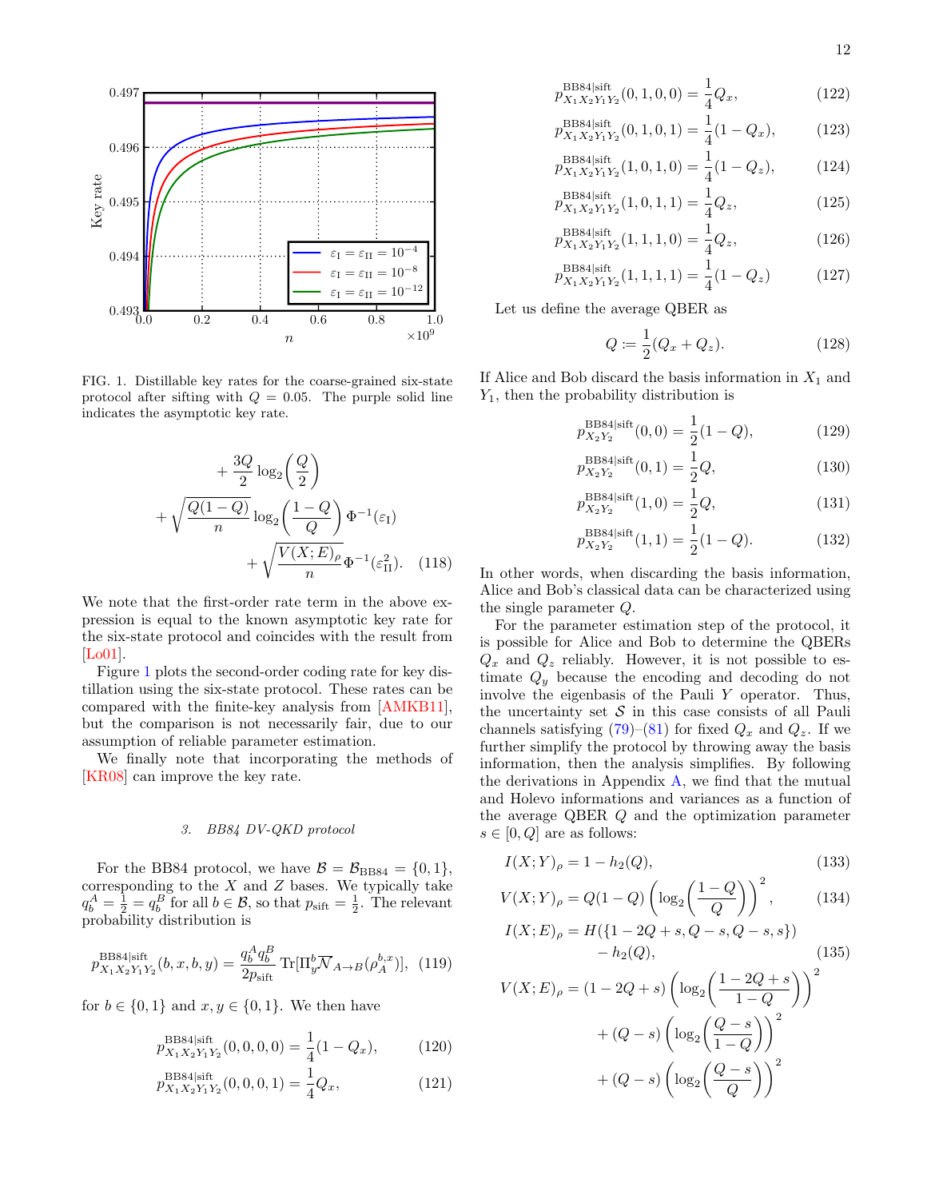FIG. 1. Distillable key rates for the coarse-grained six-state protocol after sifting with $Q = 0.05$. The purple solid line indicates the asymptotic key rate.

$$
+ \frac{3Q}{2}\log_2\left(\frac{Q}{2}\right) + \sqrt{\frac{Q(1-Q)}{n}}\log_2\left(\frac{1-Q}{Q}\right)\Phi^{-1}(\varepsilon_{\rm I}) + \sqrt{\frac{V(X;E)_\rho}{n}}\Phi^{-1}(\varepsilon_{\rm II}^2). \quad (118)
$$

We note that the first-order rate term in the above expression is equal to the known asymptotic key rate for the six-state protocol and coincides with the result from [Lo01].

Figure 1 plots the second-order coding rate for key distillation using the six-state protocol. These rates can be compared with the finite-key analysis from [AMKB11], but the comparison is not necessarily fair, due to our assumption of reliable parameter estimation.

We finally note that incorporating the methods of [KR08] can improve the key rate.

### 3. BB84 DV-QKD protocol

For the BB84 protocol, we have $\mathcal{B} = \mathcal{B}_{\rm BB84} = \{0, 1\}$, corresponding to the $X$ and $Z$ bases. We typically take $q_b^A = \frac{1}{2} = q_b^B$ for all $b \in \mathcal{B}$, so that $p_{\rm sift} = \frac{1}{2}$. The relevant probability distribution is

$$
p^{\rm BB84|sift}_{X_1X_2Y_1Y_2}(b, x, b, y) = \frac{q_b^A q_b^B}{2p_{\rm sift}}\,\mathrm{Tr}[\Pi_y^b \overline{\mathcal{N}}_{A\to B}(\rho_A^{b,x})], \quad (119)
$$

for $b \in \{0, 1\}$ and $x, y \in \{0, 1\}$. We then have

$$
p^{\rm BB84|sift}_{X_1X_2Y_1Y_2}(0, 0, 0, 0) = \frac{1}{4}(1 - Q_x), \quad (120)
$$

$$
p^{\rm BB84|sift}_{X_1X_2Y_1Y_2}(0, 0, 0, 1) = \frac{1}{4}Q_x, \quad (121)
$$

$$
p^{\rm BB84|sift}_{X_1X_2Y_1Y_2}(0, 1, 0, 0) = \frac{1}{4}Q_x, \quad (122)
$$

$$
p^{\rm BB84|sift}_{X_1X_2Y_1Y_2}(0, 1, 0, 1) = \frac{1}{4}(1 - Q_x), \quad (123)
$$

$$
p^{\rm BB84|sift}_{X_1X_2Y_1Y_2}(1, 0, 1, 0) = \frac{1}{4}(1 - Q_z), \quad (124)
$$

$$
p^{\rm BB84|sift}_{X_1X_2Y_1Y_2}(1, 0, 1, 1) = \frac{1}{4}Q_z, \quad (125)
$$

$$
p^{\rm BB84|sift}_{X_1X_2Y_1Y_2}(1, 1, 1, 0) = \frac{1}{4}Q_z, \quad (126)
$$

$$
p^{\rm BB84|sift}_{X_1X_2Y_1Y_2}(1, 1, 1, 1) = \frac{1}{4}(1 - Q_z) \quad (127)
$$

Let us define the average QBER as

$$
Q := \frac{1}{2}(Q_x + Q_z). \quad (128)
$$

If Alice and Bob discard the basis information in $X_1$ and $Y_1$, then the probability distribution is

$$
p^{\rm BB84|sift}_{X_2Y_2}(0, 0) = \frac{1}{2}(1 - Q), \quad (129)
$$

$$
p^{\rm BB84|sift}_{X_2Y_2}(0, 1) = \frac{1}{2}Q, \quad (130)
$$

$$
p^{\rm BB84|sift}_{X_2Y_2}(1, 0) = \frac{1}{2}Q, \quad (131)
$$

$$
p^{\rm BB84|sift}_{X_2Y_2}(1, 1) = \frac{1}{2}(1 - Q). \quad (132)
$$

In other words, when discarding the basis information, Alice and Bob's classical data can be characterized using the single parameter $Q$.

For the parameter estimation step of the protocol, it is possible for Alice and Bob to determine the QBERs $Q_x$ and $Q_z$ reliably. However, it is not possible to estimate $Q_y$ because the encoding and decoding do not involve the eigenbasis of the Pauli $Y$ operator. Thus, the uncertainty set $\mathcal{S}$ in this case consists of all Pauli channels satisfying (79)–(81) for fixed $Q_x$ and $Q_z$. If we further simplify the protocol by throwing away the basis information, then the analysis simplifies. By following the derivations in Appendix A, we find that the mutual and Holevo informations and variances as a function of the average QBER $Q$ and the optimization parameter $s \in [0, Q]$ are as follows:

$$
I(X;Y)_\rho = 1 - h_2(Q), \quad (133)
$$

$$
V(X;Y)_\rho = Q(1-Q)\left(\log_2\left(\frac{1-Q}{Q}\right)\right)^2, \quad (134)
$$

$$
I(X;E)_\rho = H(\{1 - 2Q + s, Q - s, Q - s, s\}) - h_2(Q), \quad (135)
$$

$$
V(X;E)_\rho = (1 - 2Q + s)\left(\log_2\left(\frac{1-2Q+s}{1-Q}\right)\right)^2 + (Q - s)\left(\log_2\left(\frac{Q-s}{1-Q}\right)\right)^2 + (Q - s)\left(\log_2\left(\frac{Q-s}{Q}\right)\right)^2
$$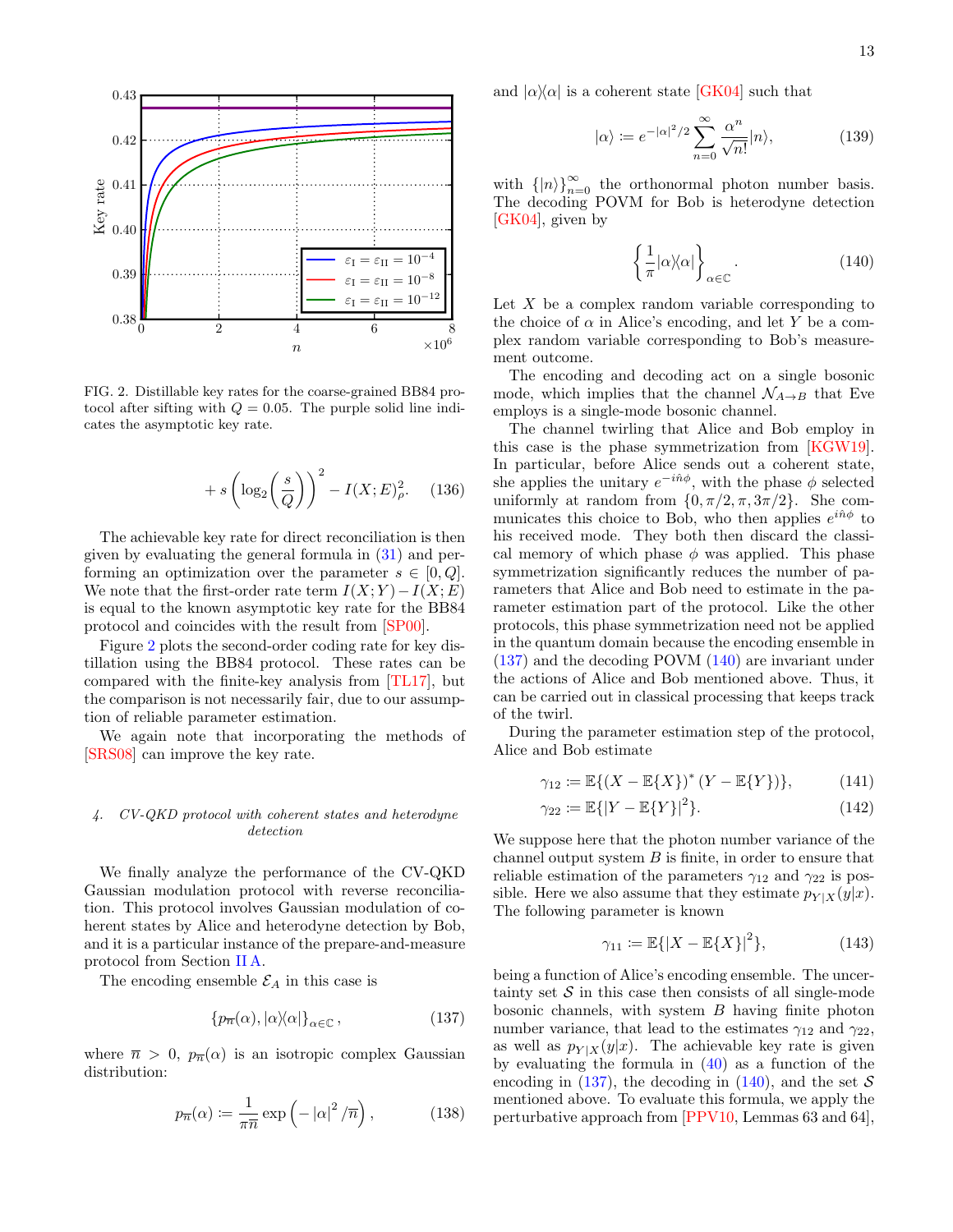FIG. 2. Distillable key rates for the coarse-grained BB84 protocol after sifting with $Q = 0.05$. The purple solid line indicates the asymptotic key rate.

$$+ s\left(\log_2\left(\frac{s}{Q}\right)\right)^2 - I(X;E)^2_\rho. \quad (136)$$

The achievable key rate for direct reconciliation is then given by evaluating the general formula in (31) and performing an optimization over the parameter $s \in [0, Q]$. We note that the first-order rate term $I(X;Y) - I(X;E)$ is equal to the known asymptotic key rate for the BB84 protocol and coincides with the result from [SP00].

Figure 2 plots the second-order coding rate for key distillation using the BB84 protocol. These rates can be compared with the finite-key analysis from [TL17], but the comparison is not necessarily fair, due to our assumption of reliable parameter estimation.

We again note that incorporating the methods of [SRS08] can improve the key rate.

#### 4. CV-QKD protocol with coherent states and heterodyne detection

We finally analyze the performance of the CV-QKD Gaussian modulation protocol with reverse reconciliation. This protocol involves Gaussian modulation of coherent states by Alice and heterodyne detection by Bob, and it is a particular instance of the prepare-and-measure protocol from Section II A.

The encoding ensemble $\mathcal{E}_A$ in this case is

$$\{p_{\overline{n}}(\alpha), |\alpha\rangle\langle\alpha|\}_{\alpha\in\mathbb{C}}, \quad (137)$$

where $\overline{n} > 0$, $p_{\overline{n}}(\alpha)$ is an isotropic complex Gaussian distribution:

$$p_{\overline{n}}(\alpha) := \frac{1}{\pi\overline{n}} \exp\left(-|\alpha|^2/\overline{n}\right), \quad (138)$$

and $|\alpha\rangle\langle\alpha|$ is a coherent state [GK04] such that

$$|\alpha\rangle := e^{-|\alpha|^2/2} \sum_{n=0}^{\infty} \frac{\alpha^n}{\sqrt{n!}} |n\rangle, \quad (139)$$

with $\{|n\rangle\}_{n=0}^{\infty}$ the orthonormal photon number basis. The decoding POVM for Bob is heterodyne detection [GK04], given by

$$\left\{\frac{1}{\pi}|\alpha\rangle\langle\alpha|\right\}_{\alpha\in\mathbb{C}}. \quad (140)$$

Let $X$ be a complex random variable corresponding to the choice of $\alpha$ in Alice's encoding, and let $Y$ be a complex random variable corresponding to Bob's measurement outcome.

The encoding and decoding act on a single bosonic mode, which implies that the channel $\mathcal{N}_{A\to B}$ that Eve employs is a single-mode bosonic channel.

The channel twirling that Alice and Bob employ in this case is the phase symmetrization from [KGW19]. In particular, before Alice sends out a coherent state, she applies the unitary $e^{-i\hat{n}\phi}$, with the phase $\phi$ selected uniformly at random from $\{0, \pi/2, \pi, 3\pi/2\}$. She communicates this choice to Bob, who then applies $e^{i\hat{n}\phi}$ to his received mode. They both then discard the classical memory of which phase $\phi$ was applied. This phase symmetrization significantly reduces the number of parameters that Alice and Bob need to estimate in the parameter estimation part of the protocol. Like the other protocols, this phase symmetrization need not be applied in the quantum domain because the encoding ensemble in (137) and the decoding POVM (140) are invariant under the actions of Alice and Bob mentioned above. Thus, it can be carried out in classical processing that keeps track of the twirl.

During the parameter estimation step of the protocol, Alice and Bob estimate

$$\gamma_{12} := \mathbb{E}\{(X - \mathbb{E}\{X\})^* (Y - \mathbb{E}\{Y\})\}, \quad (141)$$

$$\gamma_{22} := \mathbb{E}\{|Y - \mathbb{E}\{Y\}|^2\}. \quad (142)$$

We suppose here that the photon number variance of the channel output system $B$ is finite, in order to ensure that reliable estimation of the parameters $\gamma_{12}$ and $\gamma_{22}$ is possible. Here we also assume that they estimate $p_{Y|X}(y|x)$. The following parameter is known

$$\gamma_{11} := \mathbb{E}\{|X - \mathbb{E}\{X\}|^2\}, \quad (143)$$

being a function of Alice's encoding ensemble. The uncertainty set $\mathcal{S}$ in this case then consists of all single-mode bosonic channels, with system $B$ having finite photon number variance, that lead to the estimates $\gamma_{12}$ and $\gamma_{22}$, as well as $p_{Y|X}(y|x)$. The achievable key rate is given by evaluating the formula in (40) as a function of the encoding in (137), the decoding in (140), and the set $\mathcal{S}$ mentioned above. To evaluate this formula, we apply the perturbative approach from [PPV10, Lemmas 63 and 64],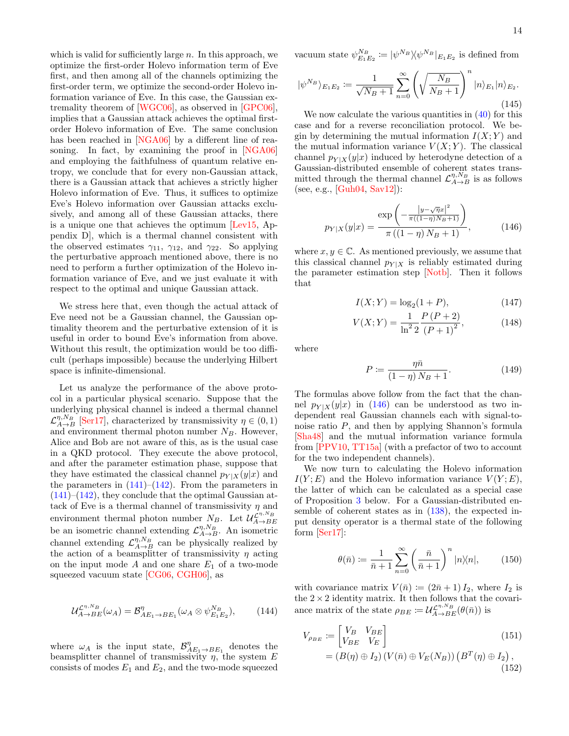which is valid for sufficiently large $n$. In this approach, we optimize the first-order Holevo information term of Eve first, and then among all of the channels optimizing the first-order term, we optimize the second-order Holevo information variance of Eve. In this case, the Gaussian extremality theorem of [WGC06], as observed in [GPC06], implies that a Gaussian attack achieves the optimal first-order Holevo information of Eve. The same conclusion has been reached in [NGA06] by a different line of reasoning. In fact, by examining the proof in [NGA06] and employing the faithfulness of quantum relative entropy, we conclude that for every non-Gaussian attack, there is a Gaussian attack that achieves a strictly higher Holevo information of Eve. Thus, it suffices to optimize Eve's Holevo information over Gaussian attacks exclusively, and among all of these Gaussian attacks, there is a unique one that achieves the optimum [Lev15, Appendix D], which is a thermal channel consistent with the observed estimates $\gamma_{11}$, $\gamma_{12}$, and $\gamma_{22}$. So applying the perturbative approach mentioned above, there is no need to perform a further optimization of the Holevo information variance of Eve, and we just evaluate it with respect to the optimal and unique Gaussian attack.

We stress here that, even though the actual attack of Eve need not be a Gaussian channel, the Gaussian optimality theorem and the perturbative extension of it is useful in order to bound Eve's information from above. Without this result, the optimization would be too difficult (perhaps impossible) because the underlying Hilbert space is infinite-dimensional.

Let us analyze the performance of the above protocol in a particular physical scenario. Suppose that the underlying physical channel is indeed a thermal channel $\mathcal{L}^{\eta,N_B}_{A\to B}$ [Ser17], characterized by transmissivity $\eta\in(0,1)$ and environment thermal photon number $N_B$. However, Alice and Bob are not aware of this, as is the usual case in a QKD protocol. They execute the above protocol, and after the parameter estimation phase, suppose that they have estimated the classical channel $p_{Y|X}(y|x)$ and the parameters in (141)–(142). From the parameters in (141)–(142), they conclude that the optimal Gaussian attack of Eve is a thermal channel of transmissivity $\eta$ and environment thermal photon number $N_B$. Let $\mathcal{U}^{\mathcal{L}^{\eta,N_B}}_{A\to BE}$ be an isometric channel extending $\mathcal{L}^{\eta,N_B}_{A\to B}$. An isometric channel extending $\mathcal{L}^{\eta,N_B}_{A\to B}$ can be physically realized by the action of a beamsplitter of transmissivity $\eta$ acting on the input mode $A$ and one share $E_1$ of a two-mode squeezed vacuum state [CG06, CGH06], as

$$
\mathcal{U}^{\mathcal{L}^{\eta,N_B}}_{A\to BE}(\omega_A)=\mathcal{B}^{\eta}_{AE_1\to BE_1}(\omega_A\otimes\psi^{N_B}_{E_1E_2}), \tag{144}
$$

where $\omega_A$ is the input state, $\mathcal{B}^{\eta}_{AE_1\to BE_1}$ denotes the beamsplitter channel of transmissivity $\eta$, the system $E$ consists of modes $E_1$ and $E_2$, and the two-mode squeezed vacuum state $\psi^{N_B}_{E_1E_2}:=|\psi^{N_B}\rangle\langle\psi^{N_B}|_{E_1E_2}$ is defined from

$$
|\psi^{N_B}\rangle_{E_1E_2}:=\frac{1}{\sqrt{N_B+1}}\sum_{n=0}^{\infty}\left(\sqrt{\frac{N_B}{N_B+1}}\right)^n|n\rangle_{E_1}|n\rangle_{E_2}. \tag{145}
$$

We now calculate the various quantities in (40) for this case and for a reverse reconciliation protocol. We begin by determining the mutual information $I(X;Y)$ and the mutual information variance $V(X;Y)$. The classical channel $p_{Y|X}(y|x)$ induced by heterodyne detection of a Gaussian-distributed ensemble of coherent states transmitted through the thermal channel $\mathcal{L}^{\eta,N_B}_{A\to B}$ is as follows (see, e.g., [Guh04, Sav12]):

$$
p_{Y|X}(y|x)=\frac{\exp\left(-\frac{|y-\sqrt{\eta}x|^2}{\pi((1-\eta)N_B+1)}\right)}{\pi\left((1-\eta)N_B+1\right)}, \tag{146}
$$

where $x,y\in\mathbb{C}$. As mentioned previously, we assume that this classical channel $p_{Y|X}$ is reliably estimated during the parameter estimation step [Notb]. Then it follows that

$$
I(X;Y)=\log_2(1+P), \tag{147}
$$

$$
V(X;Y)=\frac{1}{\ln^2 2}\frac{P\,(P+2)}{(P+1)^2}, \tag{148}
$$

where

$$
P:=\frac{\eta\bar{n}}{(1-\eta)\,N_B+1}. \tag{149}
$$

The formulas above follow from the fact that the channel $p_{Y|X}(y|x)$ in (146) can be understood as two independent real Gaussian channels each with signal-to-noise ratio $P$, and then by applying Shannon's formula [Sha48] and the mutual information variance formula from [PPV10, TT15a] (with a prefactor of two to account for the two independent channels).

We now turn to calculating the Holevo information $I(Y;E)$ and the Holevo information variance $V(Y;E)$, the latter of which can be calculated as a special case of Proposition 3 below. For a Gaussian-distributed ensemble of coherent states as in (138), the expected input density operator is a thermal state of the following form [Ser17]:

$$
\theta(\bar{n}):=\frac{1}{\bar{n}+1}\sum_{n=0}^{\infty}\left(\frac{\bar{n}}{\bar{n}+1}\right)^n|n\rangle\langle n|, \tag{150}
$$

with covariance matrix $V(\bar{n}):=(2\bar{n}+1)\,I_2$, where $I_2$ is the $2\times 2$ identity matrix. It then follows that the covariance matrix of the state $\rho_{BE}:=\mathcal{U}^{\mathcal{L}^{\eta,N_B}}_{A\to BE}(\theta(\bar{n}))$ is

$$
V_{\rho_{BE}}:=\begin{bmatrix}V_B & V_{BE}\\ V_{BE} & V_E\end{bmatrix} \tag{151}
$$

$$
=(B(\eta)\oplus I_2)\,(V(\bar{n})\oplus V_E(N_B))\,\left(B^T(\eta)\oplus I_2\right), \tag{152}
$$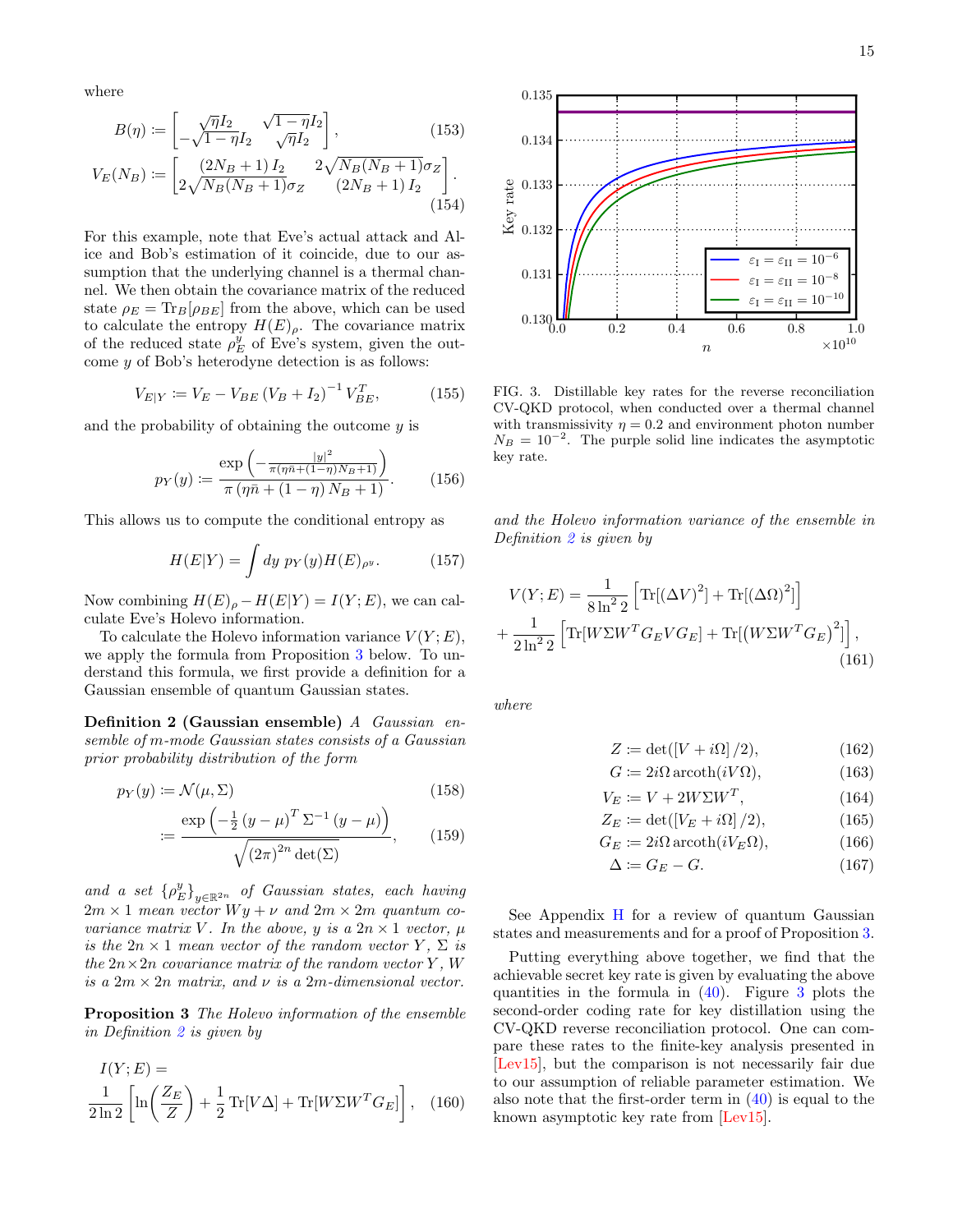where

$$B(\eta) := \begin{bmatrix} \sqrt{\eta} I_2 & \sqrt{1-\eta} I_2 \\ -\sqrt{1-\eta} I_2 & \sqrt{\eta} I_2 \end{bmatrix}, \tag{153}$$

$$V_E(N_B) := \begin{bmatrix} (2N_B+1)\, I_2 & 2\sqrt{N_B(N_B+1)}\sigma_Z \\ 2\sqrt{N_B(N_B+1)}\sigma_Z & (2N_B+1)\, I_2 \end{bmatrix}. \tag{154}$$

For this example, note that Eve's actual attack and Alice and Bob's estimation of it coincide, due to our assumption that the underlying channel is a thermal channel. We then obtain the covariance matrix of the reduced state $\rho_E = \mathrm{Tr}_B[\rho_{BE}]$ from the above, which can be used to calculate the entropy $H(E)_\rho$. The covariance matrix of the reduced state $\rho_E^y$ of Eve's system, given the outcome $y$ of Bob's heterodyne detection is as follows:

$$V_{E|Y} := V_E - V_{BE}\left(V_B + I_2\right)^{-1} V_{BE}^T, \tag{155}$$

and the probability of obtaining the outcome $y$ is

$$p_Y(y) := \frac{\exp\left(-\frac{|y|^2}{\pi(\eta\bar{n}+(1-\eta)N_B+1)}\right)}{\pi\left(\eta\bar{n} + (1-\eta)\, N_B + 1\right)}. \tag{156}$$

This allows us to compute the conditional entropy as

$$H(E|Y) = \int dy\; p_Y(y) H(E)_{\rho^y}. \tag{157}$$

Now combining $H(E)_\rho - H(E|Y) = I(Y;E)$, we can calculate Eve's Holevo information.

To calculate the Holevo information variance $V(Y;E)$, we apply the formula from Proposition 3 below. To understand this formula, we first provide a definition for a Gaussian ensemble of quantum Gaussian states.

**Definition 2 (Gaussian ensemble)** *A Gaussian ensemble of $m$-mode Gaussian states consists of a Gaussian prior probability distribution of the form*

$$p_Y(y) := \mathcal{N}(\mu, \Sigma) \tag{158}$$

$$:= \frac{\exp\left(-\frac{1}{2}\left(y-\mu\right)^T \Sigma^{-1}\left(y-\mu\right)\right)}{\sqrt{\left(2\pi\right)^{2n}\det(\Sigma)}}, \tag{159}$$

*and a set $\{\rho_E^y\}_{y\in\mathbb{R}^{2n}}$ of Gaussian states, each having $2m\times 1$ mean vector $Wy+\nu$ and $2m\times 2m$ quantum covariance matrix $V$. In the above, $y$ is a $2n\times 1$ vector, $\mu$ is the $2n\times 1$ mean vector of the random vector $Y$, $\Sigma$ is the $2n\times 2n$ covariance matrix of the random vector $Y$, $W$ is a $2m\times 2n$ matrix, and $\nu$ is a $2m$-dimensional vector.*

**Proposition 3** *The Holevo information of the ensemble in Definition 2 is given by*

$$I(Y;E) = \frac{1}{2\ln 2}\left[\ln\left(\frac{Z_E}{Z}\right) + \frac{1}{2}\mathrm{Tr}[V\Delta] + \mathrm{Tr}[W\Sigma W^T G_E]\right], \tag{160}$$

*and the Holevo information variance of the ensemble in Definition 2 is given by*

$$V(Y;E) = \frac{1}{8\ln^2 2}\left[\mathrm{Tr}[(\Delta V)^2] + \mathrm{Tr}[(\Delta\Omega)^2]\right] + \frac{1}{2\ln^2 2}\left[\mathrm{Tr}[W\Sigma W^T G_E V G_E] + \mathrm{Tr}[\left(W\Sigma W^T G_E\right)^2]\right], \tag{161}$$

*where*

$$Z := \det([V + i\Omega]/2), \tag{162}$$

$$G := 2i\Omega\,\mathrm{arcoth}(iV\Omega), \tag{163}$$

$$V_E := V + 2W\Sigma W^T, \tag{164}$$

$$Z_E := \det([V_E + i\Omega]/2), \tag{165}$$

$$G_E := 2i\Omega\,\mathrm{arcoth}(iV_E\Omega), \tag{166}$$

$$\Delta := G_E - G. \tag{167}$$

See Appendix H for a review of quantum Gaussian states and measurements and for a proof of Proposition 3.

Putting everything above together, we find that the achievable secret key rate is given by evaluating the above quantities in the formula in (40). Figure 3 plots the second-order coding rate for key distillation using the CV-QKD reverse reconciliation protocol. One can compare these rates to the finite-key analysis presented in [Lev15], but the comparison is not necessarily fair due to our assumption of reliable parameter estimation. We also note that the first-order term in (40) is equal to the known asymptotic key rate from [Lev15].

FIG. 3. Distillable key rates for the reverse reconciliation CV-QKD protocol, when conducted over a thermal channel with transmissivity $\eta = 0.2$ and environment photon number $N_B = 10^{-2}$. The purple solid line indicates the asymptotic key rate.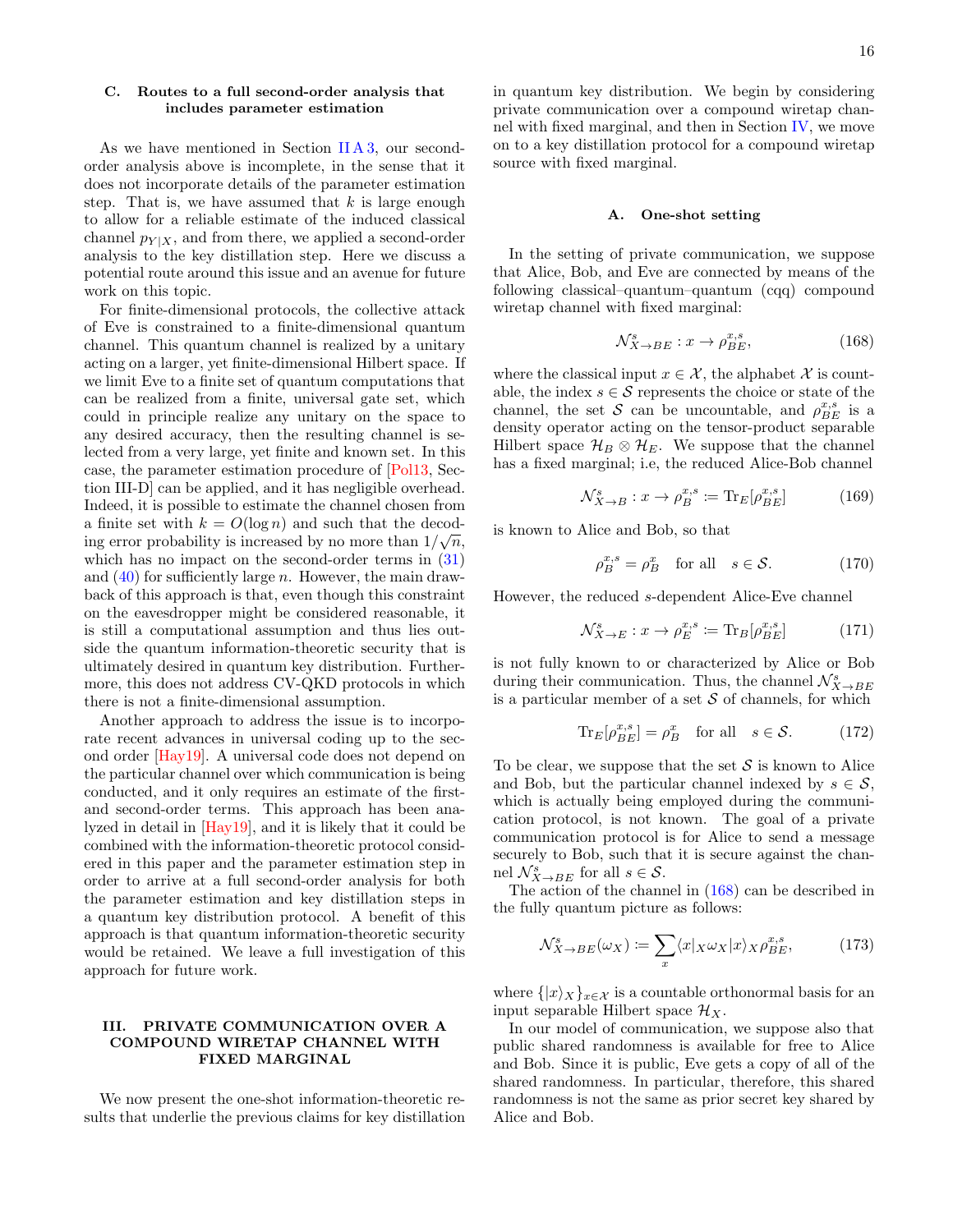### C. Routes to a full second-order analysis that includes parameter estimation

As we have mentioned in Section II A 3, our second-order analysis above is incomplete, in the sense that it does not incorporate details of the parameter estimation step. That is, we have assumed that $k$ is large enough to allow for a reliable estimate of the induced classical channel $p_{Y|X}$, and from there, we applied a second-order analysis to the key distillation step. Here we discuss a potential route around this issue and an avenue for future work on this topic.

For finite-dimensional protocols, the collective attack of Eve is constrained to a finite-dimensional quantum channel. This quantum channel is realized by a unitary acting on a larger, yet finite-dimensional Hilbert space. If we limit Eve to a finite set of quantum computations that can be realized from a finite, universal gate set, which could in principle realize any unitary on the space to any desired accuracy, then the resulting channel is selected from a very large, yet finite and known set. In this case, the parameter estimation procedure of [Pol13, Section III-D] can be applied, and it has negligible overhead. Indeed, it is possible to estimate the channel chosen from a finite set with $k = O(\log n)$ and such that the decoding error probability is increased by no more than $1/\sqrt{n}$, which has no impact on the second-order terms in (31) and (40) for sufficiently large $n$. However, the main drawback of this approach is that, even though this constraint on the eavesdropper might be considered reasonable, it is still a computational assumption and thus lies outside the quantum information-theoretic security that is ultimately desired in quantum key distribution. Furthermore, this does not address CV-QKD protocols in which there is not a finite-dimensional assumption.

Another approach to address the issue is to incorporate recent advances in universal coding up to the second order [Hay19]. A universal code does not depend on the particular channel over which communication is being conducted, and it only requires an estimate of the first- and second-order terms. This approach has been analyzed in detail in [Hay19], and it is likely that it could be combined with the information-theoretic protocol considered in this paper and the parameter estimation step in order to arrive at a full second-order analysis for both the parameter estimation and key distillation steps in a quantum key distribution protocol. A benefit of this approach is that quantum information-theoretic security would be retained. We leave a full investigation of this approach for future work.

## III. PRIVATE COMMUNICATION OVER A COMPOUND WIRETAP CHANNEL WITH FIXED MARGINAL

We now present the one-shot information-theoretic results that underlie the previous claims for key distillation in quantum key distribution. We begin by considering private communication over a compound wiretap channel with fixed marginal, and then in Section IV, we move on to a key distillation protocol for a compound wiretap source with fixed marginal.

### A. One-shot setting

In the setting of private communication, we suppose that Alice, Bob, and Eve are connected by means of the following classical–quantum–quantum (cqq) compound wiretap channel with fixed marginal:

$$\mathcal{N}^{s}_{X\to BE} : x \to \rho^{x,s}_{BE}, \tag{168}$$

where the classical input $x \in \mathcal{X}$, the alphabet $\mathcal{X}$ is countable, the index $s \in \mathcal{S}$ represents the choice or state of the channel, the set $\mathcal{S}$ can be uncountable, and $\rho^{x,s}_{BE}$ is a density operator acting on the tensor-product separable Hilbert space $\mathcal{H}_B \otimes \mathcal{H}_E$. We suppose that the channel has a fixed marginal; i.e, the reduced Alice-Bob channel

$$\mathcal{N}^{s}_{X\to B} : x \to \rho^{x,s}_{B} := \mathrm{Tr}_E[\rho^{x,s}_{BE}] \tag{169}$$

is known to Alice and Bob, so that

$$\rho^{x,s}_{B} = \rho^{x}_{B} \quad \text{for all} \quad s \in \mathcal{S}. \tag{170}$$

However, the reduced $s$-dependent Alice-Eve channel

$$\mathcal{N}^{s}_{X\to E} : x \to \rho^{x,s}_{E} := \mathrm{Tr}_B[\rho^{x,s}_{BE}] \tag{171}$$

is not fully known to or characterized by Alice or Bob during their communication. Thus, the channel $\mathcal{N}^{s}_{X\to BE}$ is a particular member of a set $\mathcal{S}$ of channels, for which

$$\mathrm{Tr}_E[\rho^{x,s}_{BE}] = \rho^{x}_{B} \quad \text{for all} \quad s \in \mathcal{S}. \tag{172}$$

To be clear, we suppose that the set $\mathcal{S}$ is known to Alice and Bob, but the particular channel indexed by $s \in \mathcal{S}$, which is actually being employed during the communication protocol, is not known. The goal of a private communication protocol is for Alice to send a message securely to Bob, such that it is secure against the channel $\mathcal{N}^{s}_{X\to BE}$ for all $s \in \mathcal{S}$.

The action of the channel in (168) can be described in the fully quantum picture as follows:

$$\mathcal{N}^{s}_{X\to BE}(\omega_X) := \sum_{x} \langle x|_X \omega_X |x\rangle_X \rho^{x,s}_{BE}, \tag{173}$$

where $\{|x\rangle_X\}_{x\in\mathcal{X}}$ is a countable orthonormal basis for an input separable Hilbert space $\mathcal{H}_X$.

In our model of communication, we suppose also that public shared randomness is available for free to Alice and Bob. Since it is public, Eve gets a copy of all of the shared randomness. In particular, therefore, this shared randomness is not the same as prior secret key shared by Alice and Bob.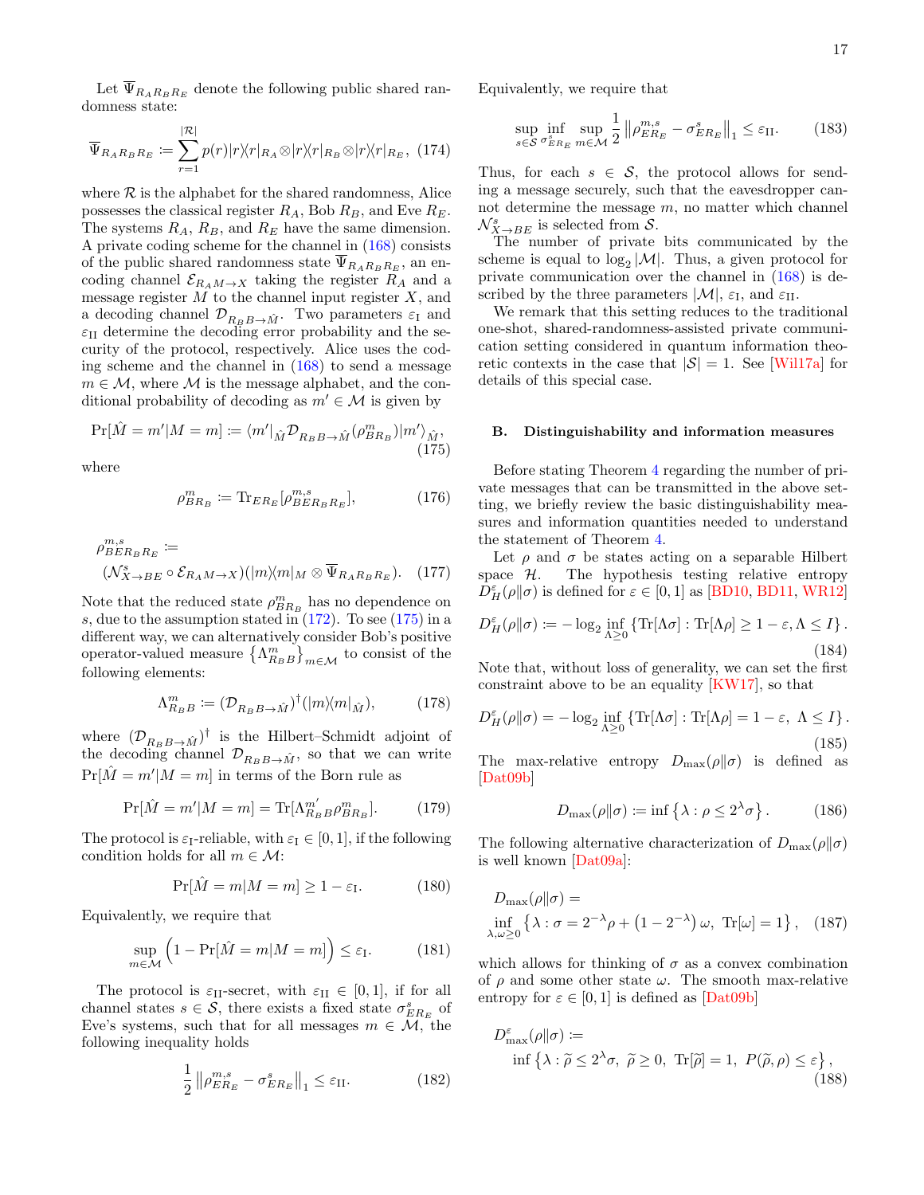Let $\overline{\Psi}_{R_A R_B R_E}$ denote the following public shared randomness state:

$$\overline{\Psi}_{R_A R_B R_E} := \sum_{r=1}^{|\mathcal{R}|} p(r) |r\rangle\!\langle r|_{R_A} \otimes |r\rangle\!\langle r|_{R_B} \otimes |r\rangle\!\langle r|_{R_E}, \quad (174)$$

where $\mathcal{R}$ is the alphabet for the shared randomness, Alice possesses the classical register $R_A$, Bob $R_B$, and Eve $R_E$. The systems $R_A$, $R_B$, and $R_E$ have the same dimension. A private coding scheme for the channel in (168) consists of the public shared randomness state $\overline{\Psi}_{R_A R_B R_E}$, an encoding channel $\mathcal{E}_{R_A M \to X}$ taking the register $R_A$ and a message register $M$ to the channel input register $X$, and a decoding channel $\mathcal{D}_{R_B B \to \hat{M}}$. Two parameters $\varepsilon_{\mathrm{I}}$ and $\varepsilon_{\mathrm{II}}$ determine the decoding error probability and the security of the protocol, respectively. Alice uses the coding scheme and the channel in (168) to send a message $m \in \mathcal{M}$, where $\mathcal{M}$ is the message alphabet, and the conditional probability of decoding as $m' \in \mathcal{M}$ is given by

$$\Pr[\hat{M} = m' | M = m] := \langle m' |_{\hat{M}} \mathcal{D}_{R_B B \to \hat{M}}(\rho^m_{B R_B}) | m' \rangle_{\hat{M}}, \quad (175)$$

where

$$\rho^m_{B R_B} := \operatorname{Tr}_{E R_E}[\rho^{m,s}_{B E R_B R_E}], \quad (176)$$

$$\rho^{m,s}_{B E R_B R_E} := (\mathcal{N}^s_{X \to BE} \circ \mathcal{E}_{R_A M \to X})(|m\rangle\!\langle m|_M \otimes \overline{\Psi}_{R_A R_B R_E}). \quad (177)$$

Note that the reduced state $\rho^m_{B R_B}$ has no dependence on $s$, due to the assumption stated in (172). To see (175) in a different way, we can alternatively consider Bob's positive operator-valued measure $\left\{\Lambda^m_{R_B B}\right\}_{m \in \mathcal{M}}$ to consist of the following elements:

$$\Lambda^m_{R_B B} := (\mathcal{D}_{R_B B \to \hat{M}})^\dagger (|m\rangle\!\langle m|_{\hat{M}}), \quad (178)$$

where $(\mathcal{D}_{R_B B \to \hat{M}})^\dagger$ is the Hilbert–Schmidt adjoint of the decoding channel $\mathcal{D}_{R_B B \to \hat{M}}$, so that we can write $\Pr[\hat{M} = m' | M = m]$ in terms of the Born rule as

$$\Pr[\hat{M} = m' | M = m] = \operatorname{Tr}[\Lambda^{m'}_{R_B B} \rho^m_{B R_B}]. \quad (179)$$

The protocol is $\varepsilon_{\mathrm{I}}$-reliable, with $\varepsilon_{\mathrm{I}} \in [0,1]$, if the following condition holds for all $m \in \mathcal{M}$:

$$\Pr[\hat{M} = m | M = m] \geq 1 - \varepsilon_{\mathrm{I}}. \quad (180)$$

Equivalently, we require that

$$\sup_{m \in \mathcal{M}} \left(1 - \Pr[\hat{M} = m | M = m]\right) \leq \varepsilon_{\mathrm{I}}. \quad (181)$$

The protocol is $\varepsilon_{\mathrm{II}}$-secret, with $\varepsilon_{\mathrm{II}} \in [0,1]$, if for all channel states $s \in \mathcal{S}$, there exists a fixed state $\sigma^s_{E R_E}$ of Eve's systems, such that for all messages $m \in \mathcal{M}$, the following inequality holds

$$\frac{1}{2} \left\| \rho^{m,s}_{E R_E} - \sigma^s_{E R_E} \right\|_1 \leq \varepsilon_{\mathrm{II}}. \quad (182)$$

Equivalently, we require that

$$\sup_{s \in \mathcal{S}} \inf_{\sigma^s_{E R_E}} \sup_{m \in \mathcal{M}} \frac{1}{2} \left\| \rho^{m,s}_{E R_E} - \sigma^s_{E R_E} \right\|_1 \leq \varepsilon_{\mathrm{II}}. \quad (183)$$

Thus, for each $s \in \mathcal{S}$, the protocol allows for sending a message securely, such that the eavesdropper cannot determine the message $m$, no matter which channel $\mathcal{N}^s_{X \to BE}$ is selected from $\mathcal{S}$.

The number of private bits communicated by the scheme is equal to $\log_2 |\mathcal{M}|$. Thus, a given protocol for private communication over the channel in (168) is described by the three parameters $|\mathcal{M}|$, $\varepsilon_{\mathrm{I}}$, and $\varepsilon_{\mathrm{II}}$.

We remark that this setting reduces to the traditional one-shot, shared-randomness-assisted private communication setting considered in quantum information theoretic contexts in the case that $|\mathcal{S}| = 1$. See [Wil17a] for details of this special case.

## B. Distinguishability and information measures

Before stating Theorem 4 regarding the number of private messages that can be transmitted in the above setting, we briefly review the basic distinguishability measures and information quantities needed to understand the statement of Theorem 4.

Let $\rho$ and $\sigma$ be states acting on a separable Hilbert space $\mathcal{H}$. The hypothesis testing relative entropy $D^\varepsilon_H(\rho\|\sigma)$ is defined for $\varepsilon \in [0,1]$ as [BD10, BD11, WR12]

$$D^\varepsilon_H(\rho\|\sigma) := -\log_2 \inf_{\Lambda \geq 0} \left\{ \operatorname{Tr}[\Lambda\sigma] : \operatorname{Tr}[\Lambda\rho] \geq 1 - \varepsilon, \Lambda \leq I \right\}. \quad (184)$$

Note that, without loss of generality, we can set the first constraint above to be an equality [KW17], so that

$$D^\varepsilon_H(\rho\|\sigma) = -\log_2 \inf_{\Lambda \geq 0} \left\{ \operatorname{Tr}[\Lambda\sigma] : \operatorname{Tr}[\Lambda\rho] = 1 - \varepsilon, \ \Lambda \leq I \right\}. \quad (185)$$

The max-relative entropy $D_{\max}(\rho\|\sigma)$ is defined as [Dat09b]

$$D_{\max}(\rho\|\sigma) := \inf \left\{ \lambda : \rho \leq 2^\lambda \sigma \right\}. \quad (186)$$

The following alternative characterization of $D_{\max}(\rho\|\sigma)$ is well known [Dat09a]:

$$D_{\max}(\rho\|\sigma) = \inf_{\lambda, \omega \geq 0} \left\{ \lambda : \sigma = 2^{-\lambda}\rho + \left(1 - 2^{-\lambda}\right)\omega, \ \operatorname{Tr}[\omega] = 1 \right\}, \quad (187)$$

which allows for thinking of $\sigma$ as a convex combination of $\rho$ and some other state $\omega$. The smooth max-relative entropy for $\varepsilon \in [0,1]$ is defined as [Dat09b]

$$D^\varepsilon_{\max}(\rho\|\sigma) := \inf \left\{ \lambda : \widetilde{\rho} \leq 2^\lambda \sigma, \ \widetilde{\rho} \geq 0, \ \operatorname{Tr}[\widetilde{\rho}] = 1, \ P(\widetilde{\rho}, \rho) \leq \varepsilon \right\}, \quad (188)$$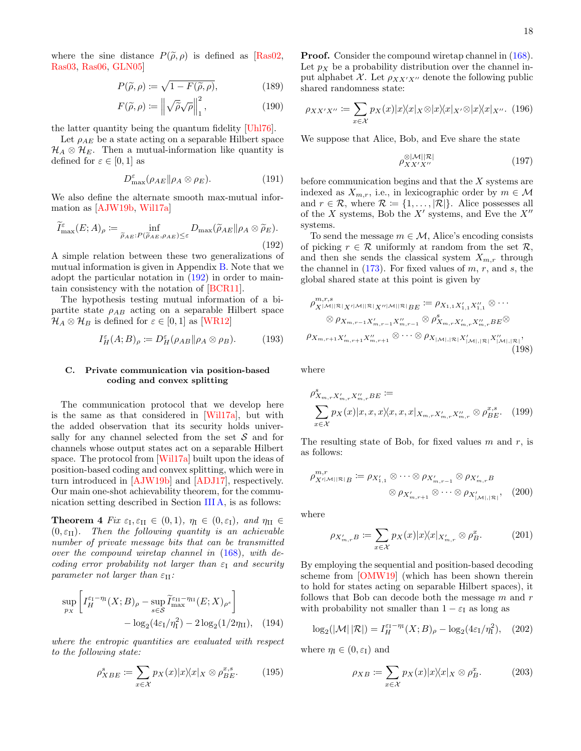where the sine distance $P(\widetilde{\rho}, \rho)$ is defined as [Ras02, Ras03, Ras06, GLN05]

$$P(\widetilde{\rho}, \rho) := \sqrt{1 - F(\widetilde{\rho}, \rho)}, \tag{189}$$

$$F(\widetilde{\rho}, \rho) := \left\| \sqrt{\widetilde{\rho}} \sqrt{\rho} \right\|_1^2, \tag{190}$$

the latter quantity being the quantum fidelity [Uhl76].

Let $\rho_{AE}$ be a state acting on a separable Hilbert space $\mathcal{H}_A \otimes \mathcal{H}_E$. Then a mutual-information like quantity is defined for $\varepsilon \in [0, 1]$ as

$$D^{\varepsilon}_{\max}(\rho_{AE} \| \rho_A \otimes \rho_E). \tag{191}$$

We also define the alternate smooth max-mutual information as [AJW19b, Wil17a]

$$\widetilde{I}^{\varepsilon}_{\max}(E; A)_\rho := \inf_{\widetilde{\rho}_{AE} : P(\widetilde{\rho}_{AE}, \rho_{AE}) \leq \varepsilon} D_{\max}(\widetilde{\rho}_{AE} \| \rho_A \otimes \widetilde{\rho}_E). \tag{192}$$

A simple relation between these two generalizations of mutual information is given in Appendix B. Note that we adopt the particular notation in (192) in order to maintain consistency with the notation of [BCR11].

The hypothesis testing mutual information of a bipartite state $\rho_{AB}$ acting on a separable Hilbert space $\mathcal{H}_A \otimes \mathcal{H}_B$ is defined for $\varepsilon \in [0, 1]$ as [WR12]

$$I^{\varepsilon}_H(A; B)_\rho := D^{\varepsilon}_H(\rho_{AB} \| \rho_A \otimes \rho_B). \tag{193}$$

### C. Private communication via position-based coding and convex splitting

The communication protocol that we develop here is the same as that considered in [Wil17a], but with the added observation that its security holds universally for any channel selected from the set $\mathcal{S}$ and for channels whose output states act on a separable Hilbert space. The protocol from [Wil17a] built upon the ideas of position-based coding and convex splitting, which were in turn introduced in [AJW19b] and [ADJ17], respectively. Our main one-shot achievability theorem, for the communication setting described in Section III A, is as follows:

**Theorem 4** *Fix $\varepsilon_{\rm I}, \varepsilon_{\rm II} \in (0, 1)$, $\eta_{\rm I} \in (0, \varepsilon_{\rm I})$, and $\eta_{\rm II} \in (0, \varepsilon_{\rm II})$. Then the following quantity is an achievable number of private message bits that can be transmitted over the compound wiretap channel in (168), with decoding error probability not larger than $\varepsilon_{\rm I}$ and security parameter not larger than $\varepsilon_{\rm II}$:*

$$\sup_{p_X} \left[ I^{\varepsilon_{\rm I} - \eta_{\rm I}}_H(X; B)_\rho - \sup_{s \in \mathcal{S}} \widetilde{I}^{\varepsilon_{\rm II} - \eta_{\rm II}}_{\max}(E; X)_{\rho^s} \right] - \log_2(4\varepsilon_{\rm I}/\eta_{\rm I}^2) - 2\log_2(1/2\eta_{\rm II}), \tag{194}$$

*where the entropic quantities are evaluated with respect to the following state:*

$$\rho^s_{XBE} := \sum_{x \in \mathcal{X}} p_X(x) |x\rangle\langle x|_X \otimes \rho^{x,s}_{BE}. \tag{195}$$

**Proof.** Consider the compound wiretap channel in (168). Let $p_X$ be a probability distribution over the channel input alphabet $\mathcal{X}$. Let $\rho_{XX'X''}$ denote the following public shared randomness state:

$$\rho_{XX'X''} := \sum_{x \in \mathcal{X}} p_X(x) |x\rangle\langle x|_X \otimes |x\rangle\langle x|_{X'} \otimes |x\rangle\langle x|_{X''}. \tag{196}$$

We suppose that Alice, Bob, and Eve share the state

$$\rho^{\otimes |\mathcal{M}||\mathcal{R}|}_{XX'X''} \tag{197}$$

before communication begins and that the $X$ systems are indexed as $X_{m,r}$, i.e., in lexicographic order by $m \in \mathcal{M}$ and $r \in \mathcal{R}$, where $\mathcal{R} := \{1, \ldots, |\mathcal{R}|\}$. Alice possesses all of the $X$ systems, Bob the $X'$ systems, and Eve the $X''$ systems.

To send the message $m \in \mathcal{M}$, Alice's encoding consists of picking $r \in \mathcal{R}$ uniformly at random from the set $\mathcal{R}$, and then she sends the classical system $X_{m,r}$ through the channel in (173). For fixed values of $m$, $r$, and $s$, the global shared state at this point is given by

$$\begin{aligned} \rho^{m,r,s}_{X^{|\mathcal{M}||\mathcal{R}|} X'^{|\mathcal{M}||\mathcal{R}|} X''^{|\mathcal{M}||\mathcal{R}|} BE} &:= \rho_{X_{1,1} X'_{1,1} X''_{1,1}} \otimes \cdots \\ &\otimes \rho_{X_{m,r-1} X'_{m,r-1} X''_{m,r-1}} \otimes \rho^s_{X_{m,r} X'_{m,r} X''_{m,r} BE} \otimes \\ \rho_{X_{m,r+1} X'_{m,r+1} X''_{m,r+1}} &\otimes \cdots \otimes \rho_{X_{|\mathcal{M}|,|\mathcal{R}|} X'_{|\mathcal{M}|,|\mathcal{R}|} X''_{|\mathcal{M}|,|\mathcal{R}|}}, \end{aligned} \tag{198}$$

where

$$\rho^s_{X_{m,r} X'_{m,r} X''_{m,r} BE} := \sum_{x \in \mathcal{X}} p_X(x) |x, x, x\rangle\langle x, x, x|_{X_{m,r} X'_{m,r} X''_{m,r}} \otimes \rho^{x,s}_{BE}. \tag{199}$$

The resulting state of Bob, for fixed values $m$ and $r$, is as follows:

$$\begin{aligned} \rho^{m,r}_{X'^{|\mathcal{M}||\mathcal{R}|} B} &:= \rho_{X'_{1,1}} \otimes \cdots \otimes \rho_{X'_{m,r-1}} \otimes \rho_{X'_{m,r} B} \\ &\otimes \rho_{X'_{m,r+1}} \otimes \cdots \otimes \rho_{X'_{|\mathcal{M}|,|\mathcal{R}|}}, \end{aligned} \tag{200}$$

where

$$\rho_{X'_{m,r} B} := \sum_{x \in \mathcal{X}} p_X(x) |x\rangle\langle x|_{X'_{m,r}} \otimes \rho^x_B. \tag{201}$$

By employing the sequential and position-based decoding scheme from [OMW19] (which has been shown therein to hold for states acting on separable Hilbert spaces), it follows that Bob can decode both the message $m$ and $r$ with probability not smaller than $1 - \varepsilon_{\rm I}$ as long as

$$\log_2(|\mathcal{M}|\,|\mathcal{R}|) = I^{\varepsilon_{\rm I} - \eta_{\rm I}}_H(X; B)_\rho - \log_2(4\varepsilon_{\rm I}/\eta_{\rm I}^2), \tag{202}$$

where $\eta_{\rm I} \in (0, \varepsilon_{\rm I})$ and

$$\rho_{XB} := \sum_{x \in \mathcal{X}} p_X(x) |x\rangle\langle x|_X \otimes \rho^x_B. \tag{203}$$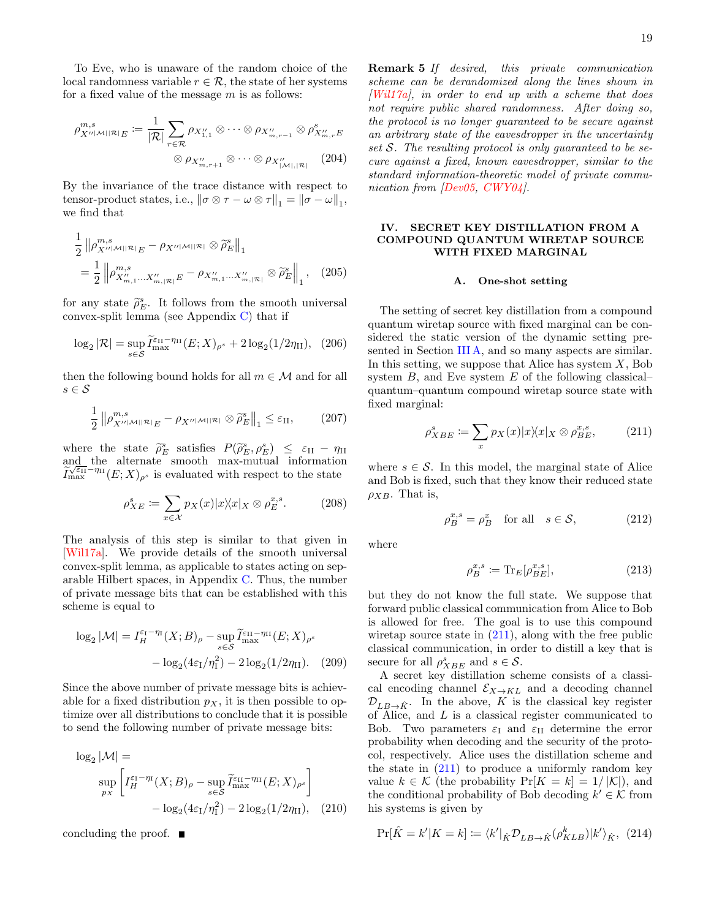To Eve, who is unaware of the random choice of the local randomness variable $r \in \mathcal{R}$, the state of her systems for a fixed value of the message $m$ is as follows:

$$\rho^{m,s}_{X''^{|\mathcal{M}||\mathcal{R}|}E} := \frac{1}{|\mathcal{R}|}\sum_{r\in\mathcal{R}} \rho_{X''_{1,1}} \otimes \cdots \otimes \rho_{X''_{m,r-1}} \otimes \rho^{s}_{X''_{m,r}E} \otimes \rho_{X''_{m,r+1}} \otimes \cdots \otimes \rho_{X''_{|\mathcal{M}|,|\mathcal{R}|}} \tag{204}$$

By the invariance of the trace distance with respect to tensor-product states, i.e., $\|\sigma\otimes\tau - \omega\otimes\tau\|_1 = \|\sigma - \omega\|_1$, we find that

$$\frac{1}{2}\left\|\rho^{m,s}_{X''^{|\mathcal{M}||\mathcal{R}|}E} - \rho_{X''^{|\mathcal{M}||\mathcal{R}|}} \otimes \widetilde{\rho}^{s}_{E}\right\|_1 = \frac{1}{2}\left\|\rho^{m,s}_{X''_{m,1}\ldots X''_{m,|\mathcal{R}|}E} - \rho_{X''_{m,1}\ldots X''_{m,|\mathcal{R}|}} \otimes \widetilde{\rho}^{s}_{E}\right\|_1, \tag{205}$$

for any state $\widetilde{\rho}^{s}_{E}$. It follows from the smooth universal convex-split lemma (see Appendix C) that if

$$\log_2|\mathcal{R}| = \sup_{s\in\mathcal{S}} \widetilde{I}^{\varepsilon_{\mathrm{II}}-\eta_{\mathrm{II}}}_{\max}(E;X)_{\rho^s} + 2\log_2(1/2\eta_{\mathrm{II}}), \tag{206}$$

then the following bound holds for all $m\in\mathcal{M}$ and for all $s\in\mathcal{S}$

$$\frac{1}{2}\left\|\rho^{m,s}_{X''^{|\mathcal{M}||\mathcal{R}|}E} - \rho_{X''^{|\mathcal{M}||\mathcal{R}|}} \otimes \widetilde{\rho}^{s}_{E}\right\|_1 \le \varepsilon_{\mathrm{II}}, \tag{207}$$

where the state $\widetilde{\rho}^{s}_{E}$ satisfies $P(\widetilde{\rho}^{s}_{E}, \rho^{s}_{E}) \le \varepsilon_{\mathrm{II}} - \eta_{\mathrm{II}}$ and the alternate smooth max-mutual information $\widetilde{I}^{\sqrt{\varepsilon_{\mathrm{II}}}-\eta_{\mathrm{II}}}_{\max}(E;X)_{\rho^s}$ is evaluated with respect to the state

$$\rho^{s}_{XE} := \sum_{x\in\mathcal{X}} p_X(x)|x\rangle\!\langle x|_X \otimes \rho^{x,s}_{E}. \tag{208}$$

The analysis of this step is similar to that given in [Wil17a]. We provide details of the smooth universal convex-split lemma, as applicable to states acting on separable Hilbert spaces, in Appendix C. Thus, the number of private message bits that can be established with this scheme is equal to

$$\log_2|\mathcal{M}| = I^{\varepsilon_{\mathrm{I}}-\eta_{\mathrm{I}}}_{H}(X;B)_{\rho} - \sup_{s\in\mathcal{S}} \widetilde{I}^{\varepsilon_{\mathrm{II}}-\eta_{\mathrm{II}}}_{\max}(E;X)_{\rho^s} - \log_2(4\varepsilon_{\mathrm{I}}/\eta_{\mathrm{I}}^2) - 2\log_2(1/2\eta_{\mathrm{II}}). \tag{209}$$

Since the above number of private message bits is achievable for a fixed distribution $p_X$, it is then possible to optimize over all distributions to conclude that it is possible to send the following number of private message bits:

$$\log_2|\mathcal{M}| = \sup_{p_X}\left[I^{\varepsilon_{\mathrm{I}}-\eta_{\mathrm{I}}}_{H}(X;B)_{\rho} - \sup_{s\in\mathcal{S}} \widetilde{I}^{\varepsilon_{\mathrm{II}}-\eta_{\mathrm{II}}}_{\max}(E;X)_{\rho^s}\right] - \log_2(4\varepsilon_{\mathrm{I}}/\eta_{\mathrm{I}}^2) - 2\log_2(1/2\eta_{\mathrm{II}}), \tag{210}$$

concluding the proof. ∎

**Remark 5** *If desired, this private communication scheme can be derandomized along the lines shown in [Wil17a], in order to end up with a scheme that does not require public shared randomness. After doing so, the protocol is no longer guaranteed to be secure against an arbitrary state of the eavesdropper in the uncertainty set $\mathcal{S}$. The resulting protocol is only guaranteed to be secure against a fixed, known eavesdropper, similar to the standard information-theoretic model of private communication from [Dev05, CWY04].*

## IV. SECRET KEY DISTILLATION FROM A COMPOUND QUANTUM WIRETAP SOURCE WITH FIXED MARGINAL

### A. One-shot setting

The setting of secret key distillation from a compound quantum wiretap source with fixed marginal can be considered the static version of the dynamic setting presented in Section III A, and so many aspects are similar. In this setting, we suppose that Alice has system $X$, Bob system $B$, and Eve system $E$ of the following classical–quantum–quantum compound wiretap source state with fixed marginal:

$$\rho^{s}_{XBE} := \sum_{x} p_X(x)|x\rangle\!\langle x|_X \otimes \rho^{x,s}_{BE}, \tag{211}$$

where $s\in\mathcal{S}$. In this model, the marginal state of Alice and Bob is fixed, such that they know their reduced state $\rho_{XB}$. That is,

$$\rho^{x,s}_{B} = \rho^{x}_{B} \quad \text{for all} \quad s\in\mathcal{S}, \tag{212}$$

where

$$\rho^{x,s}_{B} := \mathrm{Tr}_E[\rho^{x,s}_{BE}], \tag{213}$$

but they do not know the full state. We suppose that forward public classical communication from Alice to Bob is allowed for free. The goal is to use this compound wiretap source state in (211), along with the free public classical communication, in order to distill a key that is secure for all $\rho^{s}_{XBE}$ and $s\in\mathcal{S}$.

A secret key distillation scheme consists of a classical encoding channel $\mathcal{E}_{X\to KL}$ and a decoding channel $\mathcal{D}_{LB\to\hat{K}}$. In the above, $K$ is the classical key register of Alice, and $L$ is a classical register communicated to Bob. Two parameters $\varepsilon_{\mathrm{I}}$ and $\varepsilon_{\mathrm{II}}$ determine the error probability when decoding and the security of the protocol, respectively. Alice uses the distillation scheme and the state in (211) to produce a uniformly random key value $k\in\mathcal{K}$ (the probability $\Pr[K=k] = 1/|\mathcal{K}|$), and the conditional probability of Bob decoding $k'\in\mathcal{K}$ from his systems is given by

$$\Pr[\hat{K}=k'|K=k] := \langle k'|_{\hat{K}}\mathcal{D}_{LB\to\hat{K}}(\rho^{k}_{KLB})|k'\rangle_{\hat{K}}, \tag{214}$$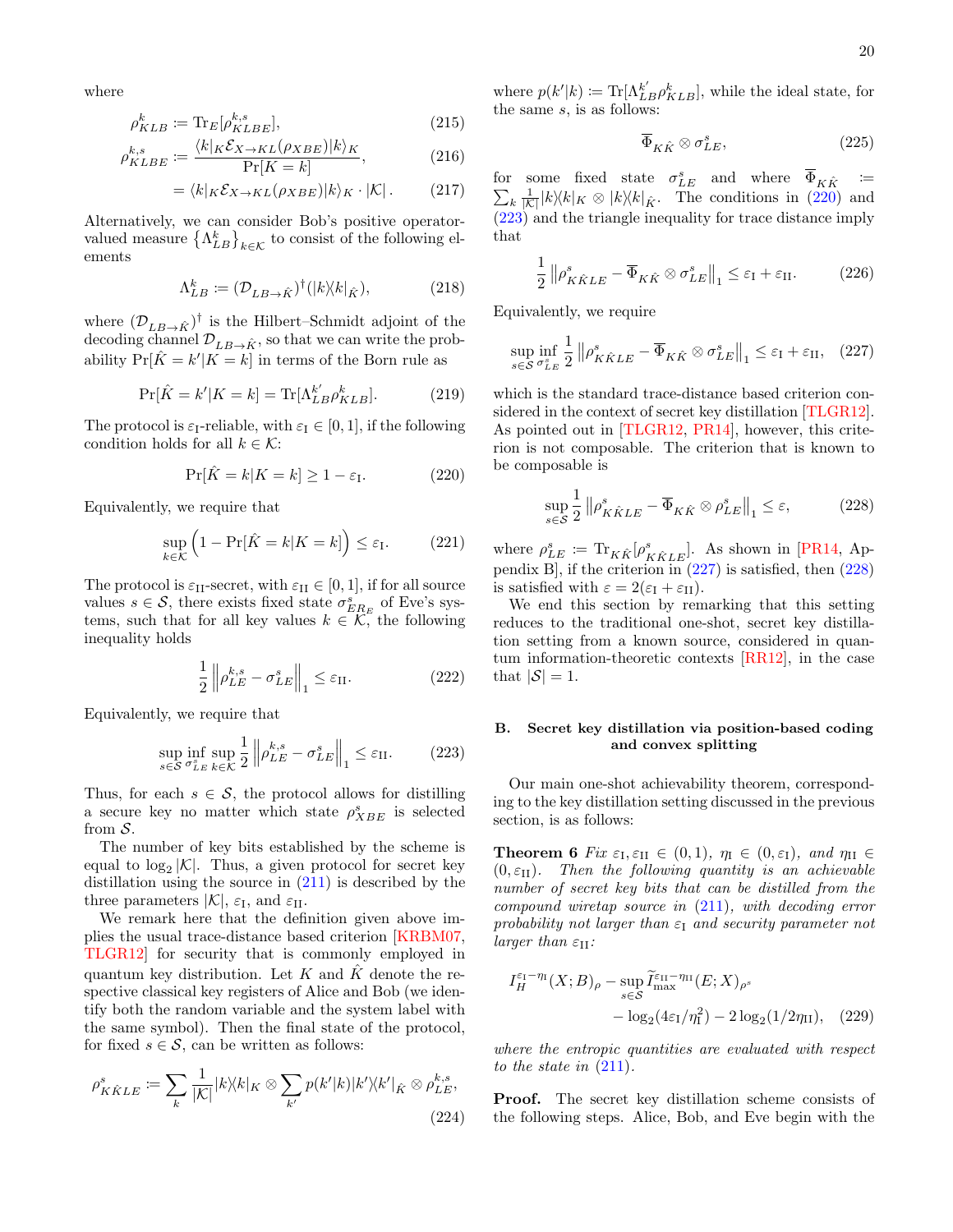where

$$\rho^k_{KLB} \coloneqq \mathrm{Tr}_E[\rho^{k,s}_{KLBE}], \tag{215}$$

$$\rho^{k,s}_{KLBE} \coloneqq \frac{\langle k|_K \mathcal{E}_{X\to KL}(\rho_{XBE})|k\rangle_K}{\Pr[K=k]}, \tag{216}$$

$$= \langle k|_K \mathcal{E}_{X\to KL}(\rho_{XBE})|k\rangle_K \cdot |\mathcal{K}|\,. \tag{217}$$

Alternatively, we can consider Bob's positive operator-valued measure $\left\{\Lambda^k_{LB}\right\}_{k\in\mathcal{K}}$ to consist of the following elements

$$\Lambda^k_{LB} \coloneqq (\mathcal{D}_{LB\to\hat{K}})^\dagger(|k\rangle\!\langle k|_{\hat{K}}), \tag{218}$$

where $(\mathcal{D}_{LB\to\hat{K}})^\dagger$ is the Hilbert–Schmidt adjoint of the decoding channel $\mathcal{D}_{LB\to\hat{K}}$, so that we can write the probability $\Pr[\hat{K}=k'|K=k]$ in terms of the Born rule as

$$\Pr[\hat{K}=k'|K=k] = \mathrm{Tr}[\Lambda^{k'}_{LB}\rho^k_{KLB}]. \tag{219}$$

The protocol is $\varepsilon_{\mathrm{I}}$-reliable, with $\varepsilon_{\mathrm{I}}\in[0,1]$, if the following condition holds for all $k\in\mathcal{K}$:

$$\Pr[\hat{K}=k|K=k] \geq 1-\varepsilon_{\mathrm{I}}. \tag{220}$$

Equivalently, we require that

$$\sup_{k\in\mathcal{K}}\left(1-\Pr[\hat{K}=k|K=k]\right) \leq \varepsilon_{\mathrm{I}}. \tag{221}$$

The protocol is $\varepsilon_{\mathrm{II}}$-secret, with $\varepsilon_{\mathrm{II}}\in[0,1]$, if for all source values $s\in\mathcal{S}$, there exists fixed state $\sigma^s_{ER_E}$ of Eve's systems, such that for all key values $k\in\mathcal{K}$, the following inequality holds

$$\frac{1}{2}\left\|\rho^{k,s}_{LE}-\sigma^s_{LE}\right\|_1 \leq \varepsilon_{\mathrm{II}}. \tag{222}$$

Equivalently, we require that

$$\sup_{s\in\mathcal{S}}\inf_{\sigma^s_{LE}}\sup_{k\in\mathcal{K}}\frac{1}{2}\left\|\rho^{k,s}_{LE}-\sigma^s_{LE}\right\|_1 \leq \varepsilon_{\mathrm{II}}. \tag{223}$$

Thus, for each $s\in\mathcal{S}$, the protocol allows for distilling a secure key no matter which state $\rho^s_{XBE}$ is selected from $\mathcal{S}$.

The number of key bits established by the scheme is equal to $\log_2|\mathcal{K}|$. Thus, a given protocol for secret key distillation using the source in (211) is described by the three parameters $|\mathcal{K}|$, $\varepsilon_{\mathrm{I}}$, and $\varepsilon_{\mathrm{II}}$.

We remark here that the definition given above implies the usual trace-distance based criterion [KRBM07, TLGR12] for security that is commonly employed in quantum key distribution. Let $K$ and $\hat{K}$ denote the respective classical key registers of Alice and Bob (we identify both the random variable and the system label with the same symbol). Then the final state of the protocol, for fixed $s\in\mathcal{S}$, can be written as follows:

$$\rho^s_{K\hat{K}LE} \coloneqq \sum_k \frac{1}{|\mathcal{K}|}|k\rangle\!\langle k|_K \otimes \sum_{k'} p(k'|k)|k'\rangle\!\langle k'|_{\hat{K}}\otimes\rho^{k,s}_{LE}, \tag{224}$$

where $p(k'|k) \coloneqq \mathrm{Tr}[\Lambda^{k'}_{LB}\rho^k_{KLB}]$, while the ideal state, for the same $s$, is as follows:

$$\overline{\Phi}_{K\hat{K}}\otimes\sigma^s_{LE}, \tag{225}$$

for some fixed state $\sigma^s_{LE}$ and where $\overline{\Phi}_{K\hat{K}} \coloneqq \sum_k \frac{1}{|\mathcal{K}|}|k\rangle\!\langle k|_K\otimes|k\rangle\!\langle k|_{\hat{K}}$. The conditions in (220) and (223) and the triangle inequality for trace distance imply that

$$\frac{1}{2}\left\|\rho^s_{K\hat{K}LE}-\overline{\Phi}_{K\hat{K}}\otimes\sigma^s_{LE}\right\|_1 \leq \varepsilon_{\mathrm{I}}+\varepsilon_{\mathrm{II}}. \tag{226}$$

Equivalently, we require

$$\sup_{s\in\mathcal{S}}\inf_{\sigma^s_{LE}}\frac{1}{2}\left\|\rho^s_{K\hat{K}LE}-\overline{\Phi}_{K\hat{K}}\otimes\sigma^s_{LE}\right\|_1 \leq \varepsilon_{\mathrm{I}}+\varepsilon_{\mathrm{II}}, \tag{227}$$

which is the standard trace-distance based criterion considered in the context of secret key distillation [TLGR12]. As pointed out in [TLGR12, PR14], however, this criterion is not composable. The criterion that is known to be composable is

$$\sup_{s\in\mathcal{S}}\frac{1}{2}\left\|\rho^s_{K\hat{K}LE}-\overline{\Phi}_{K\hat{K}}\otimes\rho^s_{LE}\right\|_1 \leq \varepsilon, \tag{228}$$

where $\rho^s_{LE} \coloneqq \mathrm{Tr}_{K\hat{K}}[\rho^s_{K\hat{K}LE}]$. As shown in [PR14, Appendix B], if the criterion in (227) is satisfied, then (228) is satisfied with $\varepsilon = 2(\varepsilon_{\mathrm{I}}+\varepsilon_{\mathrm{II}})$.

We end this section by remarking that this setting reduces to the traditional one-shot, secret key distillation setting from a known source, considered in quantum information-theoretic contexts [RR12], in the case that $|\mathcal{S}|=1$.

### B. Secret key distillation via position-based coding and convex splitting

Our main one-shot achievability theorem, corresponding to the key distillation setting discussed in the previous section, is as follows:

**Theorem 6** *Fix $\varepsilon_{\mathrm{I}},\varepsilon_{\mathrm{II}}\in(0,1)$, $\eta_{\mathrm{I}}\in(0,\varepsilon_{\mathrm{I}})$, and $\eta_{\mathrm{II}}\in(0,\varepsilon_{\mathrm{II}})$. Then the following quantity is an achievable number of secret key bits that can be distilled from the compound wiretap source in (211), with decoding error probability not larger than $\varepsilon_{\mathrm{I}}$ and security parameter not larger than $\varepsilon_{\mathrm{II}}$:*

$$I_H^{\varepsilon_{\mathrm{I}}-\eta_{\mathrm{I}}}(X;B)_\rho - \sup_{s\in\mathcal{S}}\widetilde{I}_{\max}^{\varepsilon_{\mathrm{II}}-\eta_{\mathrm{II}}}(E;X)_{\rho^s} - \log_2(4\varepsilon_{\mathrm{I}}/\eta_{\mathrm{I}}^2) - 2\log_2(1/2\eta_{\mathrm{II}}), \tag{229}$$

*where the entropic quantities are evaluated with respect to the state in (211).*

**Proof.** The secret key distillation scheme consists of the following steps. Alice, Bob, and Eve begin with the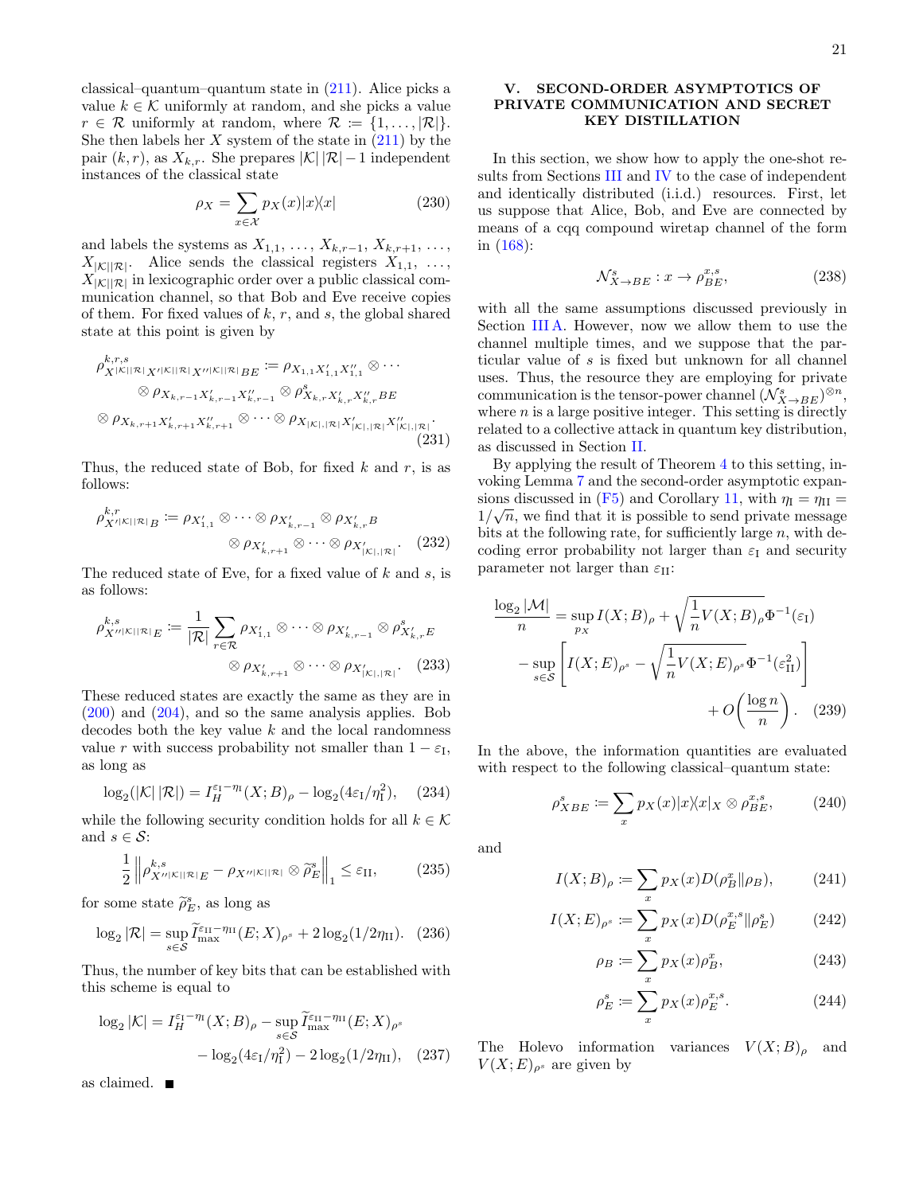classical–quantum–quantum state in (211). Alice picks a value $k \in \mathcal{K}$ uniformly at random, and she picks a value $r \in \mathcal{R}$ uniformly at random, where $\mathcal{R} := \{1, \ldots, |\mathcal{R}|\}$. She then labels her $X$ system of the state in (211) by the pair $(k, r)$, as $X_{k,r}$. She prepares $|\mathcal{K}|\,|\mathcal{R}| - 1$ independent instances of the classical state

$$\rho_X = \sum_{x \in \mathcal{X}} p_X(x) |x\rangle\!\langle x| \tag{230}$$

and labels the systems as $X_{1,1}, \ldots, X_{k,r-1}, X_{k,r+1}, \ldots, X_{|\mathcal{K}||\mathcal{R}|}$. Alice sends the classical registers $X_{1,1}, \ldots, X_{|\mathcal{K}||\mathcal{R}|}$ in lexicographic order over a public classical communication channel, so that Bob and Eve receive copies of them. For fixed values of $k$, $r$, and $s$, the global shared state at this point is given by

$$\begin{aligned}\rho^{k,r,s}_{X^{|\mathcal{K}||\mathcal{R}|}X'^{|\mathcal{K}||\mathcal{R}|}X''^{|\mathcal{K}||\mathcal{R}|}BE} &:= \rho_{X_{1,1}X'_{1,1}X''_{1,1}} \otimes \cdots \\ &\otimes \rho_{X_{k,r-1}X'_{k,r-1}X''_{k,r-1}} \otimes \rho^{s}_{X_{k,r}X'_{k,r}X''_{k,r}BE} \\ \otimes \rho_{X_{k,r+1}X'_{k,r+1}X''_{k,r+1}} &\otimes \cdots \otimes \rho_{X_{|\mathcal{K}|,|\mathcal{R}|}X'_{|\mathcal{K}|,|\mathcal{R}|}X''_{|\mathcal{K}|,|\mathcal{R}|}}.\end{aligned} \tag{231}$$

Thus, the reduced state of Bob, for fixed $k$ and $r$, is as follows:

$$\begin{aligned}\rho^{k,r}_{X'^{|\mathcal{K}||\mathcal{R}|}B} := \rho_{X'_{1,1}} \otimes \cdots \otimes \rho_{X'_{k,r-1}} \otimes \rho_{X'_{k,r}B} \\ \otimes \rho_{X'_{k,r+1}} \otimes \cdots \otimes \rho_{X'_{|\mathcal{K}|,|\mathcal{R}|}}.\end{aligned} \tag{232}$$

The reduced state of Eve, for a fixed value of $k$ and $s$, is as follows:

$$\begin{aligned}\rho^{k,s}_{X''^{|\mathcal{K}||\mathcal{R}|}E} := \frac{1}{|\mathcal{R}|} \sum_{r \in \mathcal{R}} \rho_{X'_{1,1}} \otimes \cdots \otimes \rho_{X'_{k,r-1}} \otimes \rho^{s}_{X'_{k,r}E} \\ \otimes \rho_{X'_{k,r+1}} \otimes \cdots \otimes \rho_{X'_{|\mathcal{K}|,|\mathcal{R}|}}.\end{aligned} \tag{233}$$

These reduced states are exactly the same as they are in (200) and (204), and so the same analysis applies. Bob decodes both the key value $k$ and the local randomness value $r$ with success probability not smaller than $1 - \varepsilon_{\mathrm{I}}$, as long as

$$\log_2(|\mathcal{K}|\,|\mathcal{R}|) = I_H^{\varepsilon_{\mathrm{I}} - \eta_{\mathrm{I}}}(X;B)_\rho - \log_2(4\varepsilon_{\mathrm{I}}/\eta_{\mathrm{I}}^2), \tag{234}$$

while the following security condition holds for all $k \in \mathcal{K}$ and $s \in \mathcal{S}$:

$$\frac{1}{2}\left\| \rho^{k,s}_{X''^{|\mathcal{K}||\mathcal{R}|}E} - \rho_{X''^{|\mathcal{K}||\mathcal{R}|}} \otimes \widetilde{\rho}^{s}_E \right\|_1 \le \varepsilon_{\mathrm{II}}, \tag{235}$$

for some state $\widetilde{\rho}^{s}_E$, as long as

$$\log_2 |\mathcal{R}| = \sup_{s \in \mathcal{S}} \widetilde{I}_{\max}^{\varepsilon_{\mathrm{II}} - \eta_{\mathrm{II}}}(E;X)_{\rho^s} + 2\log_2(1/2\eta_{\mathrm{II}}). \tag{236}$$

Thus, the number of key bits that can be established with this scheme is equal to

$$\begin{aligned}\log_2 |\mathcal{K}| = I_H^{\varepsilon_{\mathrm{I}} - \eta_{\mathrm{I}}}(X;B)_\rho - \sup_{s \in \mathcal{S}} \widetilde{I}_{\max}^{\varepsilon_{\mathrm{II}} - \eta_{\mathrm{II}}}(E;X)_{\rho^s} \\ - \log_2(4\varepsilon_{\mathrm{I}}/\eta_{\mathrm{I}}^2) - 2\log_2(1/2\eta_{\mathrm{II}}),\end{aligned} \tag{237}$$

as claimed. ■

## V. SECOND-ORDER ASYMPTOTICS OF PRIVATE COMMUNICATION AND SECRET KEY DISTILLATION

In this section, we show how to apply the one-shot results from Sections III and IV to the case of independent and identically distributed (i.i.d.) resources. First, let us suppose that Alice, Bob, and Eve are connected by means of a cqq compound wiretap channel of the form in (168):

$$\mathcal{N}^s_{X \to BE} : x \to \rho^{x,s}_{BE}, \tag{238}$$

with all the same assumptions discussed previously in Section III A. However, now we allow them to use the channel multiple times, and we suppose that the particular value of $s$ is fixed but unknown for all channel uses. Thus, the resource they are employing for private communication is the tensor-power channel $(\mathcal{N}^s_{X \to BE})^{\otimes n}$, where $n$ is a large positive integer. This setting is directly related to a collective attack in quantum key distribution, as discussed in Section II.

By applying the result of Theorem 4 to this setting, invoking Lemma 7 and the second-order asymptotic expansions discussed in (F5) and Corollary 11, with $\eta_{\mathrm{I}} = \eta_{\mathrm{II}} = 1/\sqrt{n}$, we find that it is possible to send private message bits at the following rate, for sufficiently large $n$, with decoding error probability not larger than $\varepsilon_{\mathrm{I}}$ and security parameter not larger than $\varepsilon_{\mathrm{II}}$:

$$\begin{aligned}\frac{\log_2 |\mathcal{M}|}{n} = \sup_{p_X} I(X;B)_\rho + \sqrt{\frac{1}{n}V(X;B)_\rho}\,\Phi^{-1}(\varepsilon_{\mathrm{I}}) \\ - \sup_{s \in \mathcal{S}} \left[ I(X;E)_{\rho^s} - \sqrt{\frac{1}{n}V(X;E)_{\rho^s}}\,\Phi^{-1}(\varepsilon_{\mathrm{II}}^2) \right] \\ + O\!\left(\frac{\log n}{n}\right).\end{aligned} \tag{239}$$

In the above, the information quantities are evaluated with respect to the following classical–quantum state:

$$\rho^s_{XBE} := \sum_x p_X(x) |x\rangle\!\langle x|_X \otimes \rho^{x,s}_{BE}, \tag{240}$$

and

$$I(X;B)_\rho := \sum_x p_X(x) D(\rho^x_B \| \rho_B), \tag{241}$$

$$I(X;E)_{\rho^s} := \sum_x p_X(x) D(\rho^{x,s}_E \| \rho^s_E) \tag{242}$$

$$\rho_B := \sum_x p_X(x) \rho^x_B, \tag{243}$$

$$\rho^s_E := \sum_x p_X(x) \rho^{x,s}_E. \tag{244}$$

The Holevo information variances $V(X;B)_\rho$ and $V(X;E)_{\rho^s}$ are given by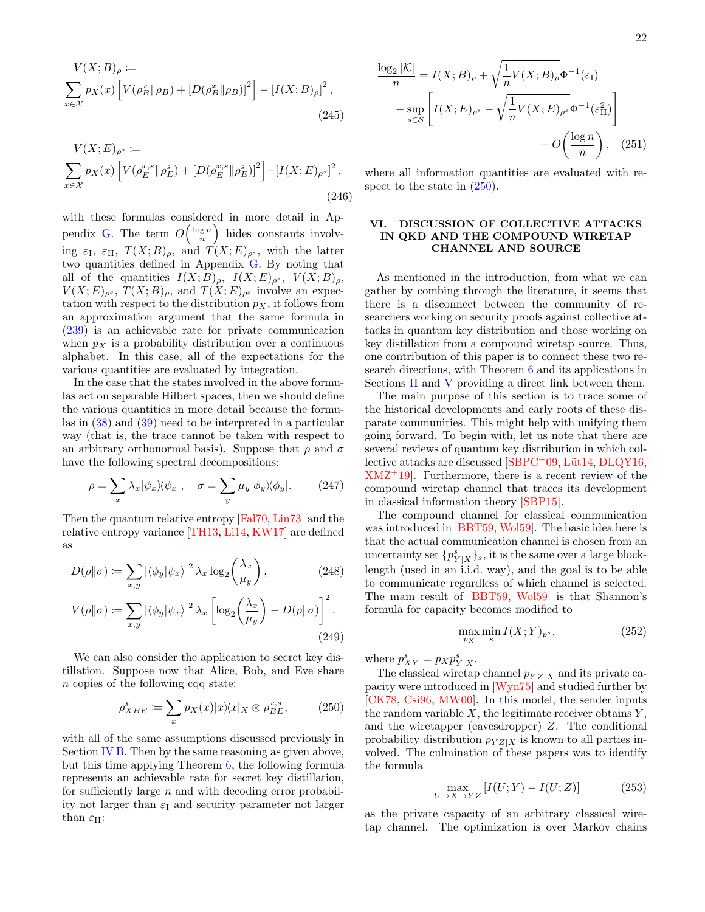$$V(X;B)_\rho := \sum_{x\in\mathcal{X}} p_X(x)\left[V(\rho_B^x\|\rho_B) + [D(\rho_B^x\|\rho_B)]^2\right] - [I(X;B)_\rho]^2, \tag{245}$$

$$V(X;E)_{\rho^s} := \sum_{x\in\mathcal{X}} p_X(x)\left[V(\rho_E^{x,s}\|\rho_E^s) + [D(\rho_E^{x,s}\|\rho_E^s)]^2\right] - [I(X;E)_{\rho^s}]^2, \tag{246}$$

with these formulas considered in more detail in Appendix G. The term $O\!\left(\frac{\log n}{n}\right)$ hides constants involving $\varepsilon_{\rm I}$, $\varepsilon_{\rm II}$, $T(X;B)_\rho$, and $T(X;E)_{\rho^s}$, with the latter two quantities defined in Appendix G. By noting that all of the quantities $I(X;B)_\rho$, $I(X;E)_{\rho^s}$, $V(X;B)_\rho$, $V(X;E)_{\rho^s}$, $T(X;B)_\rho$, and $T(X;E)_{\rho^s}$ involve an expectation with respect to the distribution $p_X$, it follows from an approximation argument that the same formula in (239) is an achievable rate for private communication when $p_X$ is a probability distribution over a continuous alphabet. In this case, all of the expectations for the various quantities are evaluated by integration.

In the case that the states involved in the above formulas act on separable Hilbert spaces, then we should define the various quantities in more detail because the formulas in (38) and (39) need to be interpreted in a particular way (that is, the trace cannot be taken with respect to an arbitrary orthonormal basis). Suppose that $\rho$ and $\sigma$ have the following spectral decompositions:

$$\rho = \sum_x \lambda_x |\psi_x\rangle\!\langle\psi_x|, \quad \sigma = \sum_y \mu_y |\phi_y\rangle\!\langle\phi_y|. \tag{247}$$

Then the quantum relative entropy [Fal70, Lin73] and the relative entropy variance [TH13, Li14, KW17] are defined as

$$D(\rho\|\sigma) := \sum_{x,y} |\langle\phi_y|\psi_x\rangle|^2 \lambda_x \log_2\!\left(\frac{\lambda_x}{\mu_y}\right), \tag{248}$$

$$V(\rho\|\sigma) := \sum_{x,y} |\langle\phi_y|\psi_x\rangle|^2 \lambda_x \left[\log_2\!\left(\frac{\lambda_x}{\mu_y}\right) - D(\rho\|\sigma)\right]^2. \tag{249}$$

We can also consider the application to secret key distillation. Suppose now that Alice, Bob, and Eve share $n$ copies of the following cqq state:

$$\rho^s_{XBE} := \sum_x p_X(x)|x\rangle\!\langle x|_X \otimes \rho^{x,s}_{BE}, \tag{250}$$

with all of the same assumptions discussed previously in Section IV B. Then by the same reasoning as given above, but this time applying Theorem 6, the following formula represents an achievable rate for secret key distillation, for sufficiently large $n$ and with decoding error probability not larger than $\varepsilon_{\rm I}$ and security parameter not larger than $\varepsilon_{\rm II}$:

$$\frac{\log_2|\mathcal{K}|}{n} = I(X;B)_\rho + \sqrt{\frac{1}{n}V(X;B)_\rho}\,\Phi^{-1}(\varepsilon_{\rm I}) - \sup_{s\in\mathcal{S}}\left[I(X;E)_{\rho^s} - \sqrt{\frac{1}{n}V(X;E)_{\rho^s}}\,\Phi^{-1}(\varepsilon_{\rm II}^2)\right] + O\!\left(\frac{\log n}{n}\right), \tag{251}$$

where all information quantities are evaluated with respect to the state in (250).

## VI. DISCUSSION OF COLLECTIVE ATTACKS IN QKD AND THE COMPOUND WIRETAP CHANNEL AND SOURCE

As mentioned in the introduction, from what we can gather by combing through the literature, it seems that there is a disconnect between the community of researchers working on security proofs against collective attacks in quantum key distribution and those working on key distillation from a compound wiretap source. Thus, one contribution of this paper is to connect these two research directions, with Theorem 6 and its applications in Sections II and V providing a direct link between them.

The main purpose of this section is to trace some of the historical developments and early roots of these disparate communities. This might help with unifying them going forward. To begin with, let us note that there are several reviews of quantum key distribution in which collective attacks are discussed [SBPC+09, Lüt14, DLQY16, XMZ+19]. Furthermore, there is a recent review of the compound wiretap channel that traces its development in classical information theory [SBP15].

The compound channel for classical communication was introduced in [BBT59, Wol59]. The basic idea here is that the actual communication channel is chosen from an uncertainty set $\{p^s_{Y|X}\}_s$, it is the same over a large block-length (used in an i.i.d. way), and the goal is to be able to communicate regardless of which channel is selected. The main result of [BBT59, Wol59] is that Shannon's formula for capacity becomes modified to

$$\max_{p_X}\min_s I(X;Y)_{p^s}, \tag{252}$$

where $p^s_{XY} = p_X p^s_{Y|X}$.

The classical wiretap channel $p_{YZ|X}$ and its private capacity were introduced in [Wyn75] and studied further by [CK78, Csi96, MW00]. In this model, the sender inputs the random variable $X$, the legitimate receiver obtains $Y$, and the wiretapper (eavesdropper) $Z$. The conditional probability distribution $p_{YZ|X}$ is known to all parties involved. The culmination of these papers was to identify the formula

$$\max_{U\to X\to YZ}[I(U;Y) - I(U;Z)] \tag{253}$$

as the private capacity of an arbitrary classical wiretap channel. The optimization is over Markov chains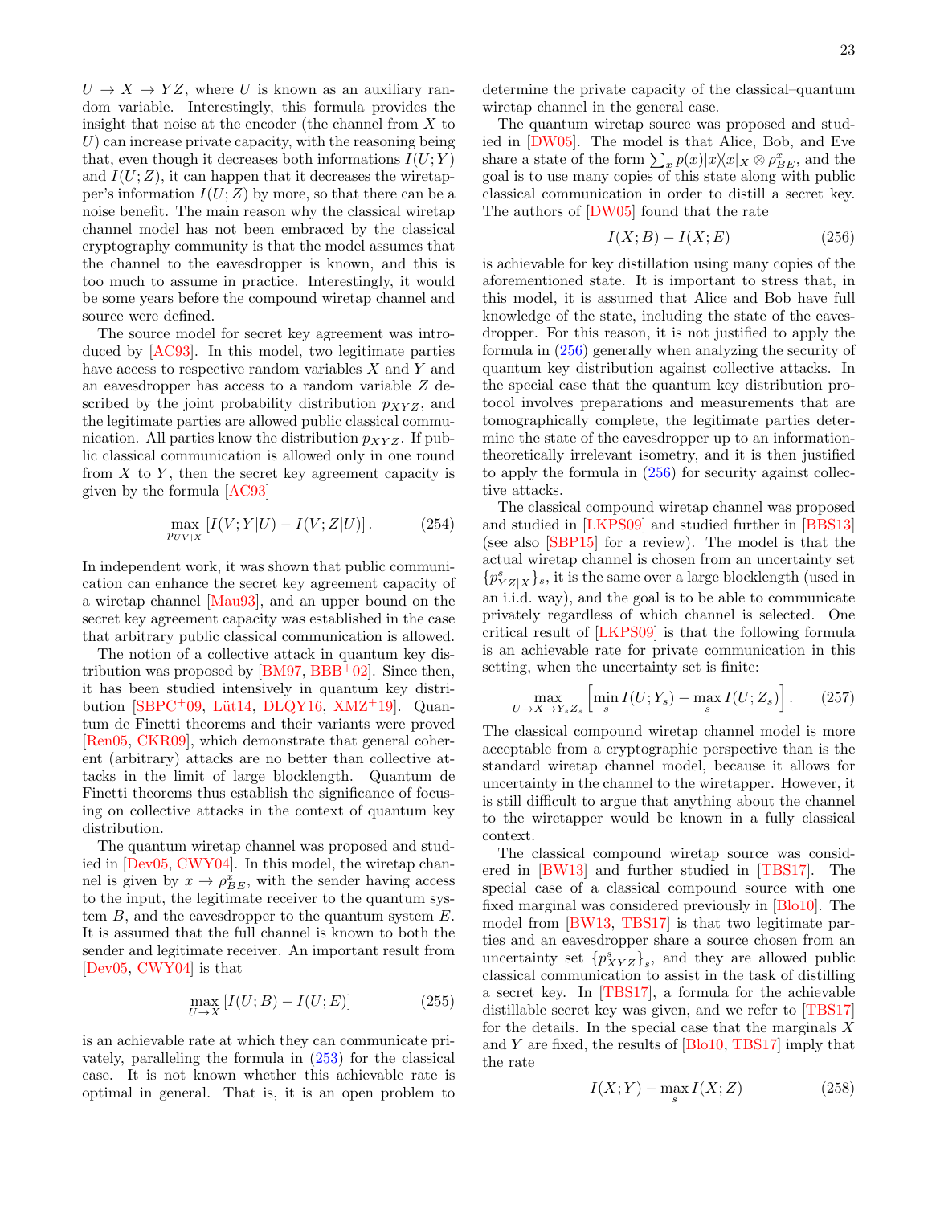$U \to X \to YZ$, where $U$ is known as an auxiliary random variable. Interestingly, this formula provides the insight that noise at the encoder (the channel from $X$ to $U$) can increase private capacity, with the reasoning being that, even though it decreases both informations $I(U;Y)$ and $I(U;Z)$, it can happen that it decreases the wiretapper's information $I(U;Z)$ by more, so that there can be a noise benefit. The main reason why the classical wiretap channel model has not been embraced by the classical cryptography community is that the model assumes that the channel to the eavesdropper is known, and this is too much to assume in practice. Interestingly, it would be some years before the compound wiretap channel and source were defined.

The source model for secret key agreement was introduced by [AC93]. In this model, two legitimate parties have access to respective random variables $X$ and $Y$ and an eavesdropper has access to a random variable $Z$ described by the joint probability distribution $p_{XYZ}$, and the legitimate parties are allowed public classical communication. All parties know the distribution $p_{XYZ}$. If public classical communication is allowed only in one round from $X$ to $Y$, then the secret key agreement capacity is given by the formula [AC93]

$$\max_{p_{UV|X}} \left[ I(V;Y|U) - I(V;Z|U) \right]. \tag{254}$$

In independent work, it was shown that public communication can enhance the secret key agreement capacity of a wiretap channel [Mau93], and an upper bound on the secret key agreement capacity was established in the case that arbitrary public classical communication is allowed.

The notion of a collective attack in quantum key distribution was proposed by [BM97, BBB+02]. Since then, it has been studied intensively in quantum key distribution [SBPC+09, Lüt14, DLQY16, XMZ+19]. Quantum de Finetti theorems and their variants were proved [Ren05, CKR09], which demonstrate that general coherent (arbitrary) attacks are no better than collective attacks in the limit of large blocklength. Quantum de Finetti theorems thus establish the significance of focusing on collective attacks in the context of quantum key distribution.

The quantum wiretap channel was proposed and studied in [Dev05, CWY04]. In this model, the wiretap channel is given by $x \to \rho^x_{BE}$, with the sender having access to the input, the legitimate receiver to the quantum system $B$, and the eavesdropper to the quantum system $E$. It is assumed that the full channel is known to both the sender and legitimate receiver. An important result from [Dev05, CWY04] is that

$$\max_{U \to X} \left[ I(U;B) - I(U;E) \right] \tag{255}$$

is an achievable rate at which they can communicate privately, paralleling the formula in (253) for the classical case. It is not known whether this achievable rate is optimal in general. That is, it is an open problem to determine the private capacity of the classical–quantum wiretap channel in the general case.

The quantum wiretap source was proposed and studied in [DW05]. The model is that Alice, Bob, and Eve share a state of the form $\sum_x p(x) |x\rangle\!\langle x|_X \otimes \rho^x_{BE}$, and the goal is to use many copies of this state along with public classical communication in order to distill a secret key. The authors of [DW05] found that the rate

$$I(X;B) - I(X;E) \tag{256}$$

is achievable for key distillation using many copies of the aforementioned state. It is important to stress that, in this model, it is assumed that Alice and Bob have full knowledge of the state, including the state of the eavesdropper. For this reason, it is not justified to apply the formula in (256) generally when analyzing the security of quantum key distribution against collective attacks. In the special case that the quantum key distribution protocol involves preparations and measurements that are tomographically complete, the legitimate parties determine the state of the eavesdropper up to an information-theoretically irrelevant isometry, and it is then justified to apply the formula in (256) for security against collective attacks.

The classical compound wiretap channel was proposed and studied in [LKPS09] and studied further in [BBS13] (see also [SBP15] for a review). The model is that the actual wiretap channel is chosen from an uncertainty set $\{p^s_{YZ|X}\}_s$, it is the same over a large blocklength (used in an i.i.d. way), and the goal is to be able to communicate privately regardless of which channel is selected. One critical result of [LKPS09] is that the following formula is an achievable rate for private communication in this setting, when the uncertainty set is finite:

$$\max_{U \to X \to Y_s Z_s} \left[ \min_s I(U;Y_s) - \max_s I(U;Z_s) \right]. \tag{257}$$

The classical compound wiretap channel model is more acceptable from a cryptographic perspective than is the standard wiretap channel model, because it allows for uncertainty in the channel to the wiretapper. However, it is still difficult to argue that anything about the channel to the wiretapper would be known in a fully classical context.

The classical compound wiretap source was considered in [BW13] and further studied in [TBS17]. The special case of a classical compound source with one fixed marginal was considered previously in [Blo10]. The model from [BW13, TBS17] is that two legitimate parties and an eavesdropper share a source chosen from an uncertainty set $\{p^s_{XYZ}\}_s$, and they are allowed public classical communication to assist in the task of distilling a secret key. In [TBS17], a formula for the achievable distillable secret key was given, and we refer to [TBS17] for the details. In the special case that the marginals $X$ and $Y$ are fixed, the results of [Blo10, TBS17] imply that the rate

$$I(X;Y) - \max_s I(X;Z) \tag{258}$$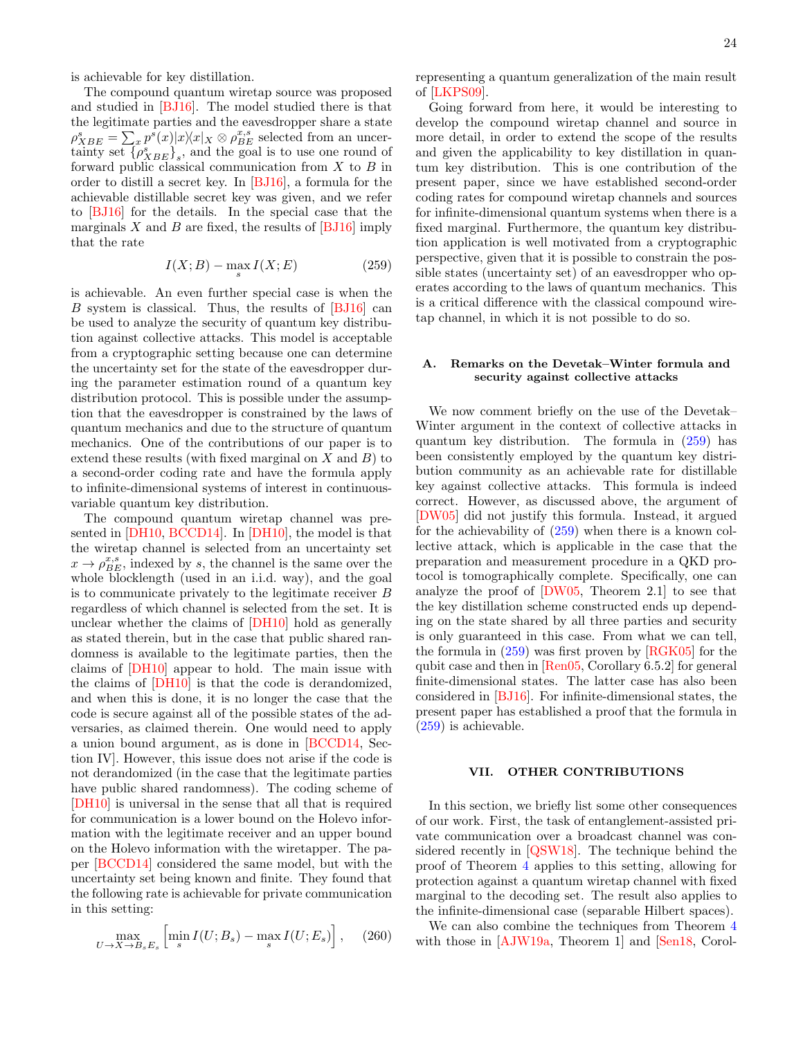is achievable for key distillation.

The compound quantum wiretap source was proposed and studied in [BJ16]. The model studied there is that the legitimate parties and the eavesdropper share a state $\rho^s_{XBE} = \sum_x p^s(x)|x\rangle\langle x|_X \otimes \rho^{x,s}_{BE}$ selected from an uncertainty set $\{\rho^s_{XBE}\}_s$, and the goal is to use one round of forward public classical communication from $X$ to $B$ in order to distill a secret key. In [BJ16], a formula for the achievable distillable secret key was given, and we refer to [BJ16] for the details. In the special case that the marginals $X$ and $B$ are fixed, the results of [BJ16] imply that the rate

$$I(X;B) - \max_s I(X;E) \tag{259}$$

is achievable. An even further special case is when the $B$ system is classical. Thus, the results of [BJ16] can be used to analyze the security of quantum key distribution against collective attacks. This model is acceptable from a cryptographic setting because one can determine the uncertainty set for the state of the eavesdropper during the parameter estimation round of a quantum key distribution protocol. This is possible under the assumption that the eavesdropper is constrained by the laws of quantum mechanics and due to the structure of quantum mechanics. One of the contributions of our paper is to extend these results (with fixed marginal on $X$ and $B$) to a second-order coding rate and have the formula apply to infinite-dimensional systems of interest in continuous-variable quantum key distribution.

The compound quantum wiretap channel was presented in [DH10, BCCD14]. In [DH10], the model is that the wiretap channel is selected from an uncertainty set $x \to \rho^{x,s}_{BE}$, indexed by $s$, the channel is the same over the whole blocklength (used in an i.i.d. way), and the goal is to communicate privately to the legitimate receiver $B$ regardless of which channel is selected from the set. It is unclear whether the claims of [DH10] hold as generally as stated therein, but in the case that public shared randomness is available to the legitimate parties, then the claims of [DH10] appear to hold. The main issue with the claims of [DH10] is that the code is derandomized, and when this is done, it is no longer the case that the code is secure against all of the possible states of the adversaries, as claimed therein. One would need to apply a union bound argument, as is done in [BCCD14, Section IV]. However, this issue does not arise if the code is not derandomized (in the case that the legitimate parties have public shared randomness). The coding scheme of [DH10] is universal in the sense that all that is required for communication is a lower bound on the Holevo information with the legitimate receiver and an upper bound on the Holevo information with the wiretapper. The paper [BCCD14] considered the same model, but with the uncertainty set being known and finite. They found that the following rate is achievable for private communication in this setting:

$$\max_{U \to X \to B_s E_s} \left[ \min_s I(U;B_s) - \max_s I(U;E_s) \right], \tag{260}$$

representing a quantum generalization of the main result of [LKPS09].

Going forward from here, it would be interesting to develop the compound wiretap channel and source in more detail, in order to extend the scope of the results and given the applicability to key distillation in quantum key distribution. This is one contribution of the present paper, since we have established second-order coding rates for compound wiretap channels and sources for infinite-dimensional quantum systems when there is a fixed marginal. Furthermore, the quantum key distribution application is well motivated from a cryptographic perspective, given that it is possible to constrain the possible states (uncertainty set) of an eavesdropper who operates according to the laws of quantum mechanics. This is a critical difference with the classical compound wiretap channel, in which it is not possible to do so.

### A. Remarks on the Devetak–Winter formula and security against collective attacks

We now comment briefly on the use of the Devetak–Winter argument in the context of collective attacks in quantum key distribution. The formula in (259) has been consistently employed by the quantum key distribution community as an achievable rate for distillable key against collective attacks. This formula is indeed correct. However, as discussed above, the argument of [DW05] did not justify this formula. Instead, it argued for the achievability of (259) when there is a known collective attack, which is applicable in the case that the preparation and measurement procedure in a QKD protocol is tomographically complete. Specifically, one can analyze the proof of [DW05, Theorem 2.1] to see that the key distillation scheme constructed ends up depending on the state shared by all three parties and security is only guaranteed in this case. From what we can tell, the formula in (259) was first proven by [RGK05] for the qubit case and then in [Ren05, Corollary 6.5.2] for general finite-dimensional states. The latter case has also been considered in [BJ16]. For infinite-dimensional states, the present paper has established a proof that the formula in (259) is achievable.

## VII. OTHER CONTRIBUTIONS

In this section, we briefly list some other consequences of our work. First, the task of entanglement-assisted private communication over a broadcast channel was considered recently in [QSW18]. The technique behind the proof of Theorem 4 applies to this setting, allowing for protection against a quantum wiretap channel with fixed marginal to the decoding set. The result also applies to the infinite-dimensional case (separable Hilbert spaces).

We can also combine the techniques from Theorem 4 with those in [AJW19a, Theorem 1] and [Sen18, Corol-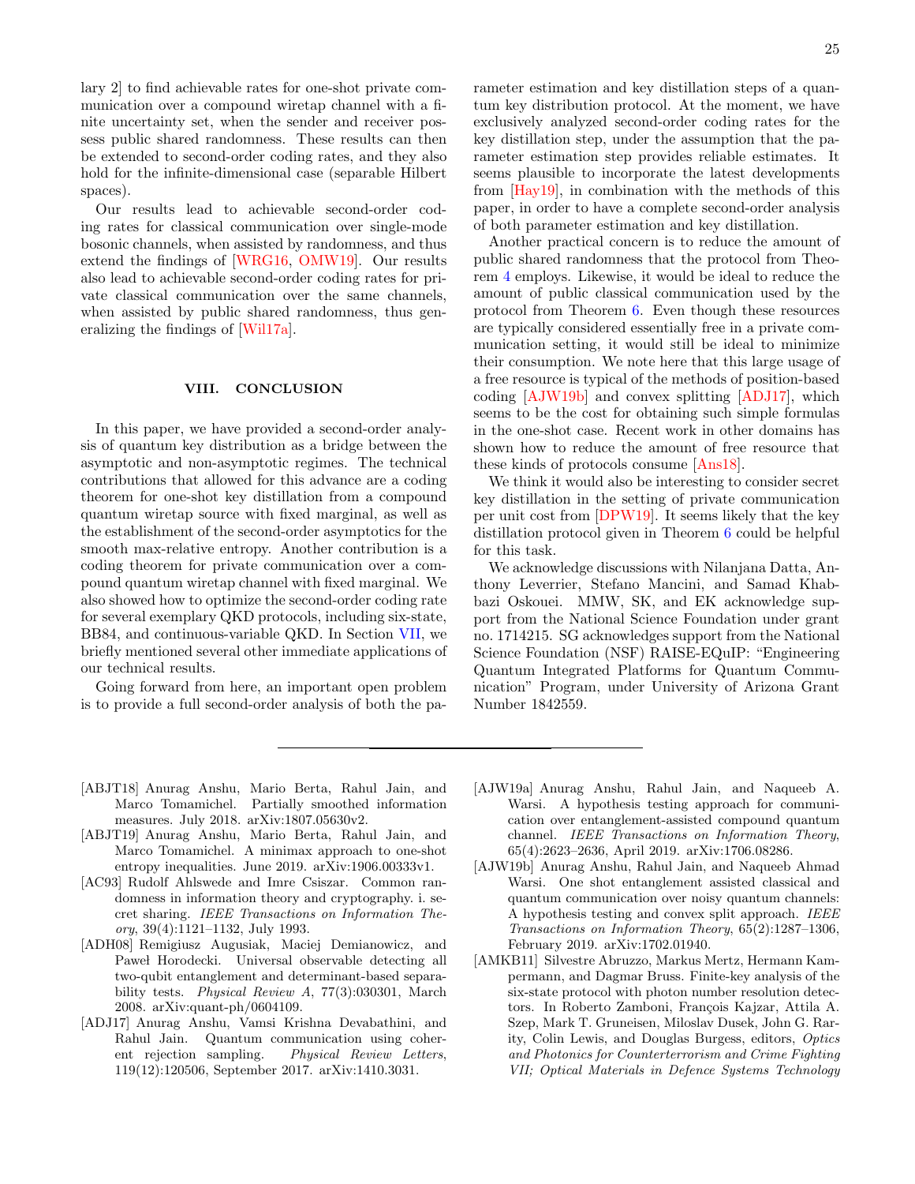lary 2] to find achievable rates for one-shot private communication over a compound wiretap channel with a finite uncertainty set, when the sender and receiver possess public shared randomness. These results can then be extended to second-order coding rates, and they also hold for the infinite-dimensional case (separable Hilbert spaces).

Our results lead to achievable second-order coding rates for classical communication over single-mode bosonic channels, when assisted by randomness, and thus extend the findings of [WRG16, OMW19]. Our results also lead to achievable second-order coding rates for private classical communication over the same channels, when assisted by public shared randomness, thus generalizing the findings of [Wil17a].

## VIII. CONCLUSION

In this paper, we have provided a second-order analysis of quantum key distribution as a bridge between the asymptotic and non-asymptotic regimes. The technical contributions that allowed for this advance are a coding theorem for one-shot key distillation from a compound quantum wiretap source with fixed marginal, as well as the establishment of the second-order asymptotics for the smooth max-relative entropy. Another contribution is a coding theorem for private communication over a compound quantum wiretap channel with fixed marginal. We also showed how to optimize the second-order coding rate for several exemplary QKD protocols, including six-state, BB84, and continuous-variable QKD. In Section VII, we briefly mentioned several other immediate applications of our technical results.

Going forward from here, an important open problem is to provide a full second-order analysis of both the parameter estimation and key distillation steps of a quantum key distribution protocol. At the moment, we have exclusively analyzed second-order coding rates for the key distillation step, under the assumption that the parameter estimation step provides reliable estimates. It seems plausible to incorporate the latest developments from [Hay19], in combination with the methods of this paper, in order to have a complete second-order analysis of both parameter estimation and key distillation.

Another practical concern is to reduce the amount of public shared randomness that the protocol from Theorem 4 employs. Likewise, it would be ideal to reduce the amount of public classical communication used by the protocol from Theorem 6. Even though these resources are typically considered essentially free in a private communication setting, it would still be ideal to minimize their consumption. We note here that this large usage of a free resource is typical of the methods of position-based coding [AJW19b] and convex splitting [ADJ17], which seems to be the cost for obtaining such simple formulas in the one-shot case. Recent work in other domains has shown how to reduce the amount of free resource that these kinds of protocols consume [Ans18].

We think it would also be interesting to consider secret key distillation in the setting of private communication per unit cost from [DPW19]. It seems likely that the key distillation protocol given in Theorem 6 could be helpful for this task.

We acknowledge discussions with Nilanjana Datta, Anthony Leverrier, Stefano Mancini, and Samad Khabbazi Oskouei. MMW, SK, and EK acknowledge support from the National Science Foundation under grant no. 1714215. SG acknowledges support from the National Science Foundation (NSF) RAISE-EQuIP: "Engineering Quantum Integrated Platforms for Quantum Communication" Program, under University of Arizona Grant Number 1842559.

---

[ABJT18] Anurag Anshu, Mario Berta, Rahul Jain, and Marco Tomamichel. Partially smoothed information measures. July 2018. arXiv:1807.05630v2.

[ABJT19] Anurag Anshu, Mario Berta, Rahul Jain, and Marco Tomamichel. A minimax approach to one-shot entropy inequalities. June 2019. arXiv:1906.00333v1.

[AC93] Rudolf Ahlswede and Imre Csiszar. Common randomness in information theory and cryptography. i. secret sharing. *IEEE Transactions on Information Theory*, 39(4):1121–1132, July 1993.

[ADH08] Remigiusz Augusiak, Maciej Demianowicz, and Paweł Horodecki. Universal observable detecting all two-qubit entanglement and determinant-based separability tests. *Physical Review A*, 77(3):030301, March 2008. arXiv:quant-ph/0604109.

[ADJ17] Anurag Anshu, Vamsi Krishna Devabathini, and Rahul Jain. Quantum communication using coherent rejection sampling. *Physical Review Letters*, 119(12):120506, September 2017. arXiv:1410.3031.

[AJW19a] Anurag Anshu, Rahul Jain, and Naqueeb A. Warsi. A hypothesis testing approach for communication over entanglement-assisted compound quantum channel. *IEEE Transactions on Information Theory*, 65(4):2623–2636, April 2019. arXiv:1706.08286.

[AJW19b] Anurag Anshu, Rahul Jain, and Naqueeb Ahmad Warsi. One shot entanglement assisted classical and quantum communication over noisy quantum channels: A hypothesis testing and convex split approach. *IEEE Transactions on Information Theory*, 65(2):1287–1306, February 2019. arXiv:1702.01940.

[AMKB11] Silvestre Abruzzo, Markus Mertz, Hermann Kampermann, and Dagmar Bruss. Finite-key analysis of the six-state protocol with photon number resolution detectors. In Roberto Zamboni, François Kajzar, Attila A. Szep, Mark T. Gruneisen, Miloslav Dusek, John G. Rarity, Colin Lewis, and Douglas Burgess, editors, *Optics and Photonics for Counterterrorism and Crime Fighting VII; Optical Materials in Defence Systems Technology*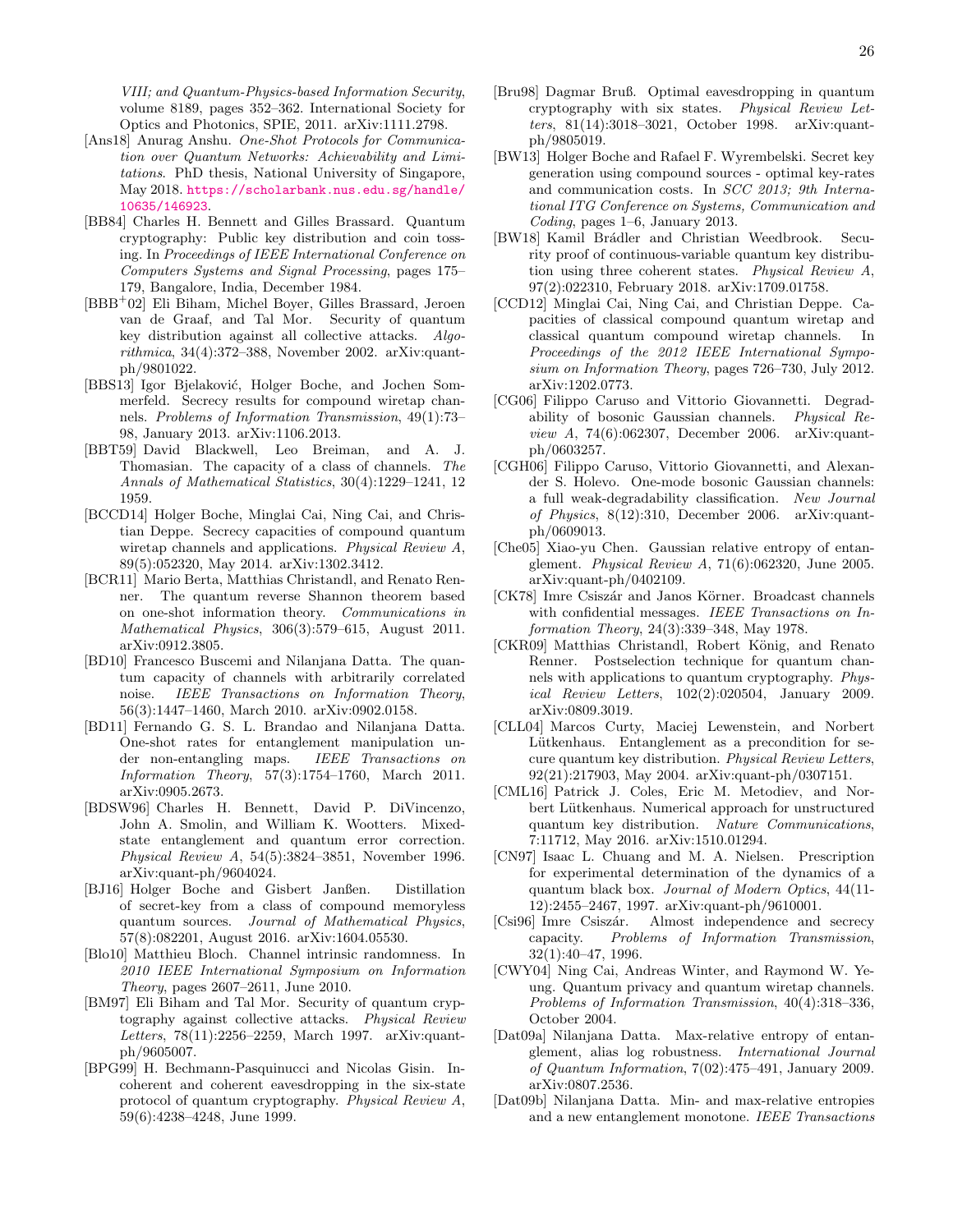*VIII; and Quantum-Physics-based Information Security*, volume 8189, pages 352–362. International Society for Optics and Photonics, SPIE, 2011. arXiv:1111.2798.

[Ans18] Anurag Anshu. *One-Shot Protocols for Communication over Quantum Networks: Achievability and Limitations*. PhD thesis, National University of Singapore, May 2018. https://scholarbank.nus.edu.sg/handle/10635/146923.

[BB84] Charles H. Bennett and Gilles Brassard. Quantum cryptography: Public key distribution and coin tossing. In *Proceedings of IEEE International Conference on Computers Systems and Signal Processing*, pages 175–179, Bangalore, India, December 1984.

[BBB+02] Eli Biham, Michel Boyer, Gilles Brassard, Jeroen van de Graaf, and Tal Mor. Security of quantum key distribution against all collective attacks. *Algorithmica*, 34(4):372–388, November 2002. arXiv:quant-ph/9801022.

[BBS13] Igor Bjelaković, Holger Boche, and Jochen Sommerfeld. Secrecy results for compound wiretap channels. *Problems of Information Transmission*, 49(1):73–98, January 2013. arXiv:1106.2013.

[BBT59] David Blackwell, Leo Breiman, and A. J. Thomasian. The capacity of a class of channels. *The Annals of Mathematical Statistics*, 30(4):1229–1241, 12 1959.

[BCCD14] Holger Boche, Minglai Cai, Ning Cai, and Christian Deppe. Secrecy capacities of compound quantum wiretap channels and applications. *Physical Review A*, 89(5):052320, May 2014. arXiv:1302.3412.

[BCR11] Mario Berta, Matthias Christandl, and Renato Renner. The quantum reverse Shannon theorem based on one-shot information theory. *Communications in Mathematical Physics*, 306(3):579–615, August 2011. arXiv:0912.3805.

[BD10] Francesco Buscemi and Nilanjana Datta. The quantum capacity of channels with arbitrarily correlated noise. *IEEE Transactions on Information Theory*, 56(3):1447–1460, March 2010. arXiv:0902.0158.

[BD11] Fernando G. S. L. Brandao and Nilanjana Datta. One-shot rates for entanglement manipulation under non-entangling maps. *IEEE Transactions on Information Theory*, 57(3):1754–1760, March 2011. arXiv:0905.2673.

[BDSW96] Charles H. Bennett, David P. DiVincenzo, John A. Smolin, and William K. Wootters. Mixed-state entanglement and quantum error correction. *Physical Review A*, 54(5):3824–3851, November 1996. arXiv:quant-ph/9604024.

[BJ16] Holger Boche and Gisbert Janßen. Distillation of secret-key from a class of compound memoryless quantum sources. *Journal of Mathematical Physics*, 57(8):082201, August 2016. arXiv:1604.05530.

[Blo10] Matthieu Bloch. Channel intrinsic randomness. In *2010 IEEE International Symposium on Information Theory*, pages 2607–2611, June 2010.

[BM97] Eli Biham and Tal Mor. Security of quantum cryptography against collective attacks. *Physical Review Letters*, 78(11):2256–2259, March 1997. arXiv:quant-ph/9605007.

[BPG99] H. Bechmann-Pasquinucci and Nicolas Gisin. Incoherent and coherent eavesdropping in the six-state protocol of quantum cryptography. *Physical Review A*, 59(6):4238–4248, June 1999.

[Bru98] Dagmar Bruß. Optimal eavesdropping in quantum cryptography with six states. *Physical Review Letters*, 81(14):3018–3021, October 1998. arXiv:quant-ph/9805019.

[BW13] Holger Boche and Rafael F. Wyrembelski. Secret key generation using compound sources - optimal key-rates and communication costs. In *SCC 2013; 9th International ITG Conference on Systems, Communication and Coding*, pages 1–6, January 2013.

[BW18] Kamil Brádler and Christian Weedbrook. Security proof of continuous-variable quantum key distribution using three coherent states. *Physical Review A*, 97(2):022310, February 2018. arXiv:1709.01758.

[CCD12] Minglai Cai, Ning Cai, and Christian Deppe. Capacities of classical compound quantum wiretap and classical quantum compound wiretap channels. In *Proceedings of the 2012 IEEE International Symposium on Information Theory*, pages 726–730, July 2012. arXiv:1202.0773.

[CG06] Filippo Caruso and Vittorio Giovannetti. Degradability of bosonic Gaussian channels. *Physical Review A*, 74(6):062307, December 2006. arXiv:quant-ph/0603257.

[CGH06] Filippo Caruso, Vittorio Giovannetti, and Alexander S. Holevo. One-mode bosonic Gaussian channels: a full weak-degradability classification. *New Journal of Physics*, 8(12):310, December 2006. arXiv:quant-ph/0609013.

[Che05] Xiao-yu Chen. Gaussian relative entropy of entanglement. *Physical Review A*, 71(6):062320, June 2005. arXiv:quant-ph/0402109.

[CK78] Imre Csiszár and Janos Körner. Broadcast channels with confidential messages. *IEEE Transactions on Information Theory*, 24(3):339–348, May 1978.

[CKR09] Matthias Christandl, Robert König, and Renato Renner. Postselection technique for quantum channels with applications to quantum cryptography. *Physical Review Letters*, 102(2):020504, January 2009. arXiv:0809.3019.

[CLL04] Marcos Curty, Maciej Lewenstein, and Norbert Lütkenhaus. Entanglement as a precondition for secure quantum key distribution. *Physical Review Letters*, 92(21):217903, May 2004. arXiv:quant-ph/0307151.

[CML16] Patrick J. Coles, Eric M. Metodiev, and Norbert Lütkenhaus. Numerical approach for unstructured quantum key distribution. *Nature Communications*, 7:11712, May 2016. arXiv:1510.01294.

[CN97] Isaac L. Chuang and M. A. Nielsen. Prescription for experimental determination of the dynamics of a quantum black box. *Journal of Modern Optics*, 44(11-12):2455–2467, 1997. arXiv:quant-ph/9610001.

[Csi96] Imre Csiszár. Almost independence and secrecy capacity. *Problems of Information Transmission*, 32(1):40–47, 1996.

[CWY04] Ning Cai, Andreas Winter, and Raymond W. Yeung. Quantum privacy and quantum wiretap channels. *Problems of Information Transmission*, 40(4):318–336, October 2004.

[Dat09a] Nilanjana Datta. Max-relative entropy of entanglement, alias log robustness. *International Journal of Quantum Information*, 7(02):475–491, January 2009. arXiv:0807.2536.

[Dat09b] Nilanjana Datta. Min- and max-relative entropies and a new entanglement monotone. *IEEE Transactions*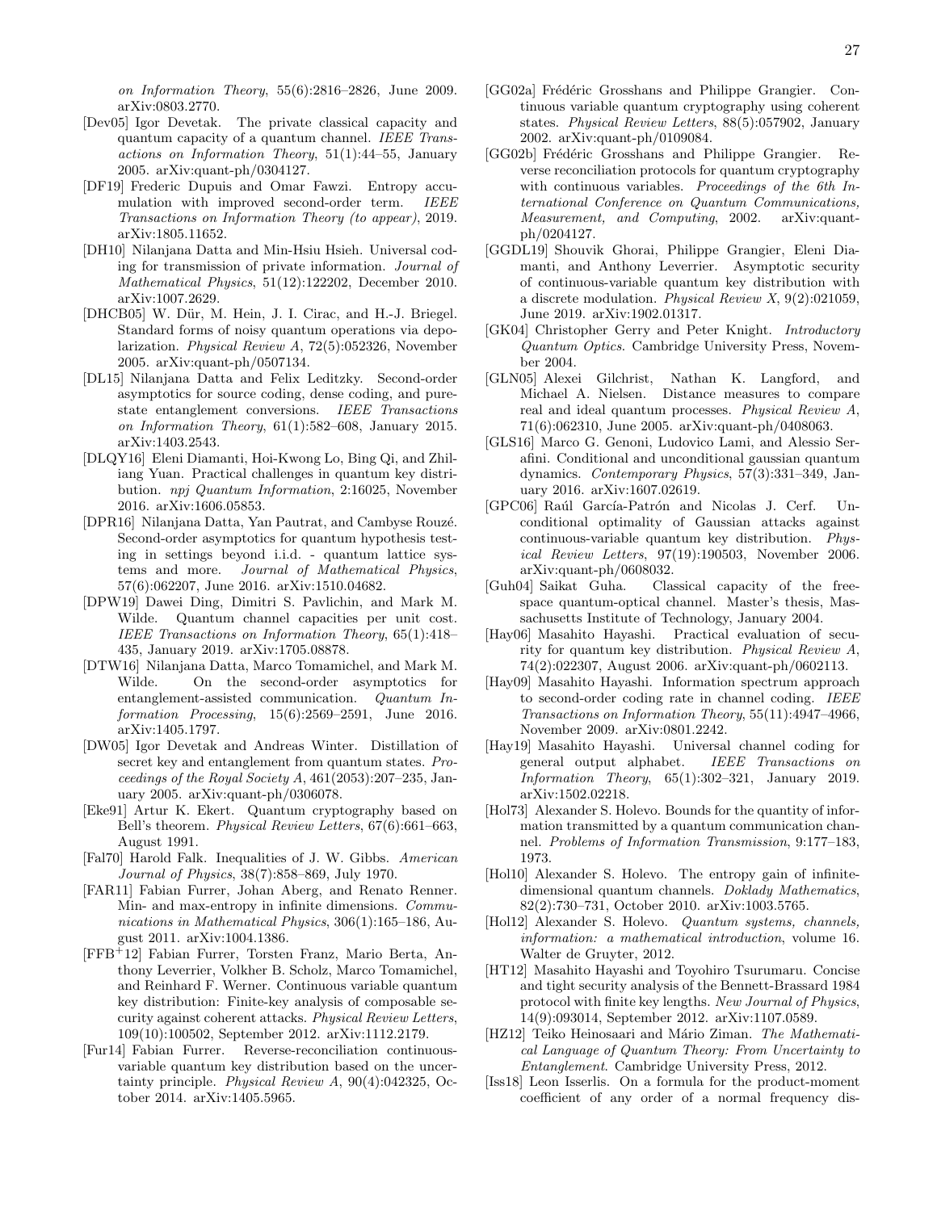*on Information Theory*, 55(6):2816–2826, June 2009. arXiv:0803.2770.

[Dev05] Igor Devetak. The private classical capacity and quantum capacity of a quantum channel. *IEEE Transactions on Information Theory*, 51(1):44–55, January 2005. arXiv:quant-ph/0304127.

[DF19] Frederic Dupuis and Omar Fawzi. Entropy accumulation with improved second-order term. *IEEE Transactions on Information Theory (to appear)*, 2019. arXiv:1805.11652.

[DH10] Nilanjana Datta and Min-Hsiu Hsieh. Universal coding for transmission of private information. *Journal of Mathematical Physics*, 51(12):122202, December 2010. arXiv:1007.2629.

[DHCB05] W. Dür, M. Hein, J. I. Cirac, and H.-J. Briegel. Standard forms of noisy quantum operations via depolarization. *Physical Review A*, 72(5):052326, November 2005. arXiv:quant-ph/0507134.

[DL15] Nilanjana Datta and Felix Leditzky. Second-order asymptotics for source coding, dense coding, and pure-state entanglement conversions. *IEEE Transactions on Information Theory*, 61(1):582–608, January 2015. arXiv:1403.2543.

[DLQY16] Eleni Diamanti, Hoi-Kwong Lo, Bing Qi, and Zhiliang Yuan. Practical challenges in quantum key distribution. *npj Quantum Information*, 2:16025, November 2016. arXiv:1606.05853.

[DPR16] Nilanjana Datta, Yan Pautrat, and Cambyse Rouzé. Second-order asymptotics for quantum hypothesis testing in settings beyond i.i.d. - quantum lattice systems and more. *Journal of Mathematical Physics*, 57(6):062207, June 2016. arXiv:1510.04682.

[DPW19] Dawei Ding, Dimitri S. Pavlichin, and Mark M. Wilde. Quantum channel capacities per unit cost. *IEEE Transactions on Information Theory*, 65(1):418–435, January 2019. arXiv:1705.08878.

[DTW16] Nilanjana Datta, Marco Tomamichel, and Mark M. Wilde. On the second-order asymptotics for entanglement-assisted communication. *Quantum Information Processing*, 15(6):2569–2591, June 2016. arXiv:1405.1797.

[DW05] Igor Devetak and Andreas Winter. Distillation of secret key and entanglement from quantum states. *Proceedings of the Royal Society A*, 461(2053):207–235, January 2005. arXiv:quant-ph/0306078.

[Eke91] Artur K. Ekert. Quantum cryptography based on Bell's theorem. *Physical Review Letters*, 67(6):661–663, August 1991.

[Fal70] Harold Falk. Inequalities of J. W. Gibbs. *American Journal of Physics*, 38(7):858–869, July 1970.

[FAR11] Fabian Furrer, Johan Aberg, and Renato Renner. Min- and max-entropy in infinite dimensions. *Communications in Mathematical Physics*, 306(1):165–186, August 2011. arXiv:1004.1386.

[FFB+12] Fabian Furrer, Torsten Franz, Mario Berta, Anthony Leverrier, Volkher B. Scholz, Marco Tomamichel, and Reinhard F. Werner. Continuous variable quantum key distribution: Finite-key analysis of composable security against coherent attacks. *Physical Review Letters*, 109(10):100502, September 2012. arXiv:1112.2179.

[Fur14] Fabian Furrer. Reverse-reconciliation continuous-variable quantum key distribution based on the uncertainty principle. *Physical Review A*, 90(4):042325, October 2014. arXiv:1405.5965.

[GG02a] Frédéric Grosshans and Philippe Grangier. Continuous variable quantum cryptography using coherent states. *Physical Review Letters*, 88(5):057902, January 2002. arXiv:quant-ph/0109084.

[GG02b] Frédéric Grosshans and Philippe Grangier. Reverse reconciliation protocols for quantum cryptography with continuous variables. *Proceedings of the 6th International Conference on Quantum Communications, Measurement, and Computing*, 2002. arXiv:quant-ph/0204127.

[GGDL19] Shouvik Ghorai, Philippe Grangier, Eleni Diamanti, and Anthony Leverrier. Asymptotic security of continuous-variable quantum key distribution with a discrete modulation. *Physical Review X*, 9(2):021059, June 2019. arXiv:1902.01317.

[GK04] Christopher Gerry and Peter Knight. *Introductory Quantum Optics*. Cambridge University Press, November 2004.

[GLN05] Alexei Gilchrist, Nathan K. Langford, and Michael A. Nielsen. Distance measures to compare real and ideal quantum processes. *Physical Review A*, 71(6):062310, June 2005. arXiv:quant-ph/0408063.

[GLS16] Marco G. Genoni, Ludovico Lami, and Alessio Serafini. Conditional and unconditional gaussian quantum dynamics. *Contemporary Physics*, 57(3):331–349, January 2016. arXiv:1607.02619.

[GPC06] Raúl García-Patrón and Nicolas J. Cerf. Unconditional optimality of Gaussian attacks against continuous-variable quantum key distribution. *Physical Review Letters*, 97(19):190503, November 2006. arXiv:quant-ph/0608032.

[Guh04] Saikat Guha. Classical capacity of the free-space quantum-optical channel. Master's thesis, Massachusetts Institute of Technology, January 2004.

[Hay06] Masahito Hayashi. Practical evaluation of security for quantum key distribution. *Physical Review A*, 74(2):022307, August 2006. arXiv:quant-ph/0602113.

[Hay09] Masahito Hayashi. Information spectrum approach to second-order coding rate in channel coding. *IEEE Transactions on Information Theory*, 55(11):4947–4966, November 2009. arXiv:0801.2242.

[Hay19] Masahito Hayashi. Universal channel coding for general output alphabet. *IEEE Transactions on Information Theory*, 65(1):302–321, January 2019. arXiv:1502.02218.

[Hol73] Alexander S. Holevo. Bounds for the quantity of information transmitted by a quantum communication channel. *Problems of Information Transmission*, 9:177–183, 1973.

[Hol10] Alexander S. Holevo. The entropy gain of infinite-dimensional quantum channels. *Doklady Mathematics*, 82(2):730–731, October 2010. arXiv:1003.5765.

[Hol12] Alexander S. Holevo. *Quantum systems, channels, information: a mathematical introduction*, volume 16. Walter de Gruyter, 2012.

[HT12] Masahito Hayashi and Toyohiro Tsurumaru. Concise and tight security analysis of the Bennett-Brassard 1984 protocol with finite key lengths. *New Journal of Physics*, 14(9):093014, September 2012. arXiv:1107.0589.

[HZ12] Teiko Heinosaari and Mário Ziman. *The Mathematical Language of Quantum Theory: From Uncertainty to Entanglement*. Cambridge University Press, 2012.

[Iss18] Leon Isserlis. On a formula for the product-moment coefficient of any order of a normal frequency dis-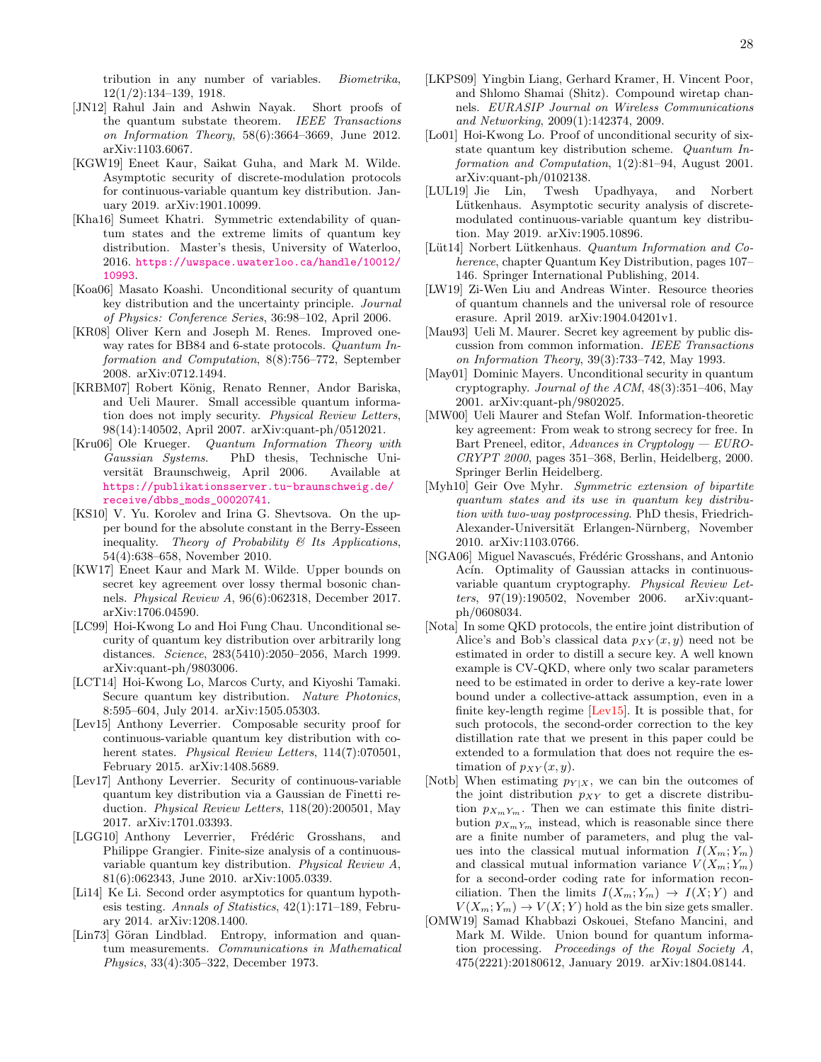tribution in any number of variables. *Biometrika*, 12(1/2):134–139, 1918.

[JN12] Rahul Jain and Ashwin Nayak. Short proofs of the quantum substate theorem. *IEEE Transactions on Information Theory*, 58(6):3664–3669, June 2012. arXiv:1103.6067.

[KGW19] Eneet Kaur, Saikat Guha, and Mark M. Wilde. Asymptotic security of discrete-modulation protocols for continuous-variable quantum key distribution. January 2019. arXiv:1901.10099.

[Kha16] Sumeet Khatri. Symmetric extendability of quantum states and the extreme limits of quantum key distribution. Master's thesis, University of Waterloo, 2016. https://uwspace.uwaterloo.ca/handle/10012/10993.

[Koa06] Masato Koashi. Unconditional security of quantum key distribution and the uncertainty principle. *Journal of Physics: Conference Series*, 36:98–102, April 2006.

[KR08] Oliver Kern and Joseph M. Renes. Improved one-way rates for BB84 and 6-state protocols. *Quantum Information and Computation*, 8(8):756–772, September 2008. arXiv:0712.1494.

[KRBM07] Robert König, Renato Renner, Andor Bariska, and Ueli Maurer. Small accessible quantum information does not imply security. *Physical Review Letters*, 98(14):140502, April 2007. arXiv:quant-ph/0512021.

[Kru06] Ole Krueger. *Quantum Information Theory with Gaussian Systems*. PhD thesis, Technische Universität Braunschweig, April 2006. Available at https://publikationsserver.tu-braunschweig.de/receive/dbbs_mods_00020741.

[KS10] V. Yu. Korolev and Irina G. Shevtsova. On the upper bound for the absolute constant in the Berry-Esseen inequality. *Theory of Probability & Its Applications*, 54(4):638–658, November 2010.

[KW17] Eneet Kaur and Mark M. Wilde. Upper bounds on secret key agreement over lossy thermal bosonic channels. *Physical Review A*, 96(6):062318, December 2017. arXiv:1706.04590.

[LC99] Hoi-Kwong Lo and Hoi Fung Chau. Unconditional security of quantum key distribution over arbitrarily long distances. *Science*, 283(5410):2050–2056, March 1999. arXiv:quant-ph/9803006.

[LCT14] Hoi-Kwong Lo, Marcos Curty, and Kiyoshi Tamaki. Secure quantum key distribution. *Nature Photonics*, 8:595–604, July 2014. arXiv:1505.05303.

[Lev15] Anthony Leverrier. Composable security proof for continuous-variable quantum key distribution with coherent states. *Physical Review Letters*, 114(7):070501, February 2015. arXiv:1408.5689.

[Lev17] Anthony Leverrier. Security of continuous-variable quantum key distribution via a Gaussian de Finetti reduction. *Physical Review Letters*, 118(20):200501, May 2017. arXiv:1701.03393.

[LGG10] Anthony Leverrier, Frédéric Grosshans, and Philippe Grangier. Finite-size analysis of a continuous-variable quantum key distribution. *Physical Review A*, 81(6):062343, June 2010. arXiv:1005.0339.

[Li14] Ke Li. Second order asymptotics for quantum hypothesis testing. *Annals of Statistics*, 42(1):171–189, February 2014. arXiv:1208.1400.

[Lin73] Göran Lindblad. Entropy, information and quantum measurements. *Communications in Mathematical Physics*, 33(4):305–322, December 1973.

[LKPS09] Yingbin Liang, Gerhard Kramer, H. Vincent Poor, and Shlomo Shamai (Shitz). Compound wiretap channels. *EURASIP Journal on Wireless Communications and Networking*, 2009(1):142374, 2009.

[Lo01] Hoi-Kwong Lo. Proof of unconditional security of six-state quantum key distribution scheme. *Quantum Information and Computation*, 1(2):81–94, August 2001. arXiv:quant-ph/0102138.

[LUL19] Jie Lin, Twesh Upadhyaya, and Norbert Lütkenhaus. Asymptotic security analysis of discrete-modulated continuous-variable quantum key distribution. May 2019. arXiv:1905.10896.

[Lüt14] Norbert Lütkenhaus. *Quantum Information and Coherence*, chapter Quantum Key Distribution, pages 107–146. Springer International Publishing, 2014.

[LW19] Zi-Wen Liu and Andreas Winter. Resource theories of quantum channels and the universal role of resource erasure. April 2019. arXiv:1904.04201v1.

[Mau93] Ueli M. Maurer. Secret key agreement by public discussion from common information. *IEEE Transactions on Information Theory*, 39(3):733–742, May 1993.

[May01] Dominic Mayers. Unconditional security in quantum cryptography. *Journal of the ACM*, 48(3):351–406, May 2001. arXiv:quant-ph/9802025.

[MW00] Ueli Maurer and Stefan Wolf. Information-theoretic key agreement: From weak to strong secrecy for free. In Bart Preneel, editor, *Advances in Cryptology — EUROCRYPT 2000*, pages 351–368, Berlin, Heidelberg, 2000. Springer Berlin Heidelberg.

[Myh10] Geir Ove Myhr. *Symmetric extension of bipartite quantum states and its use in quantum key distribution with two-way postprocessing*. PhD thesis, Friedrich-Alexander-Universität Erlangen-Nürnberg, November 2010. arXiv:1103.0766.

[NGA06] Miguel Navascués, Frédéric Grosshans, and Antonio Acín. Optimality of Gaussian attacks in continuous-variable quantum cryptography. *Physical Review Letters*, 97(19):190502, November 2006. arXiv:quant-ph/0608034.

[Nota] In some QKD protocols, the entire joint distribution of Alice's and Bob's classical data $p_{XY}(x, y)$ need not be estimated in order to distill a secure key. A well known example is CV-QKD, where only two scalar parameters need to be estimated in order to derive a key-rate lower bound under a collective-attack assumption, even in a finite key-length regime [Lev15]. It is possible that, for such protocols, the second-order correction to the key distillation rate that we present in this paper could be extended to a formulation that does not require the estimation of $p_{XY}(x, y)$.

[Notb] When estimating $p_{Y|X}$, we can bin the outcomes of the joint distribution $p_{XY}$ to get a discrete distribution $p_{X_mY_m}$. Then we can estimate this finite distribution $p_{X_mY_m}$ instead, which is reasonable since there are a finite number of parameters, and plug the values into the classical mutual information $I(X_m; Y_m)$ and classical mutual information variance $V(X_m; Y_m)$ for a second-order coding rate for information reconciliation. Then the limits $I(X_m; Y_m) \to I(X; Y)$ and $V(X_m; Y_m) \to V(X; Y)$ hold as the bin size gets smaller.

[OMW19] Samad Khabbazi Oskouei, Stefano Mancini, and Mark M. Wilde. Union bound for quantum information processing. *Proceedings of the Royal Society A*, 475(2221):20180612, January 2019. arXiv:1804.08144.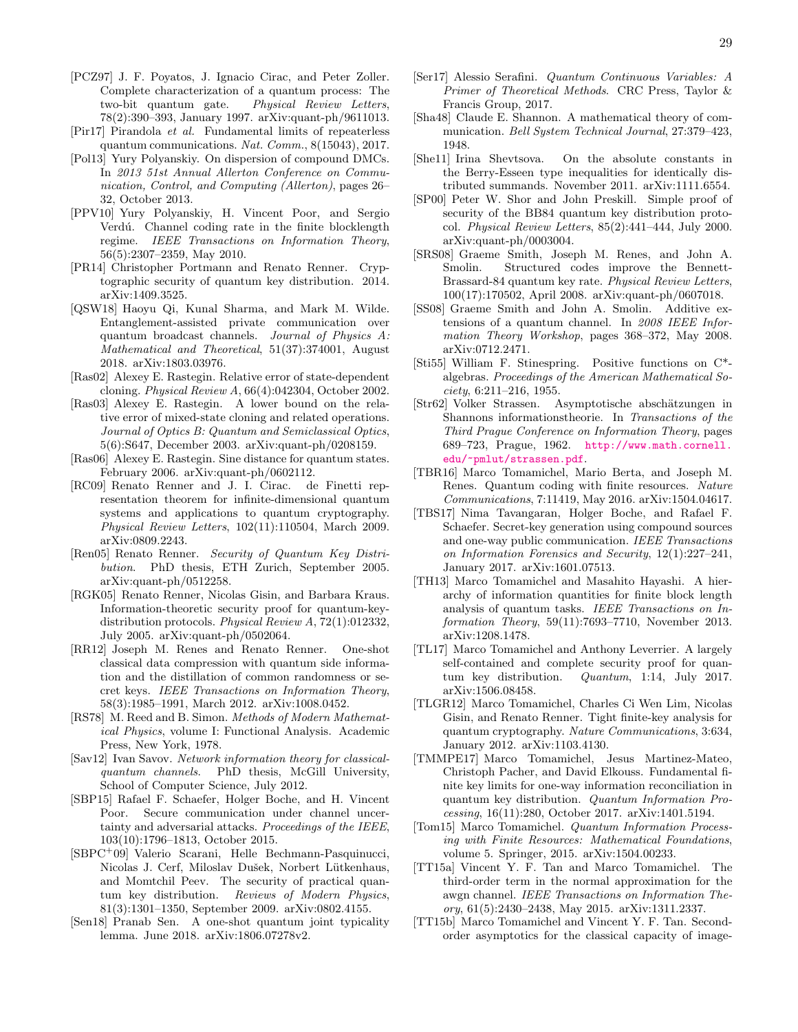[PCZ97] J. F. Poyatos, J. Ignacio Cirac, and Peter Zoller. Complete characterization of a quantum process: The two-bit quantum gate. *Physical Review Letters*, 78(2):390–393, January 1997. arXiv:quant-ph/9611013.

[Pir17] Pirandola *et al.* Fundamental limits of repeaterless quantum communications. *Nat. Comm.*, 8(15043), 2017.

[Pol13] Yury Polyanskiy. On dispersion of compound DMCs. In *2013 51st Annual Allerton Conference on Communication, Control, and Computing (Allerton)*, pages 26–32, October 2013.

[PPV10] Yury Polyanskiy, H. Vincent Poor, and Sergio Verdú. Channel coding rate in the finite blocklength regime. *IEEE Transactions on Information Theory*, 56(5):2307–2359, May 2010.

[PR14] Christopher Portmann and Renato Renner. Cryptographic security of quantum key distribution. 2014. arXiv:1409.3525.

[QSW18] Haoyu Qi, Kunal Sharma, and Mark M. Wilde. Entanglement-assisted private communication over quantum broadcast channels. *Journal of Physics A: Mathematical and Theoretical*, 51(37):374001, August 2018. arXiv:1803.03976.

[Ras02] Alexey E. Rastegin. Relative error of state-dependent cloning. *Physical Review A*, 66(4):042304, October 2002.

[Ras03] Alexey E. Rastegin. A lower bound on the relative error of mixed-state cloning and related operations. *Journal of Optics B: Quantum and Semiclassical Optics*, 5(6):S647, December 2003. arXiv:quant-ph/0208159.

[Ras06] Alexey E. Rastegin. Sine distance for quantum states. February 2006. arXiv:quant-ph/0602112.

[RC09] Renato Renner and J. I. Cirac. de Finetti representation theorem for infinite-dimensional quantum systems and applications to quantum cryptography. *Physical Review Letters*, 102(11):110504, March 2009. arXiv:0809.2243.

[Ren05] Renato Renner. *Security of Quantum Key Distribution*. PhD thesis, ETH Zurich, September 2005. arXiv:quant-ph/0512258.

[RGK05] Renato Renner, Nicolas Gisin, and Barbara Kraus. Information-theoretic security proof for quantum-key-distribution protocols. *Physical Review A*, 72(1):012332, July 2005. arXiv:quant-ph/0502064.

[RR12] Joseph M. Renes and Renato Renner. One-shot classical data compression with quantum side information and the distillation of common randomness or secret keys. *IEEE Transactions on Information Theory*, 58(3):1985–1991, March 2012. arXiv:1008.0452.

[RS78] M. Reed and B. Simon. *Methods of Modern Mathematical Physics*, volume I: Functional Analysis. Academic Press, New York, 1978.

[Sav12] Ivan Savov. *Network information theory for classical-quantum channels*. PhD thesis, McGill University, School of Computer Science, July 2012.

[SBP15] Rafael F. Schaefer, Holger Boche, and H. Vincent Poor. Secure communication under channel uncertainty and adversarial attacks. *Proceedings of the IEEE*, 103(10):1796–1813, October 2015.

[SBPC+09] Valerio Scarani, Helle Bechmann-Pasquinucci, Nicolas J. Cerf, Miloslav Dušek, Norbert Lütkenhaus, and Momtchil Peev. The security of practical quantum key distribution. *Reviews of Modern Physics*, 81(3):1301–1350, September 2009. arXiv:0802.4155.

[Sen18] Pranab Sen. A one-shot quantum joint typicality lemma. June 2018. arXiv:1806.07278v2.

[Ser17] Alessio Serafini. *Quantum Continuous Variables: A Primer of Theoretical Methods*. CRC Press, Taylor & Francis Group, 2017.

[Sha48] Claude E. Shannon. A mathematical theory of communication. *Bell System Technical Journal*, 27:379–423, 1948.

[She11] Irina Shevtsova. On the absolute constants in the Berry-Esseen type inequalities for identically distributed summands. November 2011. arXiv:1111.6554.

[SP00] Peter W. Shor and John Preskill. Simple proof of security of the BB84 quantum key distribution protocol. *Physical Review Letters*, 85(2):441–444, July 2000. arXiv:quant-ph/0003004.

[SRS08] Graeme Smith, Joseph M. Renes, and John A. Smolin. Structured codes improve the Bennett-Brassard-84 quantum key rate. *Physical Review Letters*, 100(17):170502, April 2008. arXiv:quant-ph/0607018.

[SS08] Graeme Smith and John A. Smolin. Additive extensions of a quantum channel. In *2008 IEEE Information Theory Workshop*, pages 368–372, May 2008. arXiv:0712.2471.

[Sti55] William F. Stinespring. Positive functions on C*-algebras. *Proceedings of the American Mathematical Society*, 6:211–216, 1955.

[Str62] Volker Strassen. Asymptotische abschätzungen in Shannons informationstheorie. In *Transactions of the Third Prague Conference on Information Theory*, pages 689–723, Prague, 1962. http://www.math.cornell.edu/~pmlut/strassen.pdf.

[TBR16] Marco Tomamichel, Mario Berta, and Joseph M. Renes. Quantum coding with finite resources. *Nature Communications*, 7:11419, May 2016. arXiv:1504.04617.

[TBS17] Nima Tavangaran, Holger Boche, and Rafael F. Schaefer. Secret-key generation using compound sources and one-way public communication. *IEEE Transactions on Information Forensics and Security*, 12(1):227–241, January 2017. arXiv:1601.07513.

[TH13] Marco Tomamichel and Masahito Hayashi. A hierarchy of information quantities for finite block length analysis of quantum tasks. *IEEE Transactions on Information Theory*, 59(11):7693–7710, November 2013. arXiv:1208.1478.

[TL17] Marco Tomamichel and Anthony Leverrier. A largely self-contained and complete security proof for quantum key distribution. *Quantum*, 1:14, July 2017. arXiv:1506.08458.

[TLGR12] Marco Tomamichel, Charles Ci Wen Lim, Nicolas Gisin, and Renato Renner. Tight finite-key analysis for quantum cryptography. *Nature Communications*, 3:634, January 2012. arXiv:1103.4130.

[TMMPE17] Marco Tomamichel, Jesus Martinez-Mateo, Christoph Pacher, and David Elkouss. Fundamental finite key limits for one-way information reconciliation in quantum key distribution. *Quantum Information Processing*, 16(11):280, October 2017. arXiv:1401.5194.

[Tom15] Marco Tomamichel. *Quantum Information Processing with Finite Resources: Mathematical Foundations*, volume 5. Springer, 2015. arXiv:1504.00233.

[TT15a] Vincent Y. F. Tan and Marco Tomamichel. The third-order term in the normal approximation for the awgn channel. *IEEE Transactions on Information Theory*, 61(5):2430–2438, May 2015. arXiv:1311.2337.

[TT15b] Marco Tomamichel and Vincent Y. F. Tan. Second-order asymptotics for the classical capacity of image-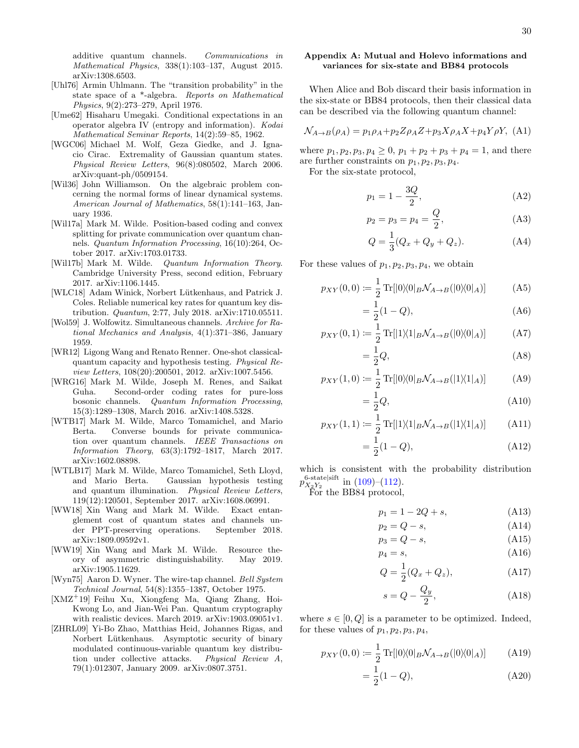additive quantum channels. *Communications in Mathematical Physics*, 338(1):103–137, August 2015. arXiv:1308.6503.

[Uhl76] Armin Uhlmann. The "transition probability" in the state space of a *-algebra. *Reports on Mathematical Physics*, 9(2):273–279, April 1976.

[Ume62] Hisaharu Umegaki. Conditional expectations in an operator algebra IV (entropy and information). *Kodai Mathematical Seminar Reports*, 14(2):59–85, 1962.

[WGC06] Michael M. Wolf, Geza Giedke, and J. Ignacio Cirac. Extremality of Gaussian quantum states. *Physical Review Letters*, 96(8):080502, March 2006. arXiv:quant-ph/0509154.

[Wil36] John Williamson. On the algebraic problem concerning the normal forms of linear dynamical systems. *American Journal of Mathematics*, 58(1):141–163, January 1936.

[Wil17a] Mark M. Wilde. Position-based coding and convex splitting for private communication over quantum channels. *Quantum Information Processing*, 16(10):264, October 2017. arXiv:1703.01733.

[Wil17b] Mark M. Wilde. *Quantum Information Theory*. Cambridge University Press, second edition, February 2017. arXiv:1106.1445.

[WLC18] Adam Winick, Norbert Lütkenhaus, and Patrick J. Coles. Reliable numerical key rates for quantum key distribution. *Quantum*, 2:77, July 2018. arXiv:1710.05511.

[Wol59] J. Wolfowitz. Simultaneous channels. *Archive for Rational Mechanics and Analysis*, 4(1):371–386, January 1959.

[WR12] Ligong Wang and Renato Renner. One-shot classical-quantum capacity and hypothesis testing. *Physical Review Letters*, 108(20):200501, 2012. arXiv:1007.5456.

[WRG16] Mark M. Wilde, Joseph M. Renes, and Saikat Guha. Second-order coding rates for pure-loss bosonic channels. *Quantum Information Processing*, 15(3):1289–1308, March 2016. arXiv:1408.5328.

[WTB17] Mark M. Wilde, Marco Tomamichel, and Mario Berta. Converse bounds for private communication over quantum channels. *IEEE Transactions on Information Theory*, 63(3):1792–1817, March 2017. arXiv:1602.08898.

[WTLB17] Mark M. Wilde, Marco Tomamichel, Seth Lloyd, and Mario Berta. Gaussian hypothesis testing and quantum illumination. *Physical Review Letters*, 119(12):120501, September 2017. arXiv:1608.06991.

[WW18] Xin Wang and Mark M. Wilde. Exact entanglement cost of quantum states and channels under PPT-preserving operations. September 2018. arXiv:1809.09592v1.

[WW19] Xin Wang and Mark M. Wilde. Resource theory of asymmetric distinguishability. May 2019. arXiv:1905.11629.

[Wyn75] Aaron D. Wyner. The wire-tap channel. *Bell System Technical Journal*, 54(8):1355–1387, October 1975.

[XMZ+19] Feihu Xu, Xiongfeng Ma, Qiang Zhang, Hoi-Kwong Lo, and Jian-Wei Pan. Quantum cryptography with realistic devices. March 2019. arXiv:1903.09051v1.

[ZHRL09] Yi-Bo Zhao, Matthias Heid, Johannes Rigas, and Norbert Lütkenhaus. Asymptotic security of binary modulated continuous-variable quantum key distribution under collective attacks. *Physical Review A*, 79(1):012307, January 2009. arXiv:0807.3751.

## Appendix A: Mutual and Holevo informations and variances for six-state and BB84 protocols

When Alice and Bob discard their basis information in the six-state or BB84 protocols, then their classical data can be described via the following quantum channel:

$$\mathcal{N}_{A\to B}(\rho_A) = p_1\rho_A + p_2 Z\rho_A Z + p_3 X\rho_A X + p_4 Y\rho Y, \tag{A1}$$

where $p_1, p_2, p_3, p_4 \geq 0$, $p_1 + p_2 + p_3 + p_4 = 1$, and there are further constraints on $p_1, p_2, p_3, p_4$.

For the six-state protocol,

$$p_1 = 1 - \frac{3Q}{2}, \tag{A2}$$

$$p_2 = p_3 = p_4 = \frac{Q}{2}, \tag{A3}$$

$$Q = \frac{1}{3}(Q_x + Q_y + Q_z). \tag{A4}$$

For these values of $p_1, p_2, p_3, p_4$, we obtain

$$p_{XY}(0,0) := \frac{1}{2}\operatorname{Tr}[|0\rangle\langle 0|_B \mathcal{N}_{A\to B}(|0\rangle\langle 0|_A)] \tag{A5}$$

$$= \frac{1}{2}(1-Q), \tag{A6}$$

$$p_{XY}(0,1) := \frac{1}{2}\operatorname{Tr}[|1\rangle\langle 1|_B \mathcal{N}_{A\to B}(|0\rangle\langle 0|_A)] \tag{A7}$$

$$= \frac{1}{2}Q, \tag{A8}$$

$$p_{XY}(1,0) := \frac{1}{2}\operatorname{Tr}[|0\rangle\langle 0|_B \mathcal{N}_{A\to B}(|1\rangle\langle 1|_A)] \tag{A9}$$

$$= \frac{1}{2}Q, \tag{A10}$$

$$p_{XY}(1,1) := \frac{1}{2}\operatorname{Tr}[|1\rangle\langle 1|_B \mathcal{N}_{A\to B}(|1\rangle\langle 1|_A)] \tag{A11}$$

$$= \frac{1}{2}(1-Q), \tag{A12}$$

which is consistent with the probability distribution $p^{\text{6-state|sift}}_{X_2 Y_2}$ in (109)–(112).

For the BB84 protocol,

$$p_1 = 1 - 2Q + s, \tag{A13}$$

$$p_2 = Q - s, \tag{A14}$$

$$p_3 = Q - s, \tag{A15}$$

$$p_4 = s, \tag{A16}$$

$$Q = \frac{1}{2}(Q_x + Q_z), \tag{A17}$$

$$s = Q - \frac{Q_y}{2}, \tag{A18}$$

where $s \in [0, Q]$ is a parameter to be optimized. Indeed, for these values of $p_1, p_2, p_3, p_4$,

$$p_{XY}(0,0) := \frac{1}{2}\operatorname{Tr}[|0\rangle\langle 0|_B \mathcal{N}_{A\to B}(|0\rangle\langle 0|_A)] \tag{A19}$$

$$= \frac{1}{2}(1-Q), \tag{A20}$$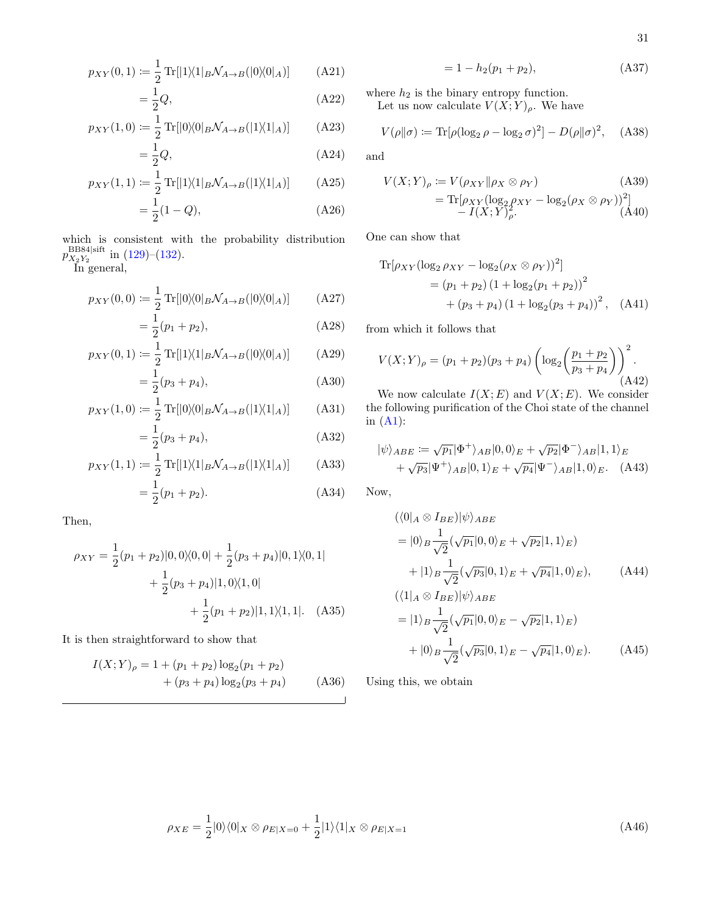$$p_{XY}(0,1) \coloneqq \frac{1}{2}\operatorname{Tr}[|1\rangle\langle 1|_B \mathcal{N}_{A\to B}(|0\rangle\langle 0|_A)] \tag{A21}$$

$$= \frac{1}{2}Q, \tag{A22}$$

$$p_{XY}(1,0) \coloneqq \frac{1}{2}\operatorname{Tr}[|0\rangle\langle 0|_B \mathcal{N}_{A\to B}(|1\rangle\langle 1|_A)] \tag{A23}$$

$$= \frac{1}{2}Q, \tag{A24}$$

$$p_{XY}(1,1) \coloneqq \frac{1}{2}\operatorname{Tr}[|1\rangle\langle 1|_B \mathcal{N}_{A\to B}(|1\rangle\langle 1|_A)] \tag{A25}$$

$$= \frac{1}{2}(1-Q), \tag{A26}$$

which is consistent with the probability distribution $p_{X_2Y_2}^{\text{BB84}|\text{sift}}$ in (129)–(132).

In general,

$$p_{XY}(0,0) \coloneqq \frac{1}{2}\operatorname{Tr}[|0\rangle\langle 0|_B \mathcal{N}_{A\to B}(|0\rangle\langle 0|_A)] \tag{A27}$$

$$= \frac{1}{2}(p_1+p_2), \tag{A28}$$

$$p_{XY}(0,1) \coloneqq \frac{1}{2}\operatorname{Tr}[|1\rangle\langle 1|_B \mathcal{N}_{A\to B}(|0\rangle\langle 0|_A)] \tag{A29}$$

$$= \frac{1}{2}(p_3+p_4), \tag{A30}$$

$$p_{XY}(1,0) \coloneqq \frac{1}{2}\operatorname{Tr}[|0\rangle\langle 0|_B \mathcal{N}_{A\to B}(|1\rangle\langle 1|_A)] \tag{A31}$$

$$= \frac{1}{2}(p_3+p_4), \tag{A32}$$

$$p_{XY}(1,1) \coloneqq \frac{1}{2}\operatorname{Tr}[|1\rangle\langle 1|_B \mathcal{N}_{A\to B}(|1\rangle\langle 1|_A)] \tag{A33}$$

$$= \frac{1}{2}(p_1+p_2). \tag{A34}$$

Then,

$$\rho_{XY} = \frac{1}{2}(p_1+p_2)|0,0\rangle\langle 0,0| + \frac{1}{2}(p_3+p_4)|0,1\rangle\langle 0,1| + \frac{1}{2}(p_3+p_4)|1,0\rangle\langle 1,0| + \frac{1}{2}(p_1+p_2)|1,1\rangle\langle 1,1|. \tag{A35}$$

It is then straightforward to show that

$$I(X;Y)_\rho = 1 + (p_1+p_2)\log_2(p_1+p_2) + (p_3+p_4)\log_2(p_3+p_4) \tag{A36}$$

$$= 1 - h_2(p_1+p_2), \tag{A37}$$

where $h_2$ is the binary entropy function.

Let us now calculate $V(X;Y)_\rho$. We have

$$V(\rho\|\sigma) \coloneqq \operatorname{Tr}[\rho(\log_2\rho - \log_2\sigma)^2] - D(\rho\|\sigma)^2, \tag{A38}$$

and

$$V(X;Y)_\rho \coloneqq V(\rho_{XY}\|\rho_X\otimes\rho_Y) \tag{A39}$$

$$= \operatorname{Tr}[\rho_{XY}(\log_2\rho_{XY} - \log_2(\rho_X\otimes\rho_Y))^2] - I(X;Y)_\rho^2. \tag{A40}$$

One can show that

$$\operatorname{Tr}[\rho_{XY}(\log_2\rho_{XY} - \log_2(\rho_X\otimes\rho_Y))^2] = (p_1+p_2)\left(1+\log_2(p_1+p_2)\right)^2 + (p_3+p_4)\left(1+\log_2(p_3+p_4)\right)^2, \tag{A41}$$

from which it follows that

$$V(X;Y)_\rho = (p_1+p_2)(p_3+p_4)\left(\log_2\left(\frac{p_1+p_2}{p_3+p_4}\right)\right)^2. \tag{A42}$$

We now calculate $I(X;E)$ and $V(X;E)$. We consider the following purification of the Choi state of the channel in (A1):

$$|\psi\rangle_{ABE} \coloneqq \sqrt{p_1}|\Phi^+\rangle_{AB}|0,0\rangle_E + \sqrt{p_2}|\Phi^-\rangle_{AB}|1,1\rangle_E + \sqrt{p_3}|\Psi^+\rangle_{AB}|0,1\rangle_E + \sqrt{p_4}|\Psi^-\rangle_{AB}|1,0\rangle_E. \tag{A43}$$

Now,

$$(\langle 0|_A\otimes I_{BE})|\psi\rangle_{ABE} = |0\rangle_B\frac{1}{\sqrt{2}}(\sqrt{p_1}|0,0\rangle_E + \sqrt{p_2}|1,1\rangle_E) + |1\rangle_B\frac{1}{\sqrt{2}}(\sqrt{p_3}|0,1\rangle_E + \sqrt{p_4}|1,0\rangle_E), \tag{A44}$$

$$(\langle 1|_A\otimes I_{BE})|\psi\rangle_{ABE} = |1\rangle_B\frac{1}{\sqrt{2}}(\sqrt{p_1}|0,0\rangle_E - \sqrt{p_2}|1,1\rangle_E) + |0\rangle_B\frac{1}{\sqrt{2}}(\sqrt{p_3}|0,1\rangle_E - \sqrt{p_4}|1,0\rangle_E). \tag{A45}$$

Using this, we obtain

$$\rho_{XE} = \frac{1}{2}|0\rangle\langle 0|_X\otimes\rho_{E|X=0} + \frac{1}{2}|1\rangle\langle 1|_X\otimes\rho_{E|X=1} \tag{A46}$$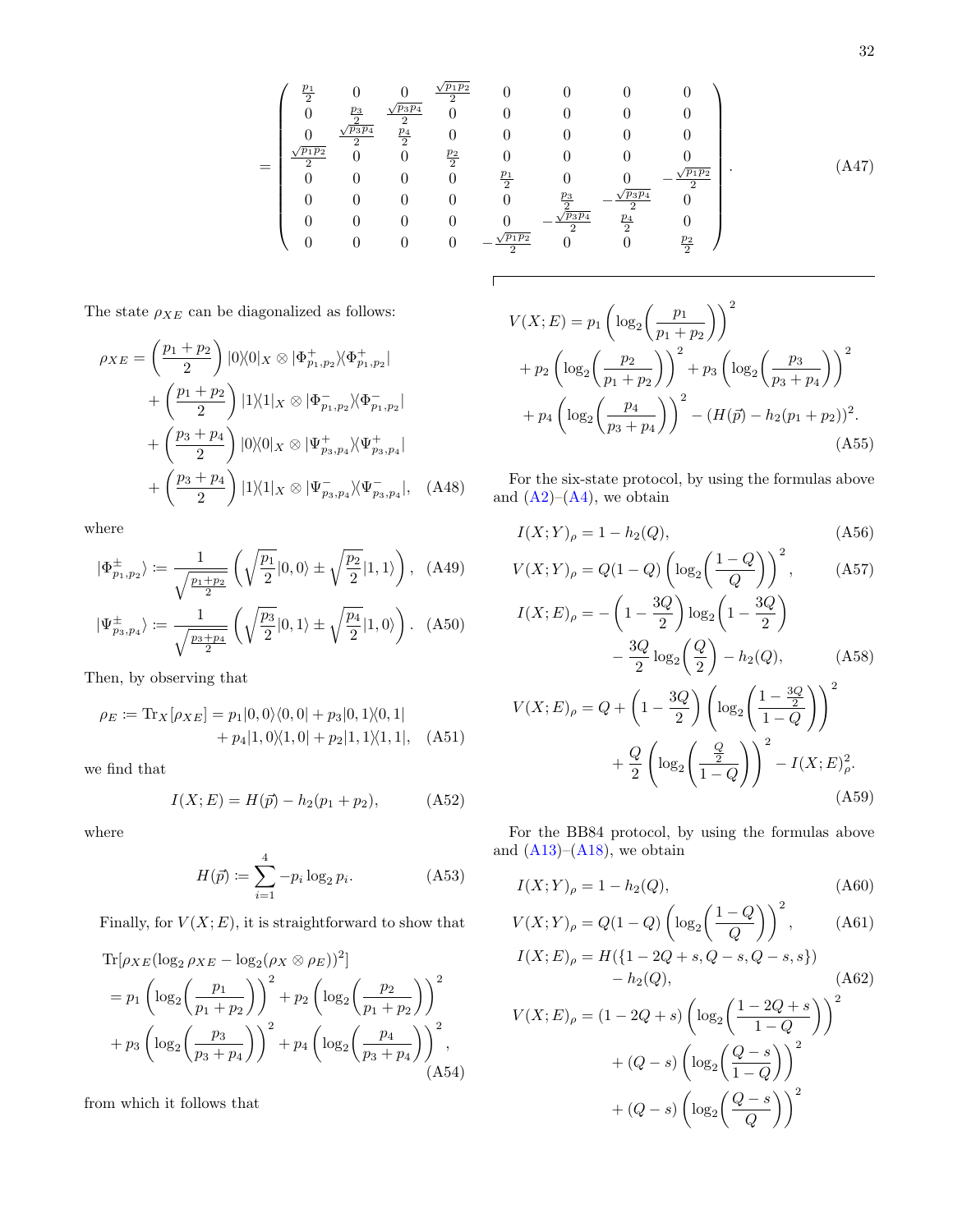$$
= \begin{pmatrix}
\frac{p_1}{2} & 0 & 0 & \frac{\sqrt{p_1 p_2}}{2} & 0 & 0 & 0 & 0 \\
0 & \frac{p_3}{2} & \frac{\sqrt{p_3 p_4}}{2} & 0 & 0 & 0 & 0 & 0 \\
0 & \frac{\sqrt{p_3 p_4}}{2} & \frac{p_4}{2} & 0 & 0 & 0 & 0 & 0 \\
\frac{\sqrt{p_1 p_2}}{2} & 0 & 0 & \frac{p_2}{2} & 0 & 0 & 0 & 0 \\
0 & 0 & 0 & 0 & \frac{p_1}{2} & 0 & 0 & -\frac{\sqrt{p_1 p_2}}{2} \\
0 & 0 & 0 & 0 & 0 & \frac{p_3}{2} & -\frac{\sqrt{p_3 p_4}}{2} & 0 \\
0 & 0 & 0 & 0 & 0 & -\frac{\sqrt{p_3 p_4}}{2} & \frac{p_4}{2} & 0 \\
0 & 0 & 0 & 0 & -\frac{\sqrt{p_1 p_2}}{2} & 0 & 0 & \frac{p_2}{2}
\end{pmatrix}. \tag{A47}
$$

The state $\rho_{XE}$ can be diagonalized as follows:

$$
\begin{aligned}
\rho_{XE} &= \left(\frac{p_1+p_2}{2}\right)|0\rangle\langle 0|_X \otimes |\Phi^+_{p_1,p_2}\rangle\langle\Phi^+_{p_1,p_2}| \\
&+ \left(\frac{p_1+p_2}{2}\right)|1\rangle\langle 1|_X \otimes |\Phi^-_{p_1,p_2}\rangle\langle\Phi^-_{p_1,p_2}| \\
&+ \left(\frac{p_3+p_4}{2}\right)|0\rangle\langle 0|_X \otimes |\Psi^+_{p_3,p_4}\rangle\langle\Psi^+_{p_3,p_4}| \\
&+ \left(\frac{p_3+p_4}{2}\right)|1\rangle\langle 1|_X \otimes |\Psi^-_{p_3,p_4}\rangle\langle\Psi^-_{p_3,p_4}|, \quad \text{(A48)}
\end{aligned}
$$

where

$$
|\Phi^\pm_{p_1,p_2}\rangle := \frac{1}{\sqrt{\frac{p_1+p_2}{2}}}\left(\sqrt{\frac{p_1}{2}}|0,0\rangle \pm \sqrt{\frac{p_2}{2}}|1,1\rangle\right), \quad \text{(A49)}
$$

$$
|\Psi^\pm_{p_3,p_4}\rangle := \frac{1}{\sqrt{\frac{p_3+p_4}{2}}}\left(\sqrt{\frac{p_3}{2}}|0,1\rangle \pm \sqrt{\frac{p_4}{2}}|1,0\rangle\right). \quad \text{(A50)}
$$

Then, by observing that

$$
\begin{aligned}
\rho_E := \mathrm{Tr}_X[\rho_{XE}] &= p_1|0,0\rangle\langle 0,0| + p_3|0,1\rangle\langle 0,1| \\
&+ p_4|1,0\rangle\langle 1,0| + p_2|1,1\rangle\langle 1,1|, \quad \text{(A51)}
\end{aligned}
$$

we find that

$$
I(X;E) = H(\vec{p}) - h_2(p_1+p_2), \tag{A52}
$$

where

$$
H(\vec{p}) := \sum_{i=1}^{4} -p_i \log_2 p_i. \tag{A53}
$$

Finally, for $V(X;E)$, it is straightforward to show that

$$
\begin{aligned}
&\mathrm{Tr}[\rho_{XE}(\log_2 \rho_{XE} - \log_2(\rho_X \otimes \rho_E))^2] \\
&= p_1\left(\log_2\left(\frac{p_1}{p_1+p_2}\right)\right)^2 + p_2\left(\log_2\left(\frac{p_2}{p_1+p_2}\right)\right)^2 \\
&+ p_3\left(\log_2\left(\frac{p_3}{p_3+p_4}\right)\right)^2 + p_4\left(\log_2\left(\frac{p_4}{p_3+p_4}\right)\right)^2, \quad \text{(A54)}
\end{aligned}
$$

from which it follows that

$$
\begin{aligned}
V(X;E) &= p_1\left(\log_2\left(\frac{p_1}{p_1+p_2}\right)\right)^2 \\
&+ p_2\left(\log_2\left(\frac{p_2}{p_1+p_2}\right)\right)^2 + p_3\left(\log_2\left(\frac{p_3}{p_3+p_4}\right)\right)^2 \\
&+ p_4\left(\log_2\left(\frac{p_4}{p_3+p_4}\right)\right)^2 - (H(\vec{p}) - h_2(p_1+p_2))^2. \quad \text{(A55)}
\end{aligned}
$$

For the six-state protocol, by using the formulas above and (A2)–(A4), we obtain

$$
I(X;Y)_\rho = 1 - h_2(Q), \tag{A56}
$$

$$
V(X;Y)_\rho = Q(1-Q)\left(\log_2\left(\frac{1-Q}{Q}\right)\right)^2, \tag{A57}
$$

$$
\begin{aligned}
I(X;E)_\rho &= -\left(1-\frac{3Q}{2}\right)\log_2\left(1-\frac{3Q}{2}\right) \\
&- \frac{3Q}{2}\log_2\left(\frac{Q}{2}\right) - h_2(Q), \quad \text{(A58)}
\end{aligned}
$$

$$
\begin{aligned}
V(X;E)_\rho &= Q + \left(1-\frac{3Q}{2}\right)\left(\log_2\left(\frac{1-\frac{3Q}{2}}{1-Q}\right)\right)^2 \\
&+ \frac{Q}{2}\left(\log_2\left(\frac{\frac{Q}{2}}{1-Q}\right)\right)^2 - I(X;E)_\rho^2. \quad \text{(A59)}
\end{aligned}
$$

For the BB84 protocol, by using the formulas above and (A13)–(A18), we obtain

$$
I(X;Y)_\rho = 1 - h_2(Q), \tag{A60}
$$

$$
V(X;Y)_\rho = Q(1-Q)\left(\log_2\left(\frac{1-Q}{Q}\right)\right)^2, \tag{A61}
$$

$$
\begin{aligned}
I(X;E)_\rho &= H(\{1-2Q+s, Q-s, Q-s, s\}) \\
&- h_2(Q), \quad \text{(A62)}
\end{aligned}
$$

$$
\begin{aligned}
V(X;E)_\rho &= (1-2Q+s)\left(\log_2\left(\frac{1-2Q+s}{1-Q}\right)\right)^2 \\
&+ (Q-s)\left(\log_2\left(\frac{Q-s}{1-Q}\right)\right)^2 \\
&+ (Q-s)\left(\log_2\left(\frac{Q-s}{Q}\right)\right)^2
\end{aligned}
$$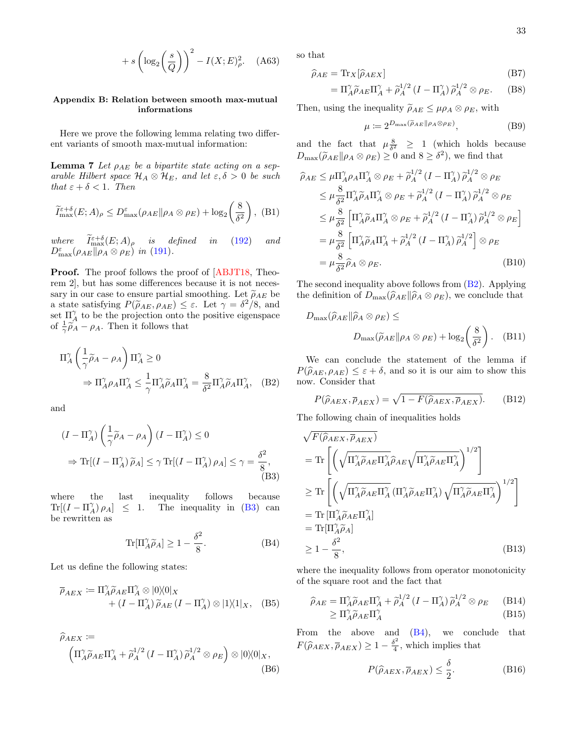$$+ s \left( \log_2 \left( \frac{s}{Q} \right) \right)^2 - I(X;E)^2_\rho. \quad \text{(A63)}$$

## Appendix B: Relation between smooth max-mutual informations

Here we prove the following lemma relating two different variants of smooth max-mutual information:

**Lemma 7** *Let $\rho_{AE}$ be a bipartite state acting on a separable Hilbert space $\mathcal{H}_A \otimes \mathcal{H}_E$, and let $\varepsilon, \delta > 0$ be such that $\varepsilon + \delta < 1$. Then*

$$\widetilde{I}^{\varepsilon+\delta}_{\max}(E;A)_\rho \leq D^{\varepsilon}_{\max}(\rho_{AE} \| \rho_A \otimes \rho_E) + \log_2\left(\frac{8}{\delta^2}\right), \quad \text{(B1)}$$

*where $\widetilde{I}^{\varepsilon+\delta}_{\max}(E;A)_\rho$ is defined in (192) and $D^{\varepsilon}_{\max}(\rho_{AE} \| \rho_A \otimes \rho_E)$ in (191).*

**Proof.** The proof follows the proof of [ABJT18, Theorem 2], but has some differences because it is not necessary in our case to ensure partial smoothing. Let $\widetilde{\rho}_{AE}$ be a state satisfying $P(\widetilde{\rho}_{AE}, \rho_{AE}) \leq \varepsilon$. Let $\gamma = \delta^2/8$, and set $\Pi^\gamma_A$ to be the projection onto the positive eigenspace of $\frac{1}{\gamma}\widetilde{\rho}_A - \rho_A$. Then it follows that

$$\begin{aligned}
&\Pi^\gamma_A \left( \frac{1}{\gamma}\widetilde{\rho}_A - \rho_A \right) \Pi^\gamma_A \geq 0 \\
&\qquad \Rightarrow \Pi^\gamma_A \rho_A \Pi^\gamma_A \leq \frac{1}{\gamma} \Pi^\gamma_A \widetilde{\rho}_A \Pi^\gamma_A = \frac{8}{\delta^2} \Pi^\gamma_A \widetilde{\rho}_A \Pi^\gamma_A, \quad \text{(B2)}
\end{aligned}$$

and

$$\begin{aligned}
&(I - \Pi^\gamma_A) \left( \frac{1}{\gamma}\widetilde{\rho}_A - \rho_A \right) (I - \Pi^\gamma_A) \leq 0 \\
&\qquad \Rightarrow \mathrm{Tr}[(I - \Pi^\gamma_A)\, \widetilde{\rho}_A] \leq \gamma\, \mathrm{Tr}[(I - \Pi^\gamma_A)\, \rho_A] \leq \gamma = \frac{\delta^2}{8}, \quad \text{(B3)}
\end{aligned}$$

where the last inequality follows because $\mathrm{Tr}[(I - \Pi^\gamma_A)\, \rho_A] \leq 1$. The inequality in (B3) can be rewritten as

$$\mathrm{Tr}[\Pi^\gamma_A \widetilde{\rho}_A] \geq 1 - \frac{\delta^2}{8}. \quad \text{(B4)}$$

Let us define the following states:

$$\begin{aligned}
\overline{\rho}_{AEX} :=\ & \Pi^\gamma_A \widetilde{\rho}_{AE} \Pi^\gamma_A \otimes |0\rangle\!\langle 0|_X \\
&+ (I - \Pi^\gamma_A)\, \widetilde{\rho}_{AE}\, (I - \Pi^\gamma_A) \otimes |1\rangle\!\langle 1|_X, \quad \text{(B5)}
\end{aligned}$$

$$\begin{aligned}
&\widehat{\rho}_{AEX} := \\
&\left( \Pi^\gamma_A \widetilde{\rho}_{AE} \Pi^\gamma_A + \widetilde{\rho}_A^{1/2} (I - \Pi^\gamma_A)\, \widetilde{\rho}_A^{1/2} \otimes \rho_E \right) \otimes |0\rangle\!\langle 0|_X, \quad \text{(B6)}
\end{aligned}$$

so that

$$\begin{aligned}
\widehat{\rho}_{AE} &= \mathrm{Tr}_X[\widehat{\rho}_{AEX}] &\text{(B7)}\\
&= \Pi^\gamma_A \widetilde{\rho}_{AE} \Pi^\gamma_A + \widetilde{\rho}_A^{1/2} (I - \Pi^\gamma_A)\, \widetilde{\rho}_A^{1/2} \otimes \rho_E. &\text{(B8)}
\end{aligned}$$

Then, using the inequality $\widetilde{\rho}_{AE} \leq \mu \rho_A \otimes \rho_E$, with

$$\mu := 2^{D_{\max}(\widetilde{\rho}_{AE} \| \rho_A \otimes \rho_E)}, \quad \text{(B9)}$$

and the fact that $\mu \frac{8}{\delta^2} \geq 1$ (which holds because $D_{\max}(\widetilde{\rho}_{AE} \| \rho_A \otimes \rho_E) \geq 0$ and $8 \geq \delta^2$), we find that

$$\begin{aligned}
\widehat{\rho}_{AE} &\leq \mu \Pi^\gamma_A \rho_A \Pi^\gamma_A \otimes \rho_E + \widetilde{\rho}_A^{1/2} (I - \Pi^\gamma_A)\, \widetilde{\rho}_A^{1/2} \otimes \rho_E \\
&\leq \mu \frac{8}{\delta^2} \Pi^\gamma_A \widetilde{\rho}_A \Pi^\gamma_A \otimes \rho_E + \widetilde{\rho}_A^{1/2} (I - \Pi^\gamma_A)\, \widetilde{\rho}_A^{1/2} \otimes \rho_E \\
&\leq \mu \frac{8}{\delta^2} \left[ \Pi^\gamma_A \widetilde{\rho}_A \Pi^\gamma_A \otimes \rho_E + \widetilde{\rho}_A^{1/2} (I - \Pi^\gamma_A)\, \widetilde{\rho}_A^{1/2} \otimes \rho_E \right] \\
&= \mu \frac{8}{\delta^2} \left[ \Pi^\gamma_A \widetilde{\rho}_A \Pi^\gamma_A + \widetilde{\rho}_A^{1/2} (I - \Pi^\gamma_A)\, \widetilde{\rho}_A^{1/2} \right] \otimes \rho_E \\
&= \mu \frac{8}{\delta^2} \widehat{\rho}_A \otimes \rho_E. \qquad\qquad \text{(B10)}
\end{aligned}$$

The second inequality above follows from (B2). Applying the definition of $D_{\max}(\widehat{\rho}_{AE} \| \widehat{\rho}_A \otimes \rho_E)$, we conclude that

$$\begin{aligned}
&D_{\max}(\widehat{\rho}_{AE} \| \widehat{\rho}_A \otimes \rho_E) \leq \\
&\qquad D_{\max}(\widetilde{\rho}_{AE} \| \rho_A \otimes \rho_E) + \log_2\left(\frac{8}{\delta^2}\right). \quad \text{(B11)}
\end{aligned}$$

We can conclude the statement of the lemma if $P(\widehat{\rho}_{AE}, \rho_{AE}) \leq \varepsilon + \delta$, and so it is our aim to show this now. Consider that

$$P(\widehat{\rho}_{AEX}, \overline{\rho}_{AEX}) = \sqrt{1 - F(\widehat{\rho}_{AEX}, \overline{\rho}_{AEX})}. \quad \text{(B12)}$$

The following chain of inequalities holds

$$\begin{aligned}
&\sqrt{F(\widehat{\rho}_{AEX}, \overline{\rho}_{AEX})} \\
&= \mathrm{Tr}\left[ \left( \sqrt{\Pi^\gamma_A \widetilde{\rho}_{AE} \Pi^\gamma_A}\, \widehat{\rho}_{AE} \sqrt{\Pi^\gamma_A \widetilde{\rho}_{AE} \Pi^\gamma_A} \right)^{1/2} \right] \\
&\geq \mathrm{Tr}\left[ \left( \sqrt{\Pi^\gamma_A \widetilde{\rho}_{AE} \Pi^\gamma_A}\, (\Pi^\gamma_A \widetilde{\rho}_{AE} \Pi^\gamma_A) \sqrt{\Pi^\gamma_A \widetilde{\rho}_{AE} \Pi^\gamma_A} \right)^{1/2} \right] \\
&= \mathrm{Tr}\left[ \Pi^\gamma_A \widetilde{\rho}_{AE} \Pi^\gamma_A \right] \\
&= \mathrm{Tr}[\Pi^\gamma_A \widetilde{\rho}_A] \\
&\geq 1 - \frac{\delta^2}{8}, \qquad\qquad \text{(B13)}
\end{aligned}$$

where the inequality follows from operator monotonicity of the square root and the fact that

$$\begin{aligned}
\widehat{\rho}_{AE} &= \Pi^\gamma_A \widetilde{\rho}_{AE} \Pi^\gamma_A + \widetilde{\rho}_A^{1/2} (I - \Pi^\gamma_A)\, \widetilde{\rho}_A^{1/2} \otimes \rho_E &\text{(B14)}\\
&\geq \Pi^\gamma_A \widetilde{\rho}_{AE} \Pi^\gamma_A &\text{(B15)}
\end{aligned}$$

From the above and (B4), we conclude that $F(\widehat{\rho}_{AEX}, \overline{\rho}_{AEX}) \geq 1 - \frac{\delta^2}{4}$, which implies that

$$P(\widehat{\rho}_{AEX}, \overline{\rho}_{AEX}) \leq \frac{\delta}{2}. \quad \text{(B16)}$$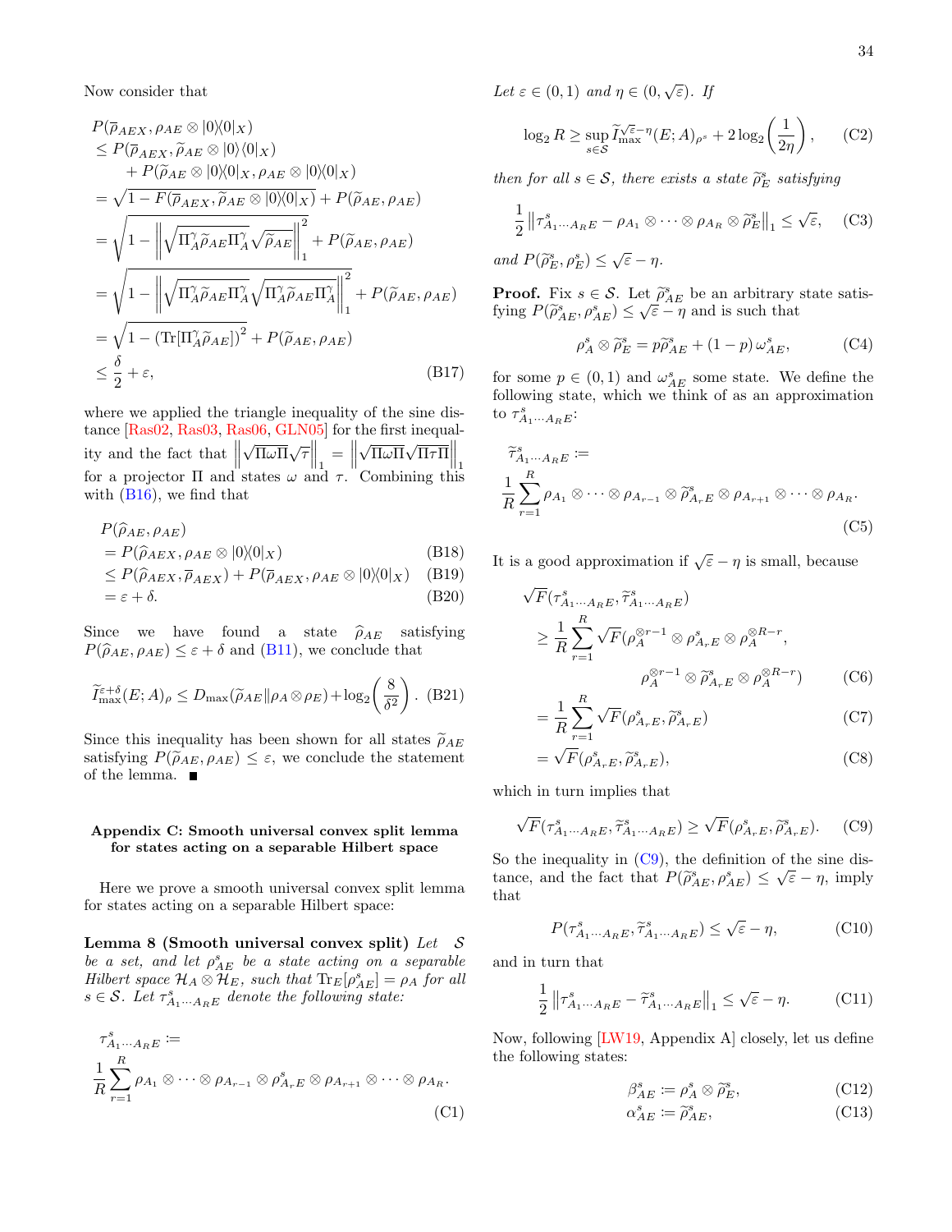Now consider that

$$
\begin{aligned}
&P(\overline{\rho}_{AEX}, \rho_{AE} \otimes |0\rangle\!\langle 0|_X) \\
&\leq P(\overline{\rho}_{AEX}, \widetilde{\rho}_{AE} \otimes |0\rangle\langle 0|_X) \\
&\quad + P(\widetilde{\rho}_{AE} \otimes |0\rangle\!\langle 0|_X, \rho_{AE} \otimes |0\rangle\!\langle 0|_X) \\
&= \sqrt{1 - F(\overline{\rho}_{AEX}, \widetilde{\rho}_{AE} \otimes |0\rangle\!\langle 0|_X)} + P(\widetilde{\rho}_{AE}, \rho_{AE}) \\
&= \sqrt{1 - \left\| \sqrt{\Pi_A^\gamma \widetilde{\rho}_{AE} \Pi_A^\gamma} \sqrt{\widetilde{\rho}_{AE}} \right\|_1^2} + P(\widetilde{\rho}_{AE}, \rho_{AE}) \\
&= \sqrt{1 - \left\| \sqrt{\Pi_A^\gamma \widetilde{\rho}_{AE} \Pi_A^\gamma} \sqrt{\Pi_A^\gamma \widetilde{\rho}_{AE} \Pi_A^\gamma} \right\|_1^2} + P(\widetilde{\rho}_{AE}, \rho_{AE}) \\
&= \sqrt{1 - \left(\mathrm{Tr}[\Pi_A^\gamma \widetilde{\rho}_{AE}]\right)^2} + P(\widetilde{\rho}_{AE}, \rho_{AE}) \\
&\leq \frac{\delta}{2} + \varepsilon,
\end{aligned} \tag{B17}
$$

where we applied the triangle inequality of the sine distance [Ras02, Ras03, Ras06, GLN05] for the first inequality and the fact that $\left\|\sqrt{\Pi\omega\Pi}\sqrt{\tau}\right\|_1 = \left\|\sqrt{\Pi\omega\Pi}\sqrt{\Pi\tau\Pi}\right\|_1$ for a projector $\Pi$ and states $\omega$ and $\tau$. Combining this with (B16), we find that

$$
\begin{aligned}
&P(\widehat{\rho}_{AE}, \rho_{AE}) \\
&= P(\widehat{\rho}_{AEX}, \rho_{AE} \otimes |0\rangle\!\langle 0|_X) &\text{(B18)}\\
&\leq P(\widehat{\rho}_{AEX}, \overline{\rho}_{AEX}) + P(\overline{\rho}_{AEX}, \rho_{AE} \otimes |0\rangle\!\langle 0|_X) &\text{(B19)}\\
&= \varepsilon + \delta. &\text{(B20)}
\end{aligned}
$$

Since we have found a state $\widehat{\rho}_{AE}$ satisfying $P(\widehat{\rho}_{AE}, \rho_{AE}) \leq \varepsilon + \delta$ and (B11), we conclude that

$$
\widetilde{I}_{\max}^{\varepsilon+\delta}(E;A)_\rho \leq D_{\max}(\widetilde{\rho}_{AE} \| \rho_A \otimes \rho_E) + \log_2\left(\frac{8}{\delta^2}\right). \tag{B21}
$$

Since this inequality has been shown for all states $\widetilde{\rho}_{AE}$ satisfying $P(\widetilde{\rho}_{AE}, \rho_{AE}) \leq \varepsilon$, we conclude the statement of the lemma. ■

## Appendix C: Smooth universal convex split lemma for states acting on a separable Hilbert space

Here we prove a smooth universal convex split lemma for states acting on a separable Hilbert space:

**Lemma 8 (Smooth universal convex split)** *Let $\mathcal{S}$ be a set, and let $\rho_{AE}^s$ be a state acting on a separable Hilbert space $\mathcal{H}_A \otimes \mathcal{H}_E$, such that $\mathrm{Tr}_E[\rho_{AE}^s] = \rho_A$ for all $s \in \mathcal{S}$. Let $\tau_{A_1 \cdots A_R E}^s$ denote the following state:*

$$
\tau_{A_1 \cdots A_R E}^s :=
\frac{1}{R} \sum_{r=1}^{R} \rho_{A_1} \otimes \cdots \otimes \rho_{A_{r-1}} \otimes \rho_{A_r E}^s \otimes \rho_{A_{r+1}} \otimes \cdots \otimes \rho_{A_R}. \tag{C1}
$$

*Let $\varepsilon \in (0,1)$ and $\eta \in (0, \sqrt{\varepsilon})$. If*

$$
\log_2 R \geq \sup_{s \in \mathcal{S}} \widetilde{I}_{\max}^{\sqrt{\varepsilon}-\eta}(E;A)_{\rho^s} + 2\log_2\left(\frac{1}{2\eta}\right), \tag{C2}
$$

*then for all $s \in \mathcal{S}$, there exists a state $\widetilde{\rho}_E^s$ satisfying*

$$
\frac{1}{2}\left\| \tau_{A_1 \cdots A_R E}^s - \rho_{A_1} \otimes \cdots \otimes \rho_{A_R} \otimes \widetilde{\rho}_E^s \right\|_1 \leq \sqrt{\varepsilon}, \tag{C3}
$$

*and $P(\widetilde{\rho}_E^s, \rho_E^s) \leq \sqrt{\varepsilon} - \eta$.*

**Proof.** Fix $s \in \mathcal{S}$. Let $\widetilde{\rho}_{AE}^s$ be an arbitrary state satisfying $P(\widetilde{\rho}_{AE}^s, \rho_{AE}^s) \leq \sqrt{\varepsilon} - \eta$ and is such that

$$
\rho_A^s \otimes \widetilde{\rho}_E^s = p\widetilde{\rho}_{AE}^s + (1-p)\,\omega_{AE}^s, \tag{C4}
$$

for some $p \in (0,1)$ and $\omega_{AE}^s$ some state. We define the following state, which we think of as an approximation to $\tau_{A_1 \cdots A_R E}^s$:

$$
\widetilde{\tau}_{A_1 \cdots A_R E}^s :=
\frac{1}{R} \sum_{r=1}^{R} \rho_{A_1} \otimes \cdots \otimes \rho_{A_{r-1}} \otimes \widetilde{\rho}_{A_r E}^s \otimes \rho_{A_{r+1}} \otimes \cdots \otimes \rho_{A_R}. \tag{C5}
$$

It is a good approximation if $\sqrt{\varepsilon} - \eta$ is small, because

$$
\begin{aligned}
&\sqrt{F}(\tau_{A_1 \cdots A_R E}^s, \widetilde{\tau}_{A_1 \cdots A_R E}^s) \\
&\geq \frac{1}{R} \sum_{r=1}^{R} \sqrt{F}(\rho_A^{\otimes r-1} \otimes \rho_{A_r E}^s \otimes \rho_A^{\otimes R-r}, \\
&\qquad\qquad \rho_A^{\otimes r-1} \otimes \widetilde{\rho}_{A_r E}^s \otimes \rho_A^{\otimes R-r}) &\text{(C6)}\\
&= \frac{1}{R} \sum_{r=1}^{R} \sqrt{F}(\rho_{A_r E}^s, \widetilde{\rho}_{A_r E}^s) &\text{(C7)}\\
&= \sqrt{F}(\rho_{A_r E}^s, \widetilde{\rho}_{A_r E}^s), &\text{(C8)}
\end{aligned}
$$

which in turn implies that

$$
\sqrt{F}(\tau_{A_1 \cdots A_R E}^s, \widetilde{\tau}_{A_1 \cdots A_R E}^s) \geq \sqrt{F}(\rho_{A_r E}^s, \widetilde{\rho}_{A_r E}^s). \tag{C9}
$$

So the inequality in (C9), the definition of the sine distance, and the fact that $P(\widetilde{\rho}_{AE}^s, \rho_{AE}^s) \leq \sqrt{\varepsilon} - \eta$, imply that

$$
P(\tau_{A_1 \cdots A_R E}^s, \widetilde{\tau}_{A_1 \cdots A_R E}^s) \leq \sqrt{\varepsilon} - \eta, \tag{C10}
$$

and in turn that

$$
\frac{1}{2}\left\| \tau_{A_1 \cdots A_R E}^s - \widetilde{\tau}_{A_1 \cdots A_R E}^s \right\|_1 \leq \sqrt{\varepsilon} - \eta. \tag{C11}
$$

Now, following [LW19, Appendix A] closely, let us define the following states:

$$
\beta_{AE}^s := \rho_A^s \otimes \widetilde{\rho}_E^s, \tag{C12}
$$

$$
\alpha_{AE}^s := \widetilde{\rho}_{AE}^s, \tag{C13}
$$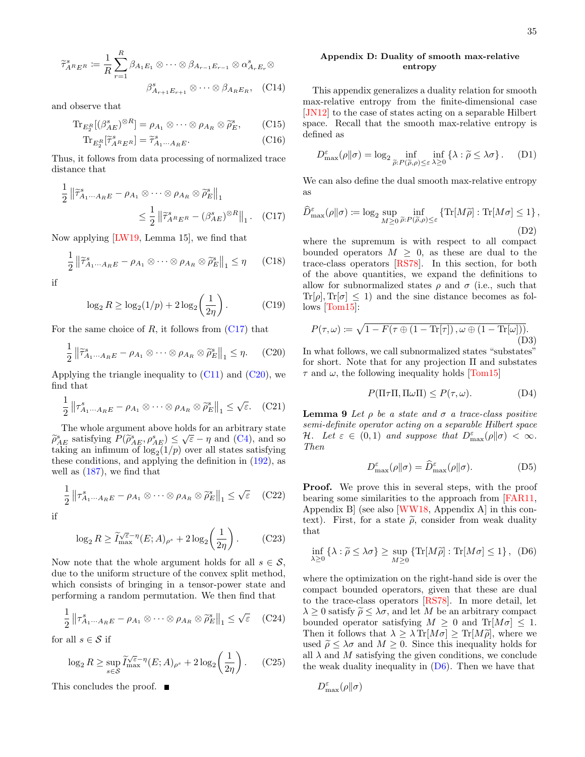$$\widetilde{\tau}^s_{A^R E^R} := \frac{1}{R}\sum_{r=1}^{R} \beta_{A_1E_1}\otimes\cdots\otimes\beta_{A_{r-1}E_{r-1}}\otimes\alpha^s_{A_rE_r}\otimes \beta^s_{A_{r+1}E_{r+1}}\otimes\cdots\otimes\beta_{A_RE_R}, \quad \text{(C14)}$$

and observe that

$$\mathrm{Tr}_{E_2^R}[(\beta^s_{AE})^{\otimes R}] = \rho_{A_1}\otimes\cdots\otimes\rho_{A_R}\otimes\widetilde{\rho}^s_E, \quad \text{(C15)}$$

$$\mathrm{Tr}_{E_2^R}[\widetilde{\tau}^s_{A^RE^R}] = \widetilde{\tau}^s_{A_1\cdots A_R E}. \quad \text{(C16)}$$

Thus, it follows from data processing of normalized trace distance that

$$\frac{1}{2}\left\|\widetilde{\tau}^s_{A_1\cdots A_RE} - \rho_{A_1}\otimes\cdots\otimes\rho_{A_R}\otimes\widetilde{\rho}^s_E\right\|_1 \leq \frac{1}{2}\left\|\widetilde{\tau}^s_{A^RE^R} - (\beta^s_{AE})^{\otimes R}\right\|_1. \quad \text{(C17)}$$

Now applying [LW19, Lemma 15], we find that

$$\frac{1}{2}\left\|\widetilde{\tau}^s_{A_1\cdots A_RE} - \rho_{A_1}\otimes\cdots\otimes\rho_{A_R}\otimes\widetilde{\rho}^s_E\right\|_1 \leq \eta \quad \text{(C18)}$$

if

$$\log_2 R \geq \log_2(1/p) + 2\log_2\left(\frac{1}{2\eta}\right). \quad \text{(C19)}$$

For the same choice of $R$, it follows from (C17) that

$$\frac{1}{2}\left\|\widetilde{\tau}^s_{A_1\cdots A_RE} - \rho_{A_1}\otimes\cdots\otimes\rho_{A_R}\otimes\widetilde{\rho}^s_E\right\|_1 \leq \eta. \quad \text{(C20)}$$

Applying the triangle inequality to (C11) and (C20), we find that

$$\frac{1}{2}\left\|\tau^s_{A_1\cdots A_RE} - \rho_{A_1}\otimes\cdots\otimes\rho_{A_R}\otimes\widetilde{\rho}^s_E\right\|_1 \leq \sqrt{\varepsilon}. \quad \text{(C21)}$$

The whole argument above holds for an arbitrary state $\widetilde{\rho}^s_{AE}$ satisfying $P(\widetilde{\rho}^s_{AE},\rho^s_{AE}) \leq \sqrt{\varepsilon}-\eta$ and (C4), and so taking an infimum of $\log_2(1/p)$ over all states satisfying these conditions, and applying the definition in (192), as well as (187), we find that

$$\frac{1}{2}\left\|\tau^s_{A_1\cdots A_RE} - \rho_{A_1}\otimes\cdots\otimes\rho_{A_R}\otimes\widetilde{\rho}^s_E\right\|_1 \leq \sqrt{\varepsilon} \quad \text{(C22)}$$

if

$$\log_2 R \geq \widetilde{I}^{\sqrt{\varepsilon}-\eta}_{\max}(E;A)_{\rho^s} + 2\log_2\left(\frac{1}{2\eta}\right). \quad \text{(C23)}$$

Now note that the whole argument holds for all $s\in\mathcal{S}$, due to the uniform structure of the convex split method, which consists of bringing in a tensor-power state and performing a random permutation. We then find that

$$\frac{1}{2}\left\|\tau^s_{A_1\cdots A_RE} - \rho_{A_1}\otimes\cdots\otimes\rho_{A_R}\otimes\widetilde{\rho}^s_E\right\|_1 \leq \sqrt{\varepsilon} \quad \text{(C24)}$$

for all $s\in\mathcal{S}$ if

$$\log_2 R \geq \sup_{s\in\mathcal{S}}\widetilde{I}^{\sqrt{\varepsilon}-\eta}_{\max}(E;A)_{\rho^s} + 2\log_2\left(\frac{1}{2\eta}\right). \quad \text{(C25)}$$

This concludes the proof. ■

## Appendix D: Duality of smooth max-relative entropy

This appendix generalizes a duality relation for smooth max-relative entropy from the finite-dimensional case [JN12] to the case of states acting on a separable Hilbert space. Recall that the smooth max-relative entropy is defined as

$$D^\varepsilon_{\max}(\rho\|\sigma) = \log_2 \inf_{\widetilde{\rho}:P(\widetilde{\rho},\rho)\leq\varepsilon}\inf_{\lambda\geq 0}\{\lambda : \widetilde{\rho}\leq\lambda\sigma\}. \quad \text{(D1)}$$

We can also define the dual smooth max-relative entropy as

$$\widehat{D}^\varepsilon_{\max}(\rho\|\sigma) := \log_2 \sup_{M\geq 0}\inf_{\widetilde{\rho}:P(\widetilde{\rho},\rho)\leq\varepsilon}\{\mathrm{Tr}[M\widetilde{\rho}] : \mathrm{Tr}[M\sigma]\leq 1\}, \quad \text{(D2)}$$

where the supremum is with respect to all compact bounded operators $M\geq 0$, as these are dual to the trace-class operators [RS78]. In this section, for both of the above quantities, we expand the definitions to allow for subnormalized states $\rho$ and $\sigma$ (i.e., such that $\mathrm{Tr}[\rho],\mathrm{Tr}[\sigma]\leq 1$) and the sine distance becomes as follows [Tom15]:

$$P(\tau,\omega) := \sqrt{1 - F(\tau\oplus(1-\mathrm{Tr}[\tau]),\omega\oplus(1-\mathrm{Tr}[\omega]))}. \quad \text{(D3)}$$

In what follows, we call subnormalized states "substates" for short. Note that for any projection $\Pi$ and substates $\tau$ and $\omega$, the following inequality holds [Tom15]

$$P(\Pi\tau\Pi,\Pi\omega\Pi)\leq P(\tau,\omega). \quad \text{(D4)}$$

**Lemma 9** *Let $\rho$ be a state and $\sigma$ a trace-class positive semi-definite operator acting on a separable Hilbert space $\mathcal{H}$. Let $\varepsilon\in(0,1)$ and suppose that $D^\varepsilon_{\max}(\rho\|\sigma)<\infty$. Then*

$$D^\varepsilon_{\max}(\rho\|\sigma) = \widehat{D}^\varepsilon_{\max}(\rho\|\sigma). \quad \text{(D5)}$$

**Proof.** We prove this in several steps, with the proof bearing some similarities to the approach from [FAR11, Appendix B] (see also [WW18, Appendix A] in this context). First, for a state $\widetilde{\rho}$, consider from weak duality that

$$\inf_{\lambda\geq 0}\{\lambda:\widetilde{\rho}\leq\lambda\sigma\}\geq\sup_{M\geq 0}\{\mathrm{Tr}[M\widetilde{\rho}]:\mathrm{Tr}[M\sigma]\leq 1\}, \quad \text{(D6)}$$

where the optimization on the right-hand side is over the compact bounded operators, given that these are dual to the trace-class operators [RS78]. In more detail, let $\lambda\geq 0$ satisfy $\widetilde{\rho}\leq\lambda\sigma$, and let $M$ be an arbitrary compact bounded operator satisfying $M\geq 0$ and $\mathrm{Tr}[M\sigma]\leq 1$. Then it follows that $\lambda\geq\lambda\,\mathrm{Tr}[M\sigma]\geq\mathrm{Tr}[M\widetilde{\rho}]$, where we used $\widetilde{\rho}\leq\lambda\sigma$ and $M\geq 0$. Since this inequality holds for all $\lambda$ and $M$ satisfying the given conditions, we conclude the weak duality inequality in (D6). Then we have that

$$D^\varepsilon_{\max}(\rho\|\sigma)$$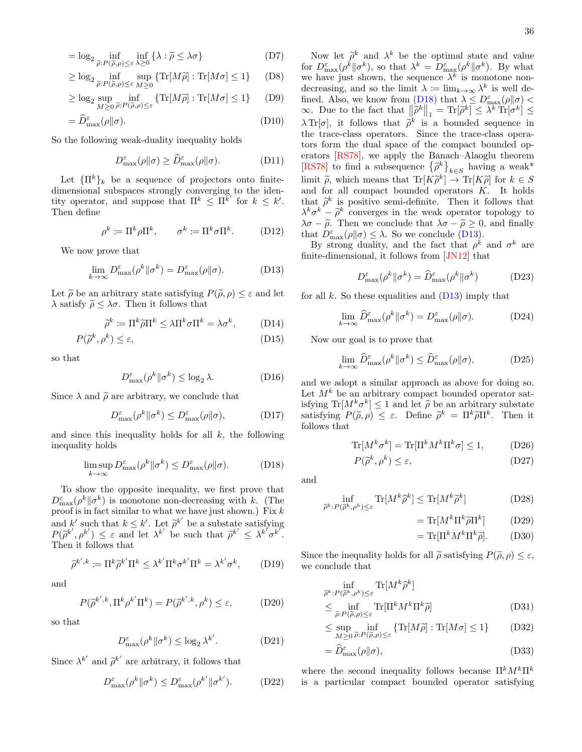$$= \log_2 \inf_{\widetilde{\rho}: P(\widetilde{\rho},\rho)\leq\varepsilon} \inf_{\lambda\geq 0} \{\lambda : \widetilde{\rho} \leq \lambda\sigma\} \tag{D7}$$

$$\geq \log_2 \inf_{\widetilde{\rho}: P(\widetilde{\rho},\rho)\leq\varepsilon} \sup_{M\geq 0} \{\mathrm{Tr}[M\widetilde{\rho}] : \mathrm{Tr}[M\sigma] \leq 1\} \tag{D8}$$

$$\geq \log_2 \sup_{M\geq 0} \inf_{\widetilde{\rho}: P(\widetilde{\rho},\rho)\leq\varepsilon} \{\mathrm{Tr}[M\widetilde{\rho}] : \mathrm{Tr}[M\sigma] \leq 1\} \tag{D9}$$

$$= \widehat{D}^{\varepsilon}_{\max}(\rho\|\sigma). \tag{D10}$$

So the following weak-duality inequality holds

$$D^{\varepsilon}_{\max}(\rho\|\sigma) \geq \widehat{D}^{\varepsilon}_{\max}(\rho\|\sigma). \tag{D11}$$

Let $\{\Pi^k\}_k$ be a sequence of projectors onto finite-dimensional subspaces strongly converging to the identity operator, and suppose that $\Pi^k \leq \Pi^{k'}$ for $k \leq k'$. Then define

$$\rho^k := \Pi^k \rho \Pi^k, \qquad \sigma^k := \Pi^k \sigma \Pi^k. \tag{D12}$$

We now prove that

$$\lim_{k\to\infty} D^{\varepsilon}_{\max}(\rho^k\|\sigma^k) = D^{\varepsilon}_{\max}(\rho\|\sigma). \tag{D13}$$

Let $\widetilde{\rho}$ be an arbitrary state satisfying $P(\widetilde{\rho},\rho) \leq \varepsilon$ and let $\lambda$ satisfy $\widetilde{\rho} \leq \lambda\sigma$. Then it follows that

$$\widetilde{\rho}^k := \Pi^k \widetilde{\rho} \Pi^k \leq \lambda \Pi^k \sigma \Pi^k = \lambda\sigma^k, \tag{D14}$$

$$P(\widetilde{\rho}^k, \rho^k) \leq \varepsilon, \tag{D15}$$

so that

$$D^{\varepsilon}_{\max}(\rho^k\|\sigma^k) \leq \log_2 \lambda. \tag{D16}$$

Since $\lambda$ and $\widetilde{\rho}$ are arbitrary, we conclude that

$$D^{\varepsilon}_{\max}(\rho^k\|\sigma^k) \leq D^{\varepsilon}_{\max}(\rho\|\sigma), \tag{D17}$$

and since this inequality holds for all $k$, the following inequality holds

$$\limsup_{k\to\infty} D^{\varepsilon}_{\max}(\rho^k\|\sigma^k) \leq D^{\varepsilon}_{\max}(\rho\|\sigma). \tag{D18}$$

To show the opposite inequality, we first prove that $D^{\varepsilon}_{\max}(\rho^k\|\sigma^k)$ is monotone non-decreasing with $k$. (The proof is in fact similar to what we have just shown.) Fix $k$ and $k'$ such that $k \leq k'$. Let $\widetilde{\rho}^{k'}$ be a substate satisfying $P(\widetilde{\rho}^{k'}, \rho^{k'}) \leq \varepsilon$ and let $\lambda^{k'}$ be such that $\widetilde{\rho}^{k'} \leq \lambda^{k'}\sigma^{k'}$. Then it follows that

$$\widetilde{\rho}^{k',k} := \Pi^k \widetilde{\rho}^{k'} \Pi^k \leq \lambda^{k'} \Pi^k \sigma^{k'} \Pi^k = \lambda^{k'}\sigma^k, \tag{D19}$$

and

$$P(\widetilde{\rho}^{k',k}, \Pi^k \rho^{k'} \Pi^k) = P(\widetilde{\rho}^{k',k}, \rho^k) \leq \varepsilon, \tag{D20}$$

so that

$$D^{\varepsilon}_{\max}(\rho^k\|\sigma^k) \leq \log_2 \lambda^{k'}. \tag{D21}$$

Since $\lambda^{k'}$ and $\widetilde{\rho}^{k'}$ are arbitrary, it follows that

$$D^{\varepsilon}_{\max}(\rho^k\|\sigma^k) \leq D^{\varepsilon}_{\max}(\rho^{k'}\|\sigma^{k'}). \tag{D22}$$

Now let $\widetilde{\rho}^k$ and $\lambda^k$ be the optimal state and value for $D^{\varepsilon}_{\max}(\rho^k\|\sigma^k)$, so that $\lambda^k = D^{\varepsilon}_{\max}(\rho^k\|\sigma^k)$. By what we have just shown, the sequence $\lambda^k$ is monotone non-decreasing, and so the limit $\lambda := \lim_{k\to\infty}\lambda^k$ is well defined. Also, we know from (D18) that $\lambda \leq D^{\varepsilon}_{\max}(\rho\|\sigma) < \infty$. Due to the fact that $\left\|\widetilde{\rho}^k\right\|_1 = \mathrm{Tr}[\widetilde{\rho}^k] \leq \lambda^k \mathrm{Tr}[\sigma^k] \leq \lambda\,\mathrm{Tr}[\sigma]$, it follows that $\widetilde{\rho}^k$ is a bounded sequence in the trace-class operators. Since the trace-class operators form the dual space of the compact bounded operators [RS78], we apply the Banach–Alaoglu theorem [RS78] to find a subsequence $\{\widetilde{\rho}^k\}_{k\in S}$ having a weak* limit $\widetilde{\rho}$, which means that $\mathrm{Tr}[K\widetilde{\rho}^k] \to \mathrm{Tr}[K\widetilde{\rho}]$ for $k \in S$ and for all compact bounded operators $K$. It holds that $\widetilde{\rho}^k$ is positive semi-definite. Then it follows that $\lambda^k\sigma^k - \widetilde{\rho}^k$ converges in the weak operator topology to $\lambda\sigma - \widetilde{\rho}$. Then we conclude that $\lambda\sigma - \widetilde{\rho} \geq 0$, and finally that $D^{\varepsilon}_{\max}(\rho\|\sigma) \leq \lambda$. So we conclude (D13).

By strong duality, and the fact that $\rho^k$ and $\sigma^k$ are finite-dimensional, it follows from [JN12] that

$$D^{\varepsilon}_{\max}(\rho^k\|\sigma^k) = \widehat{D}^{\varepsilon}_{\max}(\rho^k\|\sigma^k) \tag{D23}$$

for all $k$. So these equalities and (D13) imply that

$$\lim_{k\to\infty} \widehat{D}^{\varepsilon}_{\max}(\rho^k\|\sigma^k) = D^{\varepsilon}_{\max}(\rho\|\sigma). \tag{D24}$$

Now our goal is to prove that

$$\lim_{k\to\infty} \widehat{D}^{\varepsilon}_{\max}(\rho^k\|\sigma^k) \leq \widehat{D}^{\varepsilon}_{\max}(\rho\|\sigma), \tag{D25}$$

and we adopt a similar approach as above for doing so. Let $M^k$ be an arbitrary compact bounded operator satisfying $\mathrm{Tr}[M^k\sigma^k] \leq 1$ and let $\widetilde{\rho}$ be an arbitrary substate satisfying $P(\widetilde{\rho},\rho) \leq \varepsilon$. Define $\widetilde{\rho}^k = \Pi^k\widetilde{\rho}\Pi^k$. Then it follows that

$$\mathrm{Tr}[M^k\sigma^k] = \mathrm{Tr}[\Pi^k M^k \Pi^k \sigma] \leq 1, \tag{D26}$$

$$P(\widetilde{\rho}^k, \rho^k) \leq \varepsilon, \tag{D27}$$

and

$$\inf_{\widehat{\rho}^k: P(\widehat{\rho}^k,\rho^k)\leq\varepsilon} \mathrm{Tr}[M^k\widehat{\rho}^k] \leq \mathrm{Tr}[M^k\widetilde{\rho}^k] \tag{D28}$$

$$= \mathrm{Tr}[M^k\Pi^k\widetilde{\rho}\Pi^k] \tag{D29}$$

$$= \mathrm{Tr}[\Pi^k M^k \Pi^k \widetilde{\rho}]. \tag{D30}$$

Since the inequality holds for all $\widetilde{\rho}$ satisfying $P(\widetilde{\rho},\rho) \leq \varepsilon$, we conclude that

$$\inf_{\widehat{\rho}^k: P(\widehat{\rho}^k,\rho^k)\leq\varepsilon} \mathrm{Tr}[M^k\widehat{\rho}^k]$$

$$\leq \inf_{\widetilde{\rho}: P(\widetilde{\rho},\rho)\leq\varepsilon} \mathrm{Tr}[\Pi^k M^k \Pi^k \widetilde{\rho}] \tag{D31}$$

$$\leq \sup_{M\geq 0} \inf_{\widetilde{\rho}: P(\widetilde{\rho},\rho)\leq\varepsilon} \{\mathrm{Tr}[M\widetilde{\rho}] : \mathrm{Tr}[M\sigma] \leq 1\} \tag{D32}$$

$$= \widehat{D}^{\varepsilon}_{\max}(\rho\|\sigma), \tag{D33}$$

where the second inequality follows because $\Pi^k M^k \Pi^k$ is a particular compact bounded operator satisfying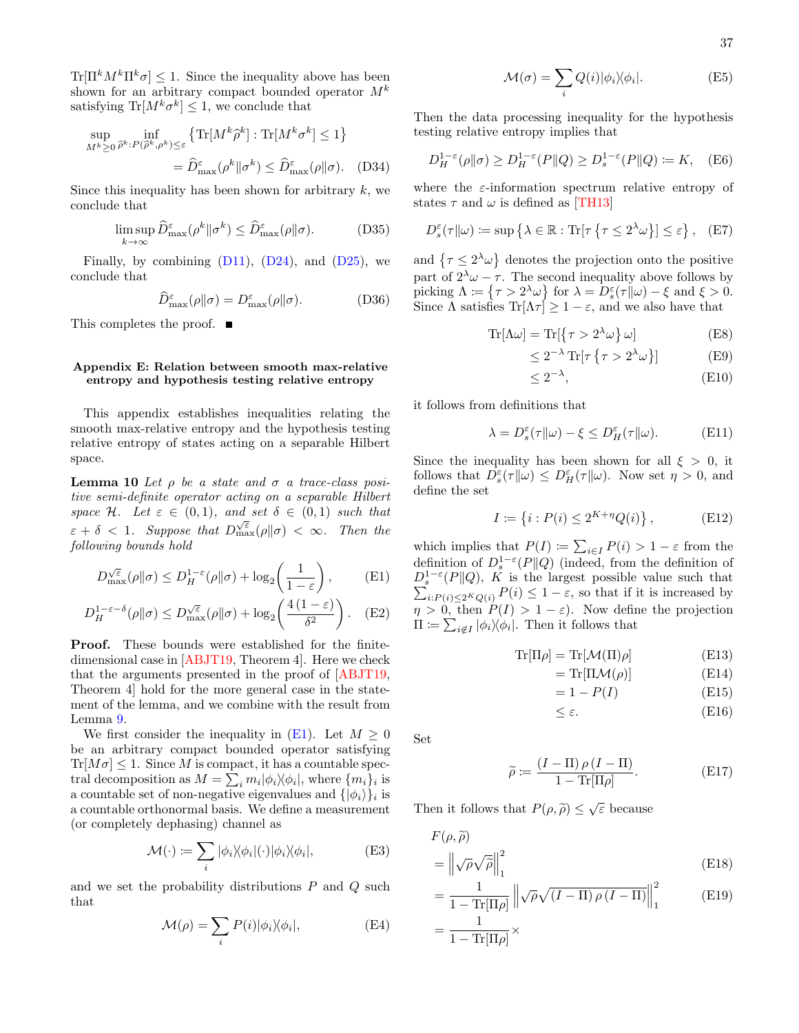$\text{Tr}[\Pi^k M^k \Pi^k \sigma] \leq 1$. Since the inequality above has been shown for an arbitrary compact bounded operator $M^k$ satisfying $\text{Tr}[M^k \sigma^k] \leq 1$, we conclude that

$$\sup_{M^k \geq 0} \inf_{\widehat{\rho}^k : P(\widehat{\rho}^k, \rho^k) \leq \varepsilon} \left\{ \text{Tr}[M^k \widehat{\rho}^k] : \text{Tr}[M^k \sigma^k] \leq 1 \right\} = \widehat{D}^{\varepsilon}_{\max}(\rho^k \| \sigma^k) \leq \widehat{D}^{\varepsilon}_{\max}(\rho \| \sigma). \quad \text{(D34)}$$

Since this inequality has been shown for arbitrary $k$, we conclude that

$$\limsup_{k \to \infty} \widehat{D}^{\varepsilon}_{\max}(\rho^k \| \sigma^k) \leq \widehat{D}^{\varepsilon}_{\max}(\rho \| \sigma). \quad \text{(D35)}$$

Finally, by combining (D11), (D24), and (D25), we conclude that

$$\widehat{D}^{\varepsilon}_{\max}(\rho \| \sigma) = D^{\varepsilon}_{\max}(\rho \| \sigma). \quad \text{(D36)}$$

This completes the proof. ■

## Appendix E: Relation between smooth max-relative entropy and hypothesis testing relative entropy

This appendix establishes inequalities relating the smooth max-relative entropy and the hypothesis testing relative entropy of states acting on a separable Hilbert space.

**Lemma 10** *Let $\rho$ be a state and $\sigma$ a trace-class positive semi-definite operator acting on a separable Hilbert space $\mathcal{H}$. Let $\varepsilon \in (0,1)$, and set $\delta \in (0,1)$ such that $\varepsilon + \delta < 1$. Suppose that $D^{\sqrt{\varepsilon}}_{\max}(\rho \| \sigma) < \infty$. Then the following bounds hold*

$$D^{\sqrt{\varepsilon}}_{\max}(\rho \| \sigma) \leq D^{1-\varepsilon}_{H}(\rho \| \sigma) + \log_2\!\left(\frac{1}{1-\varepsilon}\right), \quad \text{(E1)}$$

$$D^{1-\varepsilon-\delta}_{H}(\rho \| \sigma) \leq D^{\sqrt{\varepsilon}}_{\max}(\rho \| \sigma) + \log_2\!\left(\frac{4(1-\varepsilon)}{\delta^2}\right). \quad \text{(E2)}$$

**Proof.** These bounds were established for the finite-dimensional case in [ABJT19, Theorem 4]. Here we check that the arguments presented in the proof of [ABJT19, Theorem 4] hold for the more general case in the statement of the lemma, and we combine with the result from Lemma 9.

We first consider the inequality in (E1). Let $M \geq 0$ be an arbitrary compact bounded operator satisfying $\text{Tr}[M\sigma] \leq 1$. Since $M$ is compact, it has a countable spectral decomposition as $M = \sum_i m_i |\phi_i\rangle\!\langle\phi_i|$, where $\{m_i\}_i$ is a countable set of non-negative eigenvalues and $\{|\phi_i\rangle\}_i$ is a countable orthonormal basis. We define a measurement (or completely dephasing) channel as

$$\mathcal{M}(\cdot) \coloneqq \sum_i |\phi_i\rangle\!\langle\phi_i| (\cdot) |\phi_i\rangle\!\langle\phi_i|, \quad \text{(E3)}$$

and we set the probability distributions $P$ and $Q$ such that

$$\mathcal{M}(\rho) = \sum_i P(i) |\phi_i\rangle\!\langle\phi_i|, \quad \text{(E4)}$$

$$\mathcal{M}(\sigma) = \sum_i Q(i) |\phi_i\rangle\!\langle\phi_i|. \quad \text{(E5)}$$

Then the data processing inequality for the hypothesis testing relative entropy implies that

$$D^{1-\varepsilon}_{H}(\rho \| \sigma) \geq D^{1-\varepsilon}_{H}(P \| Q) \geq D^{1-\varepsilon}_{s}(P \| Q) \coloneqq K, \quad \text{(E6)}$$

where the $\varepsilon$-information spectrum relative entropy of states $\tau$ and $\omega$ is defined as [TH13]

$$D^{\varepsilon}_{s}(\tau \| \omega) \coloneqq \sup \left\{ \lambda \in \mathbb{R} : \text{Tr}[\tau \left\{ \tau \leq 2^{\lambda} \omega \right\}] \leq \varepsilon \right\}, \quad \text{(E7)}$$

and $\left\{ \tau \leq 2^{\lambda} \omega \right\}$ denotes the projection onto the positive part of $2^{\lambda}\omega - \tau$. The second inequality above follows by picking $\Lambda \coloneqq \left\{ \tau > 2^{\lambda} \omega \right\}$ for $\lambda = D^{\varepsilon}_{s}(\tau \| \omega) - \xi$ and $\xi > 0$. Since $\Lambda$ satisfies $\text{Tr}[\Lambda \tau] \geq 1 - \varepsilon$, and we also have that

$$\begin{aligned}
\text{Tr}[\Lambda \omega] &= \text{Tr}[\left\{ \tau > 2^{\lambda} \omega \right\} \omega] && \text{(E8)} \\
&\leq 2^{-\lambda}\, \text{Tr}[\tau \left\{ \tau > 2^{\lambda} \omega \right\}] && \text{(E9)} \\
&\leq 2^{-\lambda}, && \text{(E10)}
\end{aligned}$$

it follows from definitions that

$$\lambda = D^{\varepsilon}_{s}(\tau \| \omega) - \xi \leq D^{\varepsilon}_{H}(\tau \| \omega). \quad \text{(E11)}$$

Since the inequality has been shown for all $\xi > 0$, it follows that $D^{\varepsilon}_{s}(\tau \| \omega) \leq D^{\varepsilon}_{H}(\tau \| \omega)$. Now set $\eta > 0$, and define the set

$$I \coloneqq \left\{ i : P(i) \leq 2^{K+\eta} Q(i) \right\}, \quad \text{(E12)}$$

which implies that $P(I) \coloneqq \sum_{i \in I} P(i) > 1 - \varepsilon$ from the definition of $D^{1-\varepsilon}_{s}(P \| Q)$ (indeed, from the definition of $D^{1-\varepsilon}_{s}(P \| Q)$, $K$ is the largest possible value such that $\sum_{i : P(i) \leq 2^K Q(i)} P(i) \leq 1 - \varepsilon$, so that if it is increased by $\eta > 0$, then $P(I) > 1 - \varepsilon$). Now define the projection $\Pi \coloneqq \sum_{i \notin I} |\phi_i\rangle\!\langle\phi_i|$. Then it follows that

$$\begin{aligned}
\text{Tr}[\Pi \rho] &= \text{Tr}[\mathcal{M}(\Pi) \rho] && \text{(E13)} \\
&= \text{Tr}[\Pi \mathcal{M}(\rho)] && \text{(E14)} \\
&= 1 - P(I) && \text{(E15)} \\
&\leq \varepsilon. && \text{(E16)}
\end{aligned}$$

Set

$$\widetilde{\rho} \coloneqq \frac{(I - \Pi)\, \rho\, (I - \Pi)}{1 - \text{Tr}[\Pi \rho]}. \quad \text{(E17)}$$

Then it follows that $P(\rho, \widetilde{\rho}) \leq \sqrt{\varepsilon}$ because

$$\begin{aligned}
&F(\rho, \widetilde{\rho}) \\
&= \left\| \sqrt{\rho} \sqrt{\widetilde{\rho}} \right\|_1^2 && \text{(E18)} \\
&= \frac{1}{1 - \text{Tr}[\Pi \rho]} \left\| \sqrt{\rho} \sqrt{(I - \Pi)\, \rho\, (I - \Pi)} \right\|_1^2 && \text{(E19)} \\
&= \frac{1}{1 - \text{Tr}[\Pi \rho]} \times
\end{aligned}$$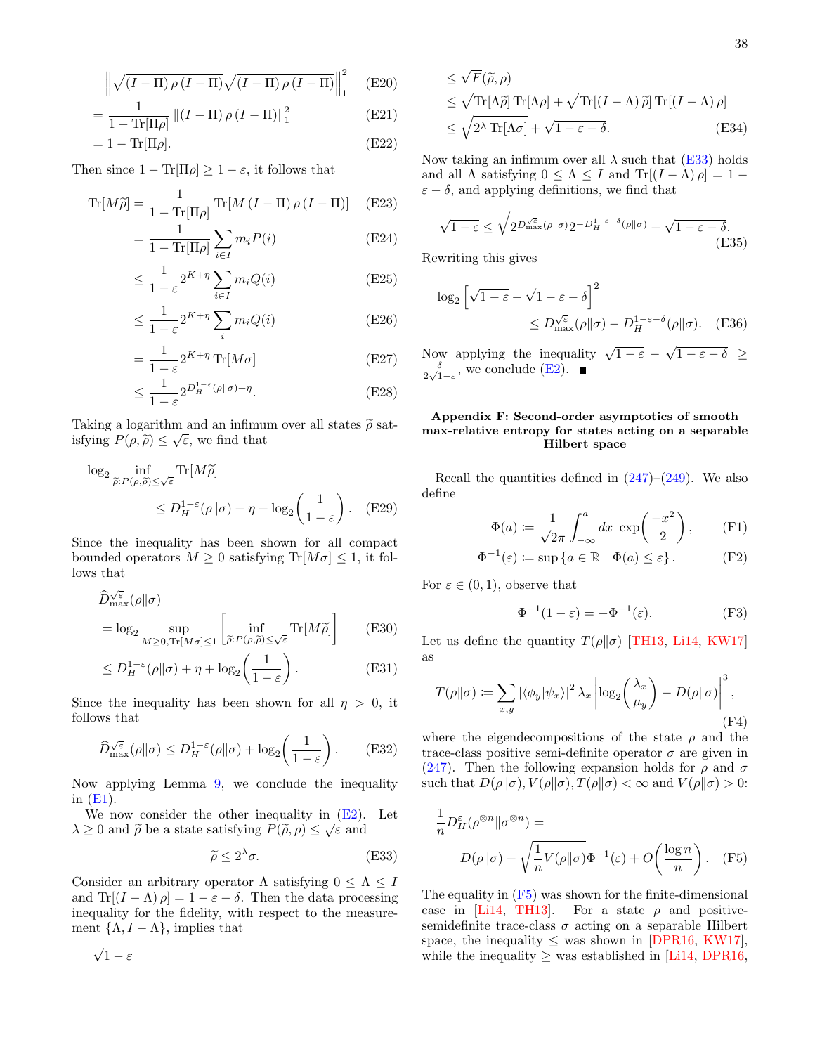$$
\left\| \sqrt{(I-\Pi)\,\rho\,(I-\Pi)}\sqrt{(I-\Pi)\,\rho\,(I-\Pi)}\right\|_1^2 \tag{E20}
$$

$$
= \frac{1}{1-\operatorname{Tr}[\Pi\rho]} \left\|(I-\Pi)\,\rho\,(I-\Pi)\right\|_1^2 \tag{E21}
$$

$$
= 1-\operatorname{Tr}[\Pi\rho]. \tag{E22}
$$

Then since $1-\operatorname{Tr}[\Pi\rho] \geq 1-\varepsilon$, it follows that

$$
\operatorname{Tr}[M\widetilde{\rho}] = \frac{1}{1-\operatorname{Tr}[\Pi\rho]} \operatorname{Tr}[M\,(I-\Pi)\,\rho\,(I-\Pi)] \tag{E23}
$$

$$
= \frac{1}{1-\operatorname{Tr}[\Pi\rho]} \sum_{i\in I} m_i P(i) \tag{E24}
$$

$$
\leq \frac{1}{1-\varepsilon} 2^{K+\eta} \sum_{i\in I} m_i Q(i) \tag{E25}
$$

$$
\leq \frac{1}{1-\varepsilon} 2^{K+\eta} \sum_{i} m_i Q(i) \tag{E26}
$$

$$
= \frac{1}{1-\varepsilon} 2^{K+\eta} \operatorname{Tr}[M\sigma] \tag{E27}
$$

$$
\leq \frac{1}{1-\varepsilon} 2^{D_H^{1-\varepsilon}(\rho\|\sigma)+\eta}. \tag{E28}
$$

Taking a logarithm and an infimum over all states $\widetilde{\rho}$ satisfying $P(\rho,\widetilde{\rho}) \leq \sqrt{\varepsilon}$, we find that

$$
\log_2 \inf_{\widetilde{\rho}:P(\rho,\widetilde{\rho})\leq\sqrt{\varepsilon}} \operatorname{Tr}[M\widetilde{\rho}] \leq D_H^{1-\varepsilon}(\rho\|\sigma) + \eta + \log_2\!\left(\frac{1}{1-\varepsilon}\right). \tag{E29}
$$

Since the inequality has been shown for all compact bounded operators $M \geq 0$ satisfying $\operatorname{Tr}[M\sigma] \leq 1$, it follows that

$$
\widehat{D}_{\max}^{\sqrt{\varepsilon}}(\rho\|\sigma) = \log_2 \sup_{M\geq 0,\operatorname{Tr}[M\sigma]\leq 1} \left[\inf_{\widetilde{\rho}:P(\rho,\widetilde{\rho})\leq\sqrt{\varepsilon}} \operatorname{Tr}[M\widetilde{\rho}]\right] \tag{E30}
$$

$$
\leq D_H^{1-\varepsilon}(\rho\|\sigma) + \eta + \log_2\!\left(\frac{1}{1-\varepsilon}\right). \tag{E31}
$$

Since the inequality has been shown for all $\eta > 0$, it follows that

$$
\widehat{D}_{\max}^{\sqrt{\varepsilon}}(\rho\|\sigma) \leq D_H^{1-\varepsilon}(\rho\|\sigma) + \log_2\!\left(\frac{1}{1-\varepsilon}\right). \tag{E32}
$$

Now applying Lemma 9, we conclude the inequality in (E1).

We now consider the other inequality in (E2). Let $\lambda \geq 0$ and $\widetilde{\rho}$ be a state satisfying $P(\widetilde{\rho},\rho) \leq \sqrt{\varepsilon}$ and

$$
\widetilde{\rho} \leq 2^{\lambda}\sigma. \tag{E33}
$$

Consider an arbitrary operator $\Lambda$ satisfying $0 \leq \Lambda \leq I$ and $\operatorname{Tr}[(I-\Lambda)\,\rho] = 1-\varepsilon-\delta$. Then the data processing inequality for the fidelity, with respect to the measurement $\{\Lambda, I-\Lambda\}$, implies that

$$
\sqrt{1-\varepsilon} \leq \sqrt{F}(\widetilde{\rho},\rho)
$$

$$
\leq \sqrt{\operatorname{Tr}[\Lambda\widetilde{\rho}]\operatorname{Tr}[\Lambda\rho]} + \sqrt{\operatorname{Tr}[(I-\Lambda)\,\widetilde{\rho}]\operatorname{Tr}[(I-\Lambda)\,\rho]}
$$

$$
\leq \sqrt{2^{\lambda}\operatorname{Tr}[\Lambda\sigma]} + \sqrt{1-\varepsilon-\delta}. \tag{E34}
$$

Now taking an infimum over all $\lambda$ such that (E33) holds and all $\Lambda$ satisfying $0 \leq \Lambda \leq I$ and $\operatorname{Tr}[(I-\Lambda)\,\rho] = 1-\varepsilon-\delta$, and applying definitions, we find that

$$
\sqrt{1-\varepsilon} \leq \sqrt{2^{D_{\max}^{\sqrt{\varepsilon}}(\rho\|\sigma)}2^{-D_H^{1-\varepsilon-\delta}(\rho\|\sigma)}} + \sqrt{1-\varepsilon-\delta}. \tag{E35}
$$

Rewriting this gives

$$
\log_2\left[\sqrt{1-\varepsilon}-\sqrt{1-\varepsilon-\delta}\right]^2 \leq D_{\max}^{\sqrt{\varepsilon}}(\rho\|\sigma) - D_H^{1-\varepsilon-\delta}(\rho\|\sigma). \tag{E36}
$$

Now applying the inequality $\sqrt{1-\varepsilon}-\sqrt{1-\varepsilon-\delta} \geq \frac{\delta}{2\sqrt{1-\varepsilon}}$, we conclude (E2). ■

## Appendix F: Second-order asymptotics of smooth max-relative entropy for states acting on a separable Hilbert space

Recall the quantities defined in (247)–(249). We also define

$$
\Phi(a) \coloneqq \frac{1}{\sqrt{2\pi}}\int_{-\infty}^{a} dx\ \exp\!\left(\frac{-x^2}{2}\right), \tag{F1}
$$

$$
\Phi^{-1}(\varepsilon) \coloneqq \sup\left\{a\in\mathbb{R} \mid \Phi(a)\leq\varepsilon\right\}. \tag{F2}
$$

For $\varepsilon \in (0,1)$, observe that

$$
\Phi^{-1}(1-\varepsilon) = -\Phi^{-1}(\varepsilon). \tag{F3}
$$

Let us define the quantity $T(\rho\|\sigma)$ [TH13, Li14, KW17] as

$$
T(\rho\|\sigma) \coloneqq \sum_{x,y} \left|\langle\phi_y|\psi_x\rangle\right|^2 \lambda_x \left|\log_2\!\left(\frac{\lambda_x}{\mu_y}\right) - D(\rho\|\sigma)\right|^3, \tag{F4}
$$

where the eigendecompositions of the state $\rho$ and the trace-class positive semi-definite operator $\sigma$ are given in (247). Then the following expansion holds for $\rho$ and $\sigma$ such that $D(\rho\|\sigma), V(\rho\|\sigma), T(\rho\|\sigma) < \infty$ and $V(\rho\|\sigma) > 0$:

$$
\frac{1}{n}D_H^{\varepsilon}(\rho^{\otimes n}\|\sigma^{\otimes n}) = D(\rho\|\sigma) + \sqrt{\frac{1}{n}V(\rho\|\sigma)}\Phi^{-1}(\varepsilon) + O\!\left(\frac{\log n}{n}\right). \tag{F5}
$$

The equality in (F5) was shown for the finite-dimensional case in [Li14, TH13]. For a state $\rho$ and positive-semidefinite trace-class $\sigma$ acting on a separable Hilbert space, the inequality $\leq$ was shown in [DPR16, KW17], while the inequality $\geq$ was established in [Li14, DPR16,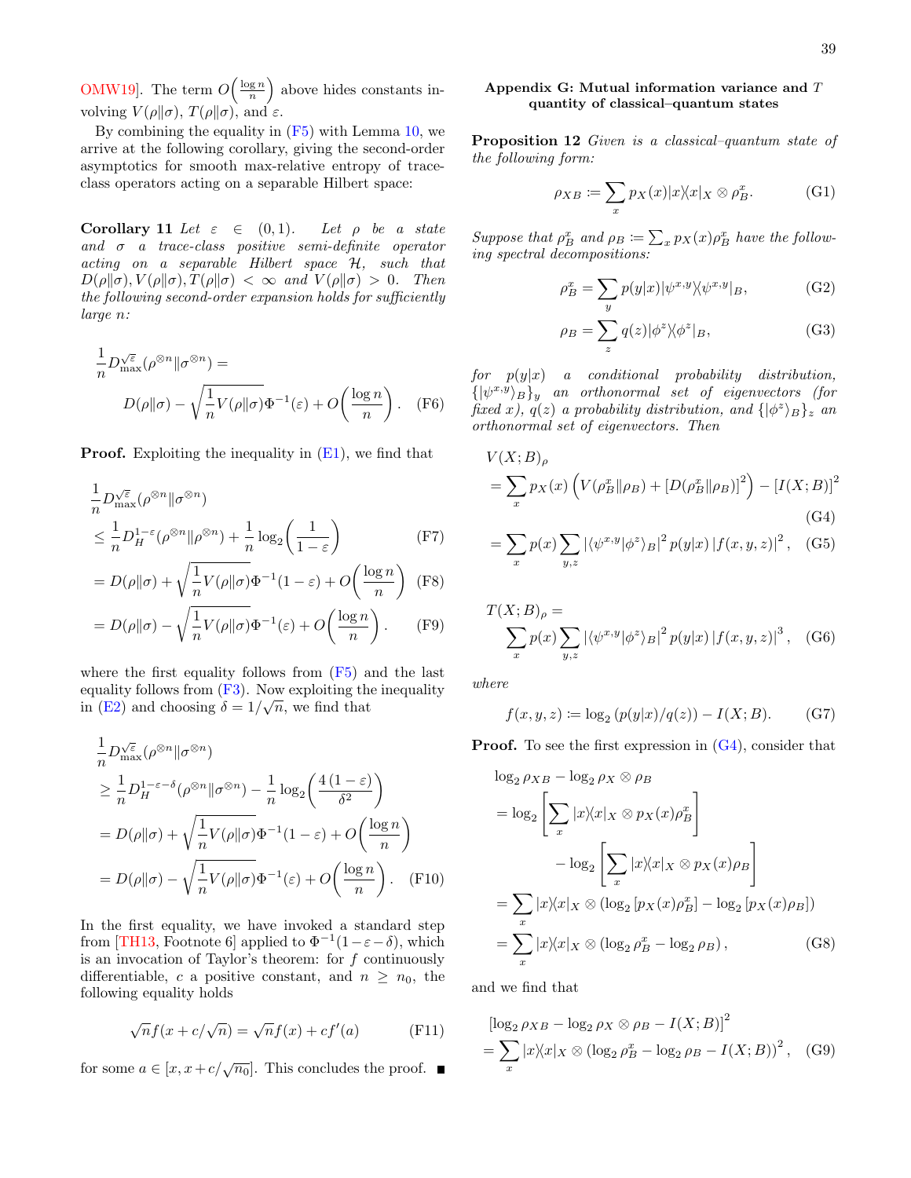OMW19]. The term $O\left(\frac{\log n}{n}\right)$ above hides constants involving $V(\rho\|\sigma)$, $T(\rho\|\sigma)$, and $\varepsilon$.

By combining the equality in (F5) with Lemma 10, we arrive at the following corollary, giving the second-order asymptotics for smooth max-relative entropy of trace-class operators acting on a separable Hilbert space:

**Corollary 11** *Let $\varepsilon \in (0,1)$. Let $\rho$ be a state and $\sigma$ a trace-class positive semi-definite operator acting on a separable Hilbert space $\mathcal{H}$, such that $D(\rho\|\sigma), V(\rho\|\sigma), T(\rho\|\sigma) < \infty$ and $V(\rho\|\sigma) > 0$. Then the following second-order expansion holds for sufficiently large $n$:*

$$\frac{1}{n} D_{\max}^{\sqrt{\varepsilon}}(\rho^{\otimes n}\|\sigma^{\otimes n}) = D(\rho\|\sigma) - \sqrt{\frac{1}{n}V(\rho\|\sigma)}\Phi^{-1}(\varepsilon) + O\left(\frac{\log n}{n}\right). \quad \text{(F6)}$$

**Proof.** Exploiting the inequality in (E1), we find that

$$\frac{1}{n} D_{\max}^{\sqrt{\varepsilon}}(\rho^{\otimes n}\|\sigma^{\otimes n})$$
$$\leq \frac{1}{n} D_H^{1-\varepsilon}(\rho^{\otimes n}\|\rho^{\otimes n}) + \frac{1}{n}\log_2\left(\frac{1}{1-\varepsilon}\right) \quad \text{(F7)}$$
$$= D(\rho\|\sigma) + \sqrt{\frac{1}{n}V(\rho\|\sigma)}\Phi^{-1}(1-\varepsilon) + O\left(\frac{\log n}{n}\right) \quad \text{(F8)}$$
$$= D(\rho\|\sigma) - \sqrt{\frac{1}{n}V(\rho\|\sigma)}\Phi^{-1}(\varepsilon) + O\left(\frac{\log n}{n}\right). \quad \text{(F9)}$$

where the first equality follows from (F5) and the last equality follows from (F3). Now exploiting the inequality in (E2) and choosing $\delta = 1/\sqrt{n}$, we find that

$$\frac{1}{n} D_{\max}^{\sqrt{\varepsilon}}(\rho^{\otimes n}\|\sigma^{\otimes n})$$
$$\geq \frac{1}{n} D_H^{1-\varepsilon-\delta}(\rho^{\otimes n}\|\sigma^{\otimes n}) - \frac{1}{n}\log_2\left(\frac{4(1-\varepsilon)}{\delta^2}\right)$$
$$= D(\rho\|\sigma) + \sqrt{\frac{1}{n}V(\rho\|\sigma)}\Phi^{-1}(1-\varepsilon) + O\left(\frac{\log n}{n}\right)$$
$$= D(\rho\|\sigma) - \sqrt{\frac{1}{n}V(\rho\|\sigma)}\Phi^{-1}(\varepsilon) + O\left(\frac{\log n}{n}\right). \quad \text{(F10)}$$

In the first equality, we have invoked a standard step from [TH13, Footnote 6] applied to $\Phi^{-1}(1-\varepsilon-\delta)$, which is an invocation of Taylor's theorem: for $f$ continuously differentiable, $c$ a positive constant, and $n \geq n_0$, the following equality holds

$$\sqrt{n} f(x + c/\sqrt{n}) = \sqrt{n} f(x) + c f'(a) \quad \text{(F11)}$$

for some $a \in [x, x + c/\sqrt{n_0}]$. This concludes the proof. ∎

## Appendix G: Mutual information variance and $T$ quantity of classical–quantum states

**Proposition 12** *Given is a classical–quantum state of the following form:*

$$\rho_{XB} := \sum_x p_X(x)|x\rangle\langle x|_X \otimes \rho_B^x. \quad \text{(G1)}$$

*Suppose that $\rho_B^x$ and $\rho_B := \sum_x p_X(x)\rho_B^x$ have the following spectral decompositions:*

$$\rho_B^x = \sum_y p(y|x)|\psi^{x,y}\rangle\langle\psi^{x,y}|_B, \quad \text{(G2)}$$
$$\rho_B = \sum_z q(z)|\phi^z\rangle\langle\phi^z|_B, \quad \text{(G3)}$$

*for $p(y|x)$ a conditional probability distribution, $\{|\psi^{x,y}\rangle_B\}_y$ an orthonormal set of eigenvectors (for fixed $x$), $q(z)$ a probability distribution, and $\{|\phi^z\rangle_B\}_z$ an orthonormal set of eigenvectors. Then*

$$V(X;B)_\rho$$
$$= \sum_x p_X(x)\left(V(\rho_B^x\|\rho_B) + [D(\rho_B^x\|\rho_B)]^2\right) - [I(X;B)]^2 \quad \text{(G4)}$$
$$= \sum_x p(x)\sum_{y,z} |\langle\psi^{x,y}|\phi^z\rangle_B|^2\, p(y|x)\, |f(x,y,z)|^2, \quad \text{(G5)}$$

$$T(X;B)_\rho = \sum_x p(x)\sum_{y,z} |\langle\psi^{x,y}|\phi^z\rangle_B|^2\, p(y|x)\, |f(x,y,z)|^3, \quad \text{(G6)}$$

*where*

$$f(x,y,z) := \log_2(p(y|x)/q(z)) - I(X;B). \quad \text{(G7)}$$

**Proof.** To see the first expression in (G4), consider that

$$\log_2 \rho_{XB} - \log_2 \rho_X \otimes \rho_B$$
$$= \log_2\left[\sum_x |x\rangle\langle x|_X \otimes p_X(x)\rho_B^x\right] - \log_2\left[\sum_x |x\rangle\langle x|_X \otimes p_X(x)\rho_B\right]$$
$$= \sum_x |x\rangle\langle x|_X \otimes (\log_2[p_X(x)\rho_B^x] - \log_2[p_X(x)\rho_B])$$
$$= \sum_x |x\rangle\langle x|_X \otimes (\log_2 \rho_B^x - \log_2 \rho_B), \quad \text{(G8)}$$

and we find that

$$[\log_2 \rho_{XB} - \log_2 \rho_X \otimes \rho_B - I(X;B)]^2$$
$$= \sum_x |x\rangle\langle x|_X \otimes (\log_2 \rho_B^x - \log_2 \rho_B - I(X;B))^2, \quad \text{(G9)}$$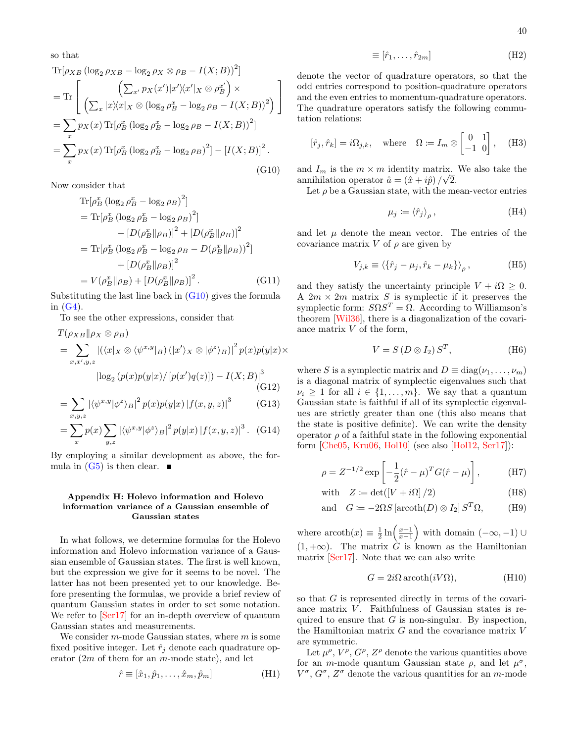so that

$$
\begin{aligned}
&\operatorname{Tr}[\rho_{XB}\left(\log_2 \rho_{XB} - \log_2 \rho_X \otimes \rho_B - I(X;B)\right)^2] \\
&= \operatorname{Tr}\left[ \begin{array}{c} \left(\sum_{x'} p_X(x') |x'\rangle\!\langle x'|_X \otimes \rho_B^{x'}\right) \times \\ \left(\sum_x |x\rangle\!\langle x|_X \otimes \left(\log_2 \rho_B^x - \log_2 \rho_B - I(X;B)\right)^2\right) \end{array} \right] \\
&= \sum_x p_X(x) \operatorname{Tr}[\rho_B^x \left(\log_2 \rho_B^x - \log_2 \rho_B - I(X;B)\right)^2] \\
&= \sum_x p_X(x) \operatorname{Tr}[\rho_B^x \left(\log_2 \rho_B^x - \log_2 \rho_B\right)^2] - [I(X;B)]^2 .
\end{aligned} \tag{G10}
$$

Now consider that

$$
\begin{aligned}
&\operatorname{Tr}[\rho_B^x \left(\log_2 \rho_B^x - \log_2 \rho_B\right)^2] \\
&= \operatorname{Tr}[\rho_B^x \left(\log_2 \rho_B^x - \log_2 \rho_B\right)^2] \\
&\qquad - [D(\rho_B^x \| \rho_B)]^2 + [D(\rho_B^x \| \rho_B)]^2 \\
&= \operatorname{Tr}[\rho_B^x \left(\log_2 \rho_B^x - \log_2 \rho_B - D(\rho_B^x \| \rho_B)\right)^2] \\
&\qquad + [D(\rho_B^x \| \rho_B)]^2 \\
&= V(\rho_B^x \| \rho_B) + [D(\rho_B^x \| \rho_B)]^2 .
\end{aligned} \tag{G11}
$$

Substituting the last line back in (G10) gives the formula in (G4).

To see the other expressions, consider that

$$
\begin{aligned}
&T(\rho_{XB} \| \rho_X \otimes \rho_B) \\
&= \sum_{x,x',y,z} \left|\left(\langle x|_X \otimes \langle \psi^{x,y}|_B\right)\left(|x'\rangle_X \otimes |\phi^z\rangle_B\right)\right|^2 p(x)p(y|x) \times \\
&\qquad \left|\log_2\left(p(x)p(y|x)/\left[p(x')q(z)\right]\right) - I(X;B)\right|^3
\end{aligned} \tag{G12}
$$

$$
= \sum_{x,y,z} \left|\langle \psi^{x,y}|\phi^z\rangle_B\right|^2 p(x)p(y|x) \left|f(x,y,z)\right|^3 \tag{G13}
$$

$$
= \sum_x p(x) \sum_{y,z} \left|\langle \psi^{x,y}|\phi^z\rangle_B\right|^2 p(y|x) \left|f(x,y,z)\right|^3 . \tag{G14}
$$

By employing a similar development as above, the formula in (G5) is then clear. ■

## Appendix H: Holevo information and Holevo information variance of a Gaussian ensemble of Gaussian states

In what follows, we determine formulas for the Holevo information and Holevo information variance of a Gaussian ensemble of Gaussian states. The first is well known, but the expression we give for it seems to be novel. The latter has not been presented yet to our knowledge. Before presenting the formulas, we provide a brief review of quantum Gaussian states in order to set some notation. We refer to [Ser17] for an in-depth overview of quantum Gaussian states and measurements.

We consider $m$-mode Gaussian states, where $m$ is some fixed positive integer. Let $\hat{r}_j$ denote each quadrature operator ($2m$ of them for an $m$-mode state), and let

$$
\hat{r} \equiv [\hat{x}_1, \hat{p}_1, \ldots, \hat{x}_m, \hat{p}_m] \tag{H1}
$$

$$
\equiv [\hat{r}_1, \ldots, \hat{r}_{2m}] \tag{H2}
$$

denote the vector of quadrature operators, so that the odd entries correspond to position-quadrature operators and the even entries to momentum-quadrature operators. The quadrature operators satisfy the following commutation relations:

$$
[\hat{r}_j, \hat{r}_k] = i\Omega_{j,k}, \quad \text{where} \quad \Omega := I_m \otimes \begin{bmatrix} 0 & 1 \\ -1 & 0 \end{bmatrix}, \tag{H3}
$$

and $I_m$ is the $m \times m$ identity matrix. We also take the annihilation operator $\hat{a} = (\hat{x} + i\hat{p})/\sqrt{2}$.

Let $\rho$ be a Gaussian state, with the mean-vector entries

$$
\mu_j := \langle \hat{r}_j \rangle_\rho , \tag{H4}
$$

and let $\mu$ denote the mean vector. The entries of the covariance matrix $V$ of $\rho$ are given by

$$
V_{j,k} \equiv \langle \{\hat{r}_j - \mu_j, \hat{r}_k - \mu_k\} \rangle_\rho , \tag{H5}
$$

and they satisfy the uncertainty principle $V + i\Omega \geq 0$. A $2m \times 2m$ matrix $S$ is symplectic if it preserves the symplectic form: $S\Omega S^T = \Omega$. According to Williamson's theorem [Wil36], there is a diagonalization of the covariance matrix $V$ of the form,

$$
V = S\left(D \otimes I_2\right)S^T, \tag{H6}
$$

where $S$ is a symplectic matrix and $D \equiv \operatorname{diag}(\nu_1, \ldots, \nu_m)$ is a diagonal matrix of symplectic eigenvalues such that $\nu_i \geq 1$ for all $i \in \{1, \ldots, m\}$. We say that a quantum Gaussian state is faithful if all of its symplectic eigenvalues are strictly greater than one (this also means that the state is positive definite). We can write the density operator $\rho$ of a faithful state in the following exponential form [Che05, Kru06, Hol10] (see also [Hol12, Ser17]):

$$
\rho = Z^{-1/2} \exp\left[-\frac{1}{2}(\hat{r} - \mu)^T G (\hat{r} - \mu)\right], \tag{H7}
$$

$$
\text{with} \quad Z := \det(\left[V + i\Omega\right]/2) \tag{H8}
$$

$$
\text{and} \quad G := -2\Omega S\left[\operatorname{arcoth}(D) \otimes I_2\right]S^T\Omega, \tag{H9}
$$

where $\operatorname{arcoth}(x) \equiv \frac{1}{2}\ln\left(\frac{x+1}{x-1}\right)$ with domain $(-\infty, -1) \cup (1, +\infty)$. The matrix $G$ is known as the Hamiltonian matrix [Ser17]. Note that we can also write

$$
G = 2i\Omega \operatorname{arcoth}(iV\Omega), \tag{H10}
$$

so that $G$ is represented directly in terms of the covariance matrix $V$. Faithfulness of Gaussian states is required to ensure that $G$ is non-singular. By inspection, the Hamiltonian matrix $G$ and the covariance matrix $V$ are symmetric.

Let $\mu^\rho$, $V^\rho$, $G^\rho$, $Z^\rho$ denote the various quantities above for an $m$-mode quantum Gaussian state $\rho$, and let $\mu^\sigma$, $V^\sigma$, $G^\sigma$, $Z^\sigma$ denote the various quantities for an $m$-mode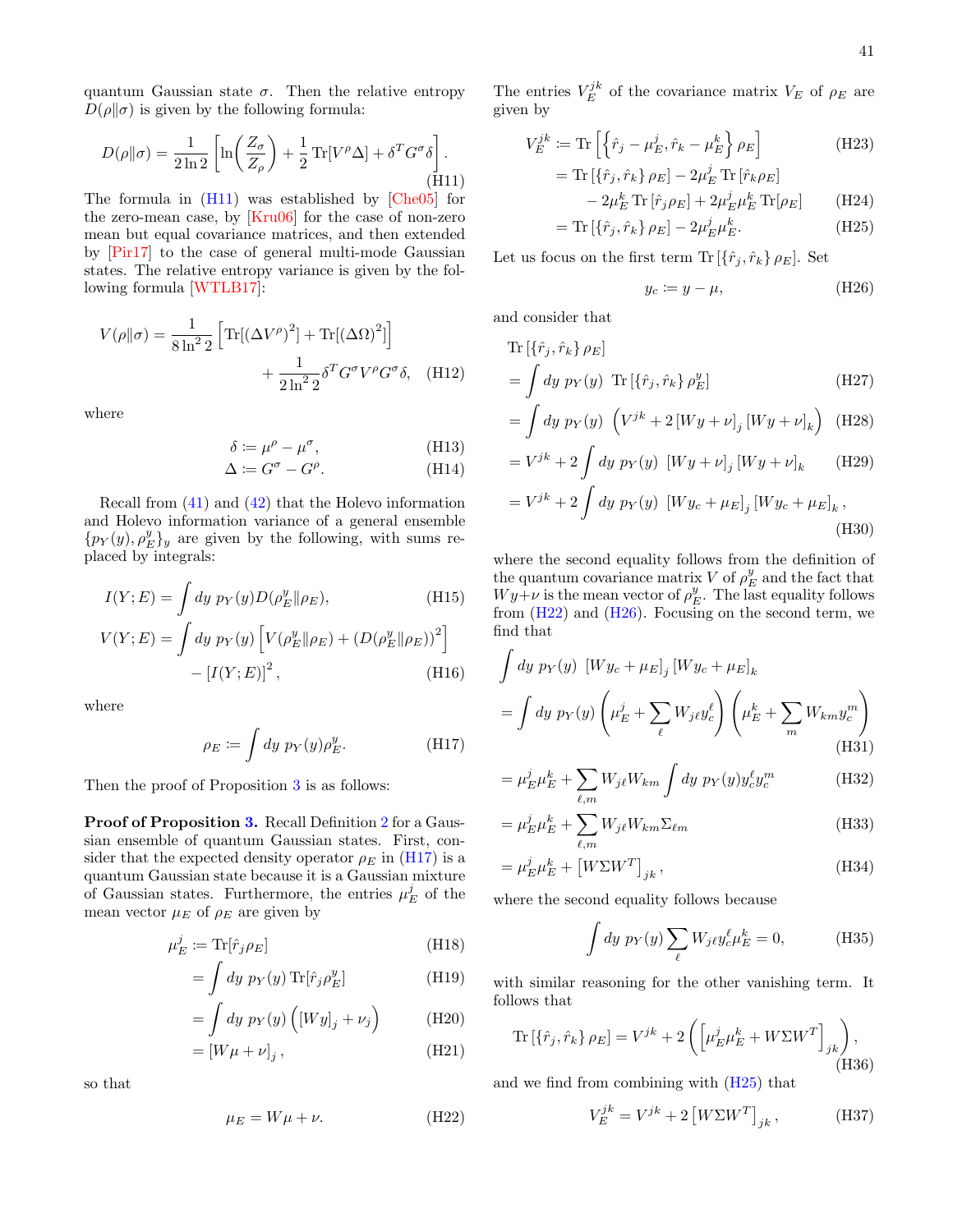quantum Gaussian state $\sigma$. Then the relative entropy $D(\rho\|\sigma)$ is given by the following formula:

$$D(\rho\|\sigma) = \frac{1}{2\ln 2}\left[\ln\!\left(\frac{Z_\sigma}{Z_\rho}\right) + \frac{1}{2}\operatorname{Tr}[V^\rho \Delta] + \delta^T G^\sigma \delta\right]. \tag{H11}$$

The formula in (H11) was established by [Che05] for the zero-mean case, by [Kru06] for the case of non-zero mean but equal covariance matrices, and then extended by [Pir17] to the case of general multi-mode Gaussian states. The relative entropy variance is given by the following formula [WTLB17]:

$$V(\rho\|\sigma) = \frac{1}{8\ln^2 2}\left[\operatorname{Tr}[(\Delta V^\rho)^2] + \operatorname{Tr}[(\Delta\Omega)^2]\right] + \frac{1}{2\ln^2 2}\delta^T G^\sigma V^\rho G^\sigma \delta, \tag{H12}$$

where

$$\delta \coloneqq \mu^\rho - \mu^\sigma, \tag{H13}$$
$$\Delta \coloneqq G^\sigma - G^\rho. \tag{H14}$$

Recall from (41) and (42) that the Holevo information and Holevo information variance of a general ensemble $\{p_Y(y), \rho_E^y\}_y$ are given by the following, with sums replaced by integrals:

$$I(Y;E) = \int dy\ p_Y(y) D(\rho_E^y\|\rho_E), \tag{H15}$$

$$V(Y;E) = \int dy\ p_Y(y)\left[V(\rho_E^y\|\rho_E) + (D(\rho_E^y\|\rho_E))^2\right] - [I(Y;E)]^2, \tag{H16}$$

where

$$\rho_E \coloneqq \int dy\ p_Y(y)\rho_E^y. \tag{H17}$$

Then the proof of Proposition 3 is as follows:

**Proof of Proposition 3.** Recall Definition 2 for a Gaussian ensemble of quantum Gaussian states. First, consider that the expected density operator $\rho_E$ in (H17) is a quantum Gaussian state because it is a Gaussian mixture of Gaussian states. Furthermore, the entries $\mu_E^j$ of the mean vector $\mu_E$ of $\rho_E$ are given by

$$\begin{aligned}
\mu_E^j &\coloneqq \operatorname{Tr}[\hat{r}_j \rho_E] && \text{(H18)}\\
&= \int dy\ p_Y(y) \operatorname{Tr}[\hat{r}_j \rho_E^y] && \text{(H19)}\\
&= \int dy\ p_Y(y)\left([Wy]_j + \nu_j\right) && \text{(H20)}\\
&= [W\mu + \nu]_j, && \text{(H21)}
\end{aligned}$$

so that

$$\mu_E = W\mu + \nu. \tag{H22}$$

The entries $V_E^{jk}$ of the covariance matrix $V_E$ of $\rho_E$ are given by

$$\begin{aligned}
V_E^{jk} &\coloneqq \operatorname{Tr}\left[\left\{\hat{r}_j - \mu_E^j, \hat{r}_k - \mu_E^k\right\}\rho_E\right] && \text{(H23)}\\
&= \operatorname{Tr}[\{\hat{r}_j, \hat{r}_k\}\rho_E] - 2\mu_E^j \operatorname{Tr}[\hat{r}_k \rho_E] \\
&\quad - 2\mu_E^k \operatorname{Tr}[\hat{r}_j \rho_E] + 2\mu_E^j \mu_E^k \operatorname{Tr}[\rho_E] && \text{(H24)}\\
&= \operatorname{Tr}[\{\hat{r}_j, \hat{r}_k\}\rho_E] - 2\mu_E^j \mu_E^k. && \text{(H25)}
\end{aligned}$$

Let us focus on the first term $\operatorname{Tr}[\{\hat{r}_j, \hat{r}_k\}\rho_E]$. Set

$$y_c \coloneqq y - \mu, \tag{H26}$$

and consider that

$$\begin{aligned}
&\operatorname{Tr}[\{\hat{r}_j, \hat{r}_k\}\rho_E] \\
&= \int dy\ p_Y(y)\ \operatorname{Tr}[\{\hat{r}_j, \hat{r}_k\}\rho_E^y] && \text{(H27)}\\
&= \int dy\ p_Y(y)\ \left(V^{jk} + 2[Wy+\nu]_j [Wy+\nu]_k\right) && \text{(H28)}\\
&= V^{jk} + 2\int dy\ p_Y(y)\ [Wy+\nu]_j [Wy+\nu]_k && \text{(H29)}\\
&= V^{jk} + 2\int dy\ p_Y(y)\ [Wy_c+\mu_E]_j [Wy_c+\mu_E]_k, && \text{(H30)}
\end{aligned}$$

where the second equality follows from the definition of the quantum covariance matrix $V$ of $\rho_E^y$ and the fact that $Wy+\nu$ is the mean vector of $\rho_E^y$. The last equality follows from (H22) and (H26). Focusing on the second term, we find that

$$\begin{aligned}
&\int dy\ p_Y(y)\ [Wy_c+\mu_E]_j [Wy_c+\mu_E]_k \\
&= \int dy\ p_Y(y)\left(\mu_E^j + \sum_\ell W_{j\ell} y_c^\ell\right)\left(\mu_E^k + \sum_m W_{km} y_c^m\right) && \text{(H31)}\\
&= \mu_E^j \mu_E^k + \sum_{\ell,m} W_{j\ell} W_{km} \int dy\ p_Y(y) y_c^\ell y_c^m && \text{(H32)}\\
&= \mu_E^j \mu_E^k + \sum_{\ell,m} W_{j\ell} W_{km} \Sigma_{\ell m} && \text{(H33)}\\
&= \mu_E^j \mu_E^k + \left[W\Sigma W^T\right]_{jk}, && \text{(H34)}
\end{aligned}$$

where the second equality follows because

$$\int dy\ p_Y(y) \sum_\ell W_{j\ell} y_c^\ell \mu_E^k = 0, \tag{H35}$$

with similar reasoning for the other vanishing term. It follows that

$$\operatorname{Tr}[\{\hat{r}_j, \hat{r}_k\}\rho_E] = V^{jk} + 2\left(\left[\mu_E^j \mu_E^k + W\Sigma W^T\right]_{jk}\right), \tag{H36}$$

and we find from combining with (H25) that

$$V_E^{jk} = V^{jk} + 2\left[W\Sigma W^T\right]_{jk}, \tag{H37}$$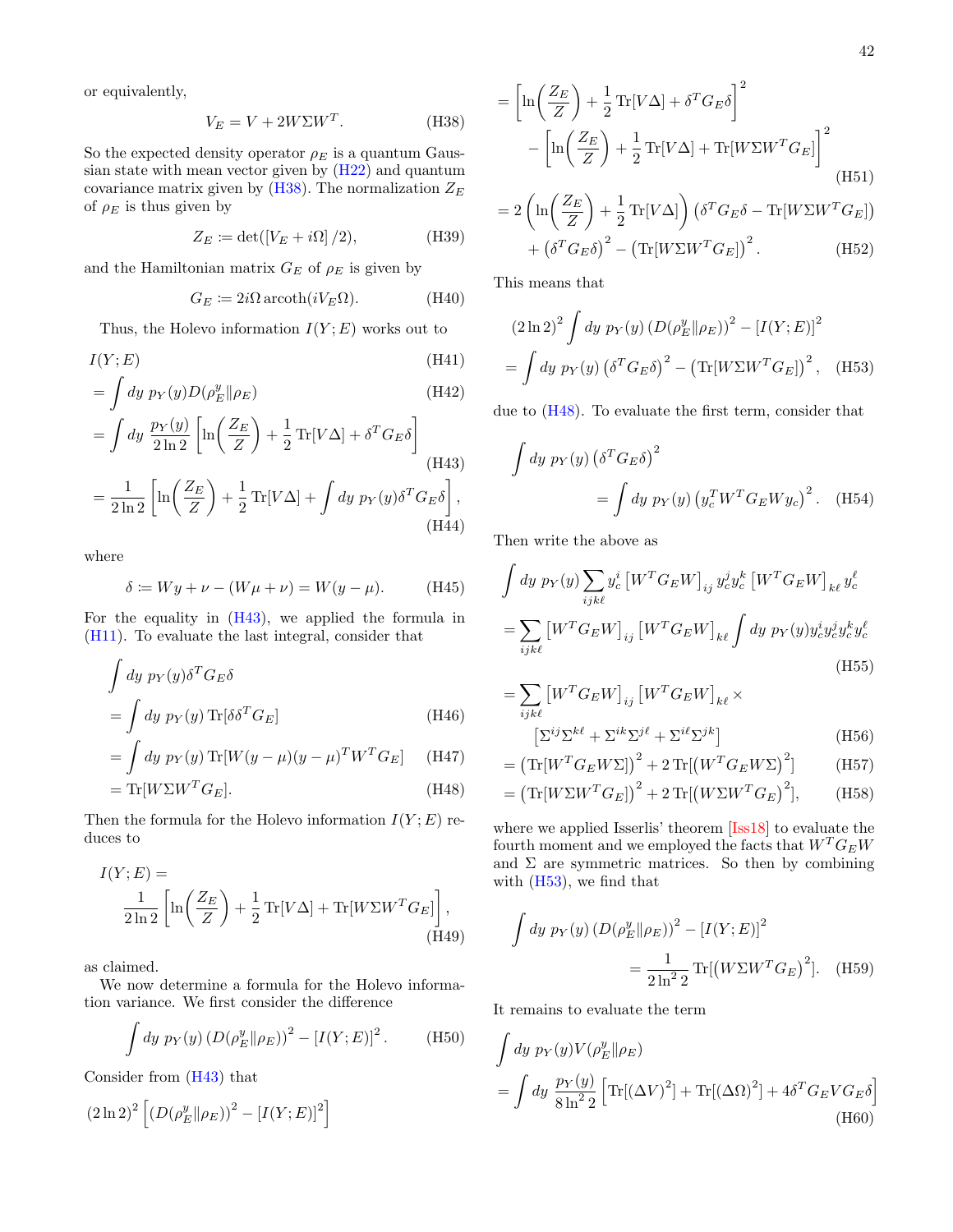or equivalently,

$$V_E = V + 2W\Sigma W^T. \tag{H38}$$

So the expected density operator $\rho_E$ is a quantum Gaussian state with mean vector given by (H22) and quantum covariance matrix given by (H38). The normalization $Z_E$ of $\rho_E$ is thus given by

$$Z_E \coloneqq \det([V_E + i\Omega]/2), \tag{H39}$$

and the Hamiltonian matrix $G_E$ of $\rho_E$ is given by

$$G_E \coloneqq 2i\Omega\, \text{arcoth}(iV_E\Omega). \tag{H40}$$

Thus, the Holevo information $I(Y;E)$ works out to

$$I(Y;E) \tag{H41}$$
$$= \int dy\, p_Y(y) D(\rho_E^y \| \rho_E) \tag{H42}$$
$$= \int dy\, \frac{p_Y(y)}{2\ln 2}\left[\ln\!\left(\frac{Z_E}{Z}\right) + \frac{1}{2}\text{Tr}[V\Delta] + \delta^T G_E \delta\right] \tag{H43}$$
$$= \frac{1}{2\ln 2}\left[\ln\!\left(\frac{Z_E}{Z}\right) + \frac{1}{2}\text{Tr}[V\Delta] + \int dy\, p_Y(y)\delta^T G_E \delta\right], \tag{H44}$$

where

$$\delta \coloneqq Wy + \nu - (W\mu + \nu) = W(y-\mu). \tag{H45}$$

For the equality in (H43), we applied the formula in (H11). To evaluate the last integral, consider that

$$\int dy\, p_Y(y)\delta^T G_E \delta$$
$$= \int dy\, p_Y(y)\,\text{Tr}[\delta\delta^T G_E] \tag{H46}$$
$$= \int dy\, p_Y(y)\,\text{Tr}[W(y-\mu)(y-\mu)^T W^T G_E] \tag{H47}$$
$$= \text{Tr}[W\Sigma W^T G_E]. \tag{H48}$$

Then the formula for the Holevo information $I(Y;E)$ reduces to

$$I(Y;E) = \frac{1}{2\ln 2}\left[\ln\!\left(\frac{Z_E}{Z}\right) + \frac{1}{2}\text{Tr}[V\Delta] + \text{Tr}[W\Sigma W^T G_E]\right], \tag{H49}$$

as claimed.

We now determine a formula for the Holevo information variance. We first consider the difference

$$\int dy\, p_Y(y)\left(D(\rho_E^y\|\rho_E)\right)^2 - [I(Y;E)]^2. \tag{H50}$$

Consider from (H43) that

$$(2\ln 2)^2\left[\left(D(\rho_E^y\|\rho_E)\right)^2 - [I(Y;E)]^2\right]$$
$$= \left[\ln\!\left(\frac{Z_E}{Z}\right) + \frac{1}{2}\text{Tr}[V\Delta] + \delta^T G_E\delta\right]^2 - \left[\ln\!\left(\frac{Z_E}{Z}\right) + \frac{1}{2}\text{Tr}[V\Delta] + \text{Tr}[W\Sigma W^T G_E]\right]^2 \tag{H51}$$
$$= 2\left(\ln\!\left(\frac{Z_E}{Z}\right) + \frac{1}{2}\text{Tr}[V\Delta]\right)\left(\delta^T G_E \delta - \text{Tr}[W\Sigma W^T G_E]\right) + \left(\delta^T G_E\delta\right)^2 - \left(\text{Tr}[W\Sigma W^T G_E]\right)^2. \tag{H52}$$

This means that

$$(2\ln 2)^2 \int dy\, p_Y(y)\left(D(\rho_E^y\|\rho_E)\right)^2 - [I(Y;E)]^2 = \int dy\, p_Y(y)\left(\delta^T G_E\delta\right)^2 - \left(\text{Tr}[W\Sigma W^T G_E]\right)^2, \tag{H53}$$

due to (H48). To evaluate the first term, consider that

$$\int dy\, p_Y(y)\left(\delta^T G_E \delta\right)^2 = \int dy\, p_Y(y)\left(y_c^T W^T G_E W y_c\right)^2. \tag{H54}$$

Then write the above as

$$\int dy\, p_Y(y)\sum_{ijk\ell} y_c^i \left[W^T G_E W\right]_{ij} y_c^j y_c^k \left[W^T G_E W\right]_{k\ell} y_c^\ell$$
$$= \sum_{ijk\ell}\left[W^T G_E W\right]_{ij}\left[W^T G_E W\right]_{k\ell}\int dy\, p_Y(y) y_c^i y_c^j y_c^k y_c^\ell \tag{H55}$$
$$= \sum_{ijk\ell}\left[W^T G_E W\right]_{ij}\left[W^T G_E W\right]_{k\ell} \times \left[\Sigma^{ij}\Sigma^{k\ell} + \Sigma^{ik}\Sigma^{j\ell} + \Sigma^{i\ell}\Sigma^{jk}\right] \tag{H56}$$
$$= \left(\text{Tr}[W^T G_E W\Sigma]\right)^2 + 2\,\text{Tr}[\left(W^T G_E W\Sigma\right)^2] \tag{H57}$$
$$= \left(\text{Tr}[W\Sigma W^T G_E]\right)^2 + 2\,\text{Tr}[\left(W\Sigma W^T G_E\right)^2], \tag{H58}$$

where we applied Isserlis' theorem [Iss18] to evaluate the fourth moment and we employed the facts that $W^T G_E W$ and $\Sigma$ are symmetric matrices. So then by combining with (H53), we find that

$$\int dy\, p_Y(y)\left(D(\rho_E^y\|\rho_E)\right)^2 - [I(Y;E)]^2 = \frac{1}{2\ln^2 2}\text{Tr}[\left(W\Sigma W^T G_E\right)^2]. \tag{H59}$$

It remains to evaluate the term

$$\int dy\, p_Y(y) V(\rho_E^y\|\rho_E)$$
$$= \int dy\, \frac{p_Y(y)}{8\ln^2 2}\left[\text{Tr}[(\Delta V)^2] + \text{Tr}[(\Delta\Omega)^2] + 4\delta^T G_E V G_E \delta\right] \tag{H60}$$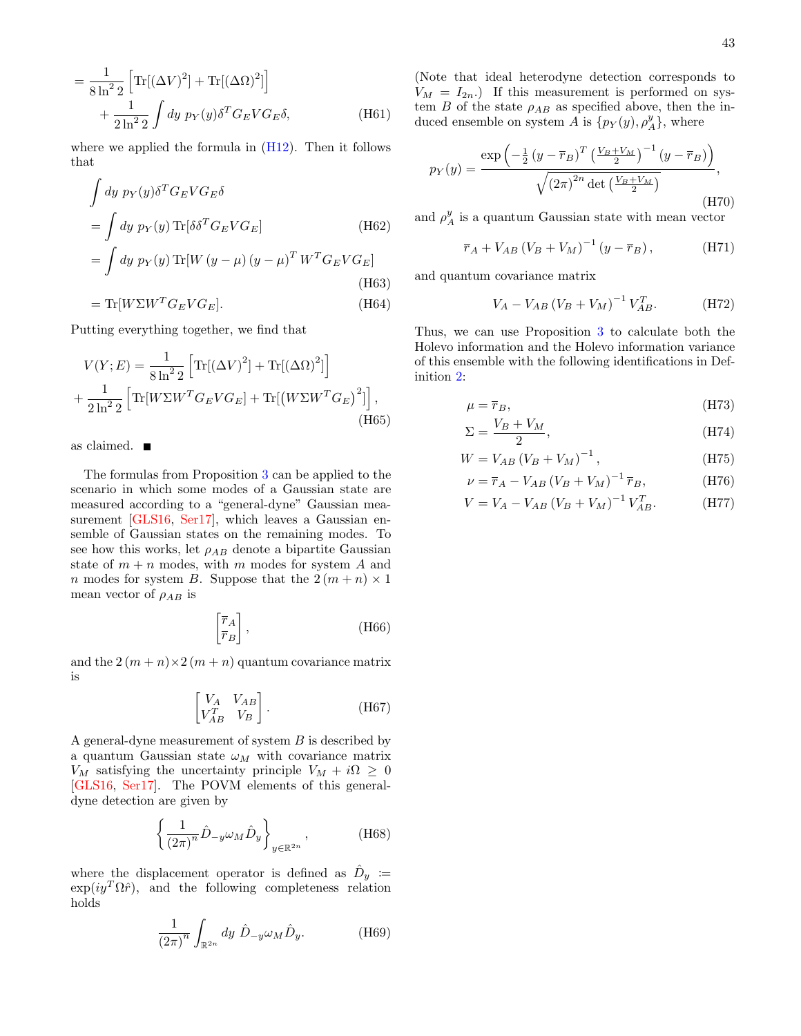$$= \frac{1}{8 \ln^2 2} \left[ \mathrm{Tr}[(\Delta V)^2] + \mathrm{Tr}[(\Delta\Omega)^2] \right] + \frac{1}{2 \ln^2 2} \int dy \; p_Y(y) \delta^T G_E V G_E \delta, \tag{H61}$$

where we applied the formula in (H12). Then it follows that

$$\int dy \; p_Y(y) \delta^T G_E V G_E \delta$$

$$= \int dy \; p_Y(y) \, \mathrm{Tr}[\delta \delta^T G_E V G_E] \tag{H62}$$

$$= \int dy \; p_Y(y) \, \mathrm{Tr}[W (y - \mu) (y - \mu)^T W^T G_E V G_E] \tag{H63}$$

$$= \mathrm{Tr}[W \Sigma W^T G_E V G_E]. \tag{H64}$$

Putting everything together, we find that

$$V(Y; E) = \frac{1}{8 \ln^2 2} \left[ \mathrm{Tr}[(\Delta V)^2] + \mathrm{Tr}[(\Delta\Omega)^2] \right] + \frac{1}{2 \ln^2 2} \left[ \mathrm{Tr}[W \Sigma W^T G_E V G_E] + \mathrm{Tr}[(W \Sigma W^T G_E)^2] \right], \tag{H65}$$

as claimed. ■

The formulas from Proposition 3 can be applied to the scenario in which some modes of a Gaussian state are measured according to a "general-dyne" Gaussian measurement [GLS16, Ser17], which leaves a Gaussian ensemble of Gaussian states on the remaining modes. To see how this works, let $\rho_{AB}$ denote a bipartite Gaussian state of $m+n$ modes, with $m$ modes for system $A$ and $n$ modes for system $B$. Suppose that the $2(m+n) \times 1$ mean vector of $\rho_{AB}$ is

$$\begin{bmatrix} \overline{r}_A \\ \overline{r}_B \end{bmatrix}, \tag{H66}$$

and the $2(m+n) \times 2(m+n)$ quantum covariance matrix is

$$\begin{bmatrix} V_A & V_{AB} \\ V_{AB}^T & V_B \end{bmatrix}. \tag{H67}$$

A general-dyne measurement of system $B$ is described by a quantum Gaussian state $\omega_M$ with covariance matrix $V_M$ satisfying the uncertainty principle $V_M + i\Omega \geq 0$ [GLS16, Ser17]. The POVM elements of this general-dyne detection are given by

$$\left\{ \frac{1}{(2\pi)^n} \hat{D}_{-y} \omega_M \hat{D}_y \right\}_{y \in \mathbb{R}^{2n}}, \tag{H68}$$

where the displacement operator is defined as $\hat{D}_y := \exp(i y^T \Omega \hat{r})$, and the following completeness relation holds

$$\frac{1}{(2\pi)^n} \int_{\mathbb{R}^{2n}} dy \; \hat{D}_{-y} \omega_M \hat{D}_y. \tag{H69}$$

(Note that ideal heterodyne detection corresponds to $V_M = I_{2n}$.) If this measurement is performed on system $B$ of the state $\rho_{AB}$ as specified above, then the induced ensemble on system $A$ is $\{p_Y(y), \rho_A^y\}$, where

$$p_Y(y) = \frac{\exp\left( -\frac{1}{2} (y - \overline{r}_B)^T \left( \frac{V_B + V_M}{2} \right)^{-1} (y - \overline{r}_B) \right)}{\sqrt{(2\pi)^{2n} \det\left( \frac{V_B + V_M}{2} \right)}}, \tag{H70}$$

and $\rho_A^y$ is a quantum Gaussian state with mean vector

$$\overline{r}_A + V_{AB} (V_B + V_M)^{-1} (y - \overline{r}_B), \tag{H71}$$

and quantum covariance matrix

$$V_A - V_{AB} (V_B + V_M)^{-1} V_{AB}^T. \tag{H72}$$

Thus, we can use Proposition 3 to calculate both the Holevo information and the Holevo information variance of this ensemble with the following identifications in Definition 2:

$$\mu = \overline{r}_B, \tag{H73}$$

$$\Sigma = \frac{V_B + V_M}{2}, \tag{H74}$$

$$W = V_{AB} (V_B + V_M)^{-1}, \tag{H75}$$

$$\nu = \overline{r}_A - V_{AB} (V_B + V_M)^{-1} \overline{r}_B, \tag{H76}$$

$$V = V_A - V_{AB} (V_B + V_M)^{-1} V_{AB}^T. \tag{H77}$$